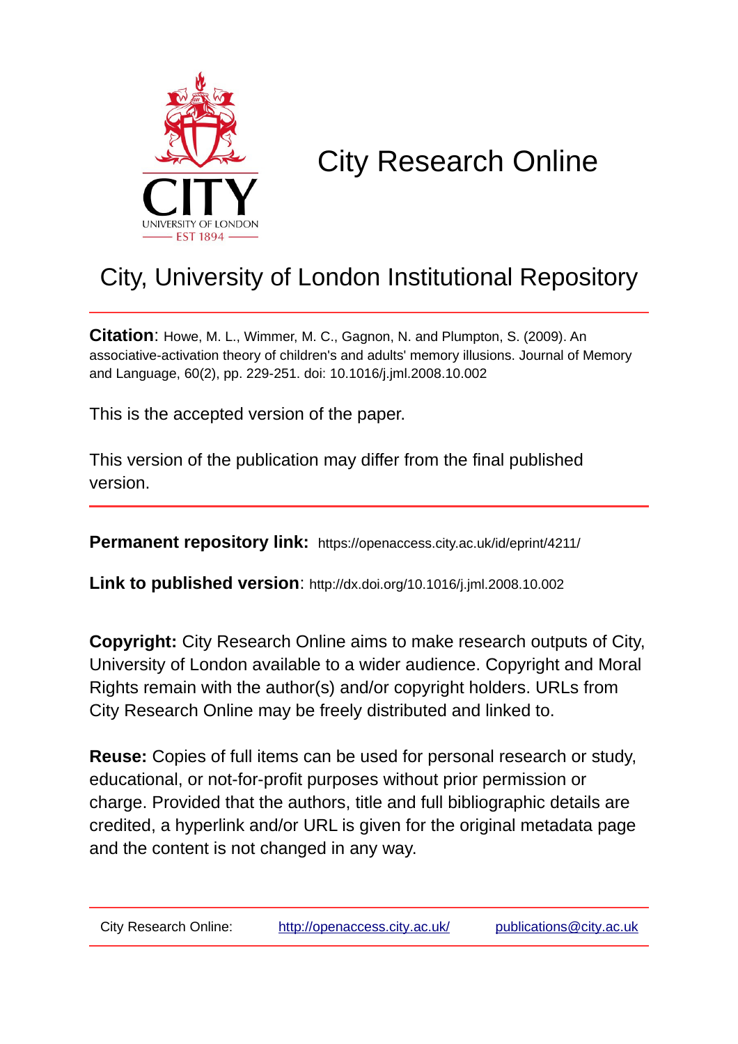# City Research Online

## City, University of London Institutional Repository

**Citation**: Howe, M. L., Wimmer, M. C., Gagnon, N. and Plumpton, S. (2009). An associative-activation theory of children's and adults' memory illusions. Journal of Memory and Language, 60(2), pp. 229-251. doi: 10.1016/j.jml.2008.10.002

This is the accepted version of the paper.

This version of the publication may differ from the final published version.

---

**Permanent repository link:** https://openaccess.city.ac.uk/id/eprint/4211/

**Link to published version**: http://dx.doi.org/10.1016/j.jml.2008.10.002

**Copyright:** City Research Online aims to make research outputs of City, University of London available to a wider audience. Copyright and Moral Rights remain with the author(s) and/or copyright holders. URLs from City Research Online may be freely distributed and linked to.

**Reuse:** Copies of full items can be used for personal research or study, educational, or not-for-profit purposes without prior permission or charge. Provided that the authors, title and full bibliographic details are credited, a hyperlink and/or URL is given for the original metadata page and the content is not changed in any way.

---

City Research Online: http://openaccess.city.ac.uk/ publications@city.ac.uk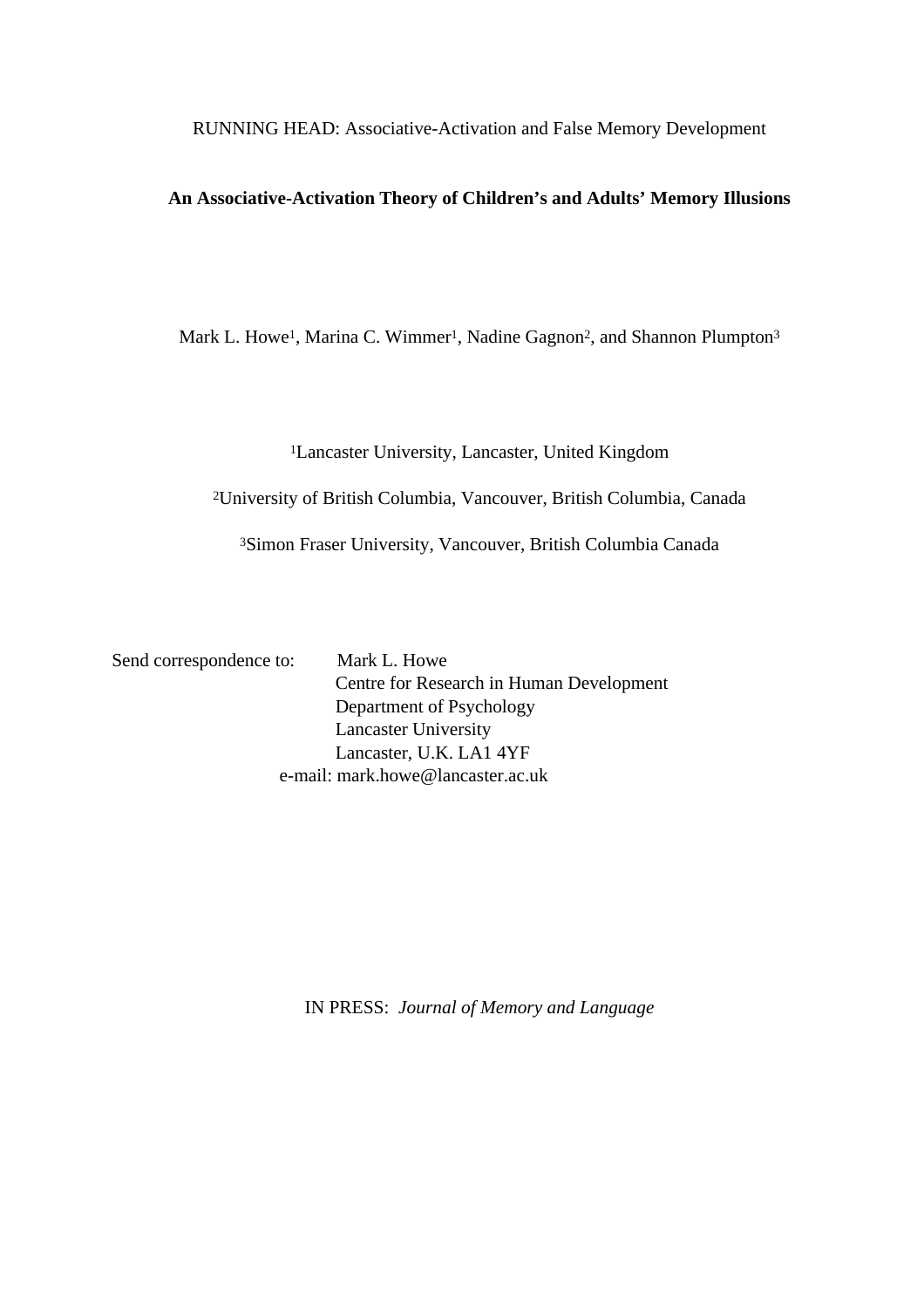RUNNING HEAD: Associative-Activation and False Memory Development

**An Associative-Activation Theory of Children's and Adults' Memory Illusions**

Mark L. Howe[1], Marina C. Wimmer[1], Nadine Gagnon[2], and Shannon Plumpton[3]

[1]Lancaster University, Lancaster, United Kingdom

[2]University of British Columbia, Vancouver, British Columbia, Canada

[3]Simon Fraser University, Vancouver, British Columbia Canada

Send correspondence to: Mark L. Howe
Centre for Research in Human Development
Department of Psychology
Lancaster University
Lancaster, U.K. LA1 4YF
e-mail: mark.howe@lancaster.ac.uk

IN PRESS: *Journal of Memory and Language*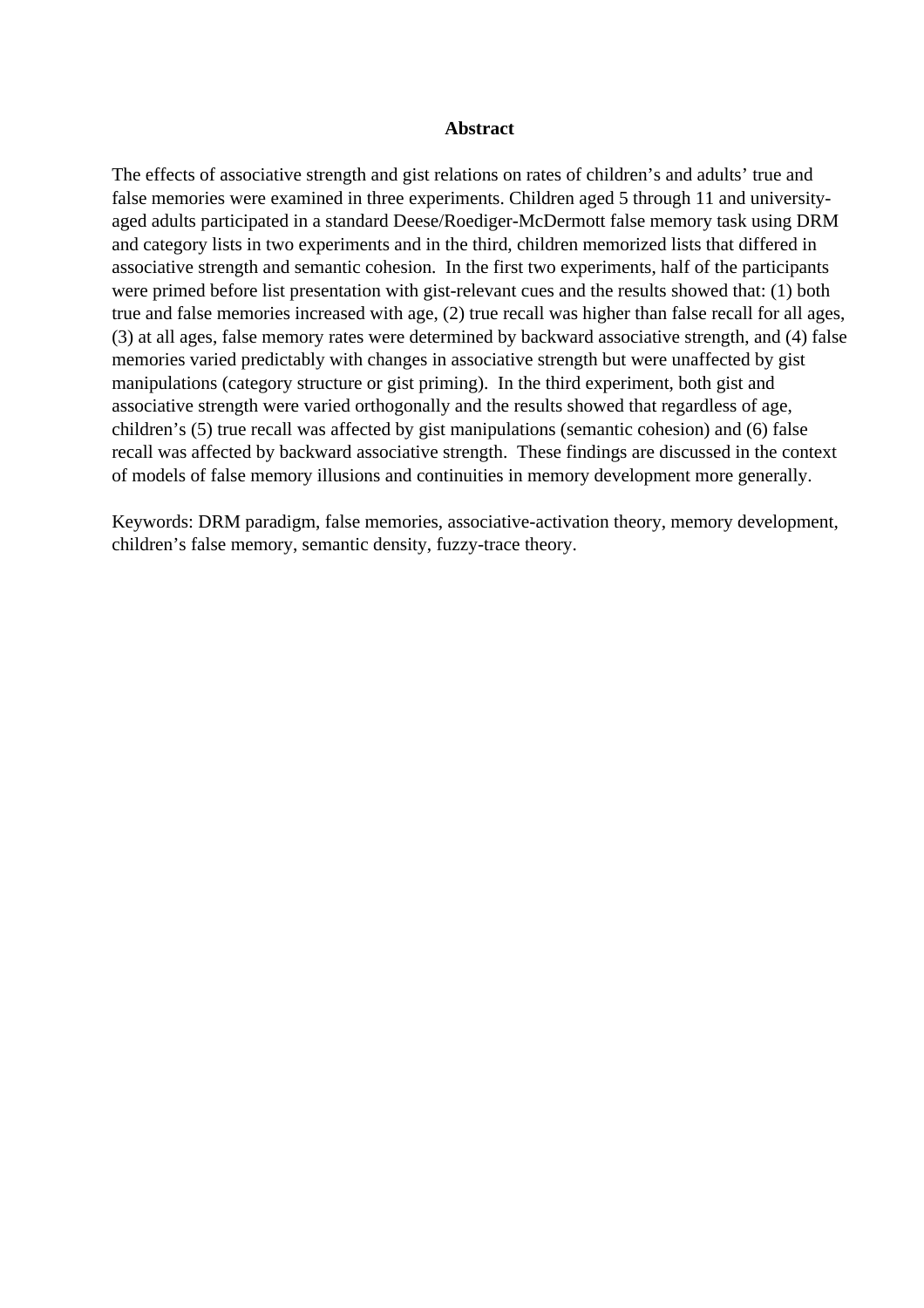## Abstract

The effects of associative strength and gist relations on rates of children's and adults' true and false memories were examined in three experiments. Children aged 5 through 11 and university-aged adults participated in a standard Deese/Roediger-McDermott false memory task using DRM and category lists in two experiments and in the third, children memorized lists that differed in associative strength and semantic cohesion. In the first two experiments, half of the participants were primed before list presentation with gist-relevant cues and the results showed that: (1) both true and false memories increased with age, (2) true recall was higher than false recall for all ages, (3) at all ages, false memory rates were determined by backward associative strength, and (4) false memories varied predictably with changes in associative strength but were unaffected by gist manipulations (category structure or gist priming). In the third experiment, both gist and associative strength were varied orthogonally and the results showed that regardless of age, children's (5) true recall was affected by gist manipulations (semantic cohesion) and (6) false recall was affected by backward associative strength. These findings are discussed in the context of models of false memory illusions and continuities in memory development more generally.

Keywords: DRM paradigm, false memories, associative-activation theory, memory development, children's false memory, semantic density, fuzzy-trace theory.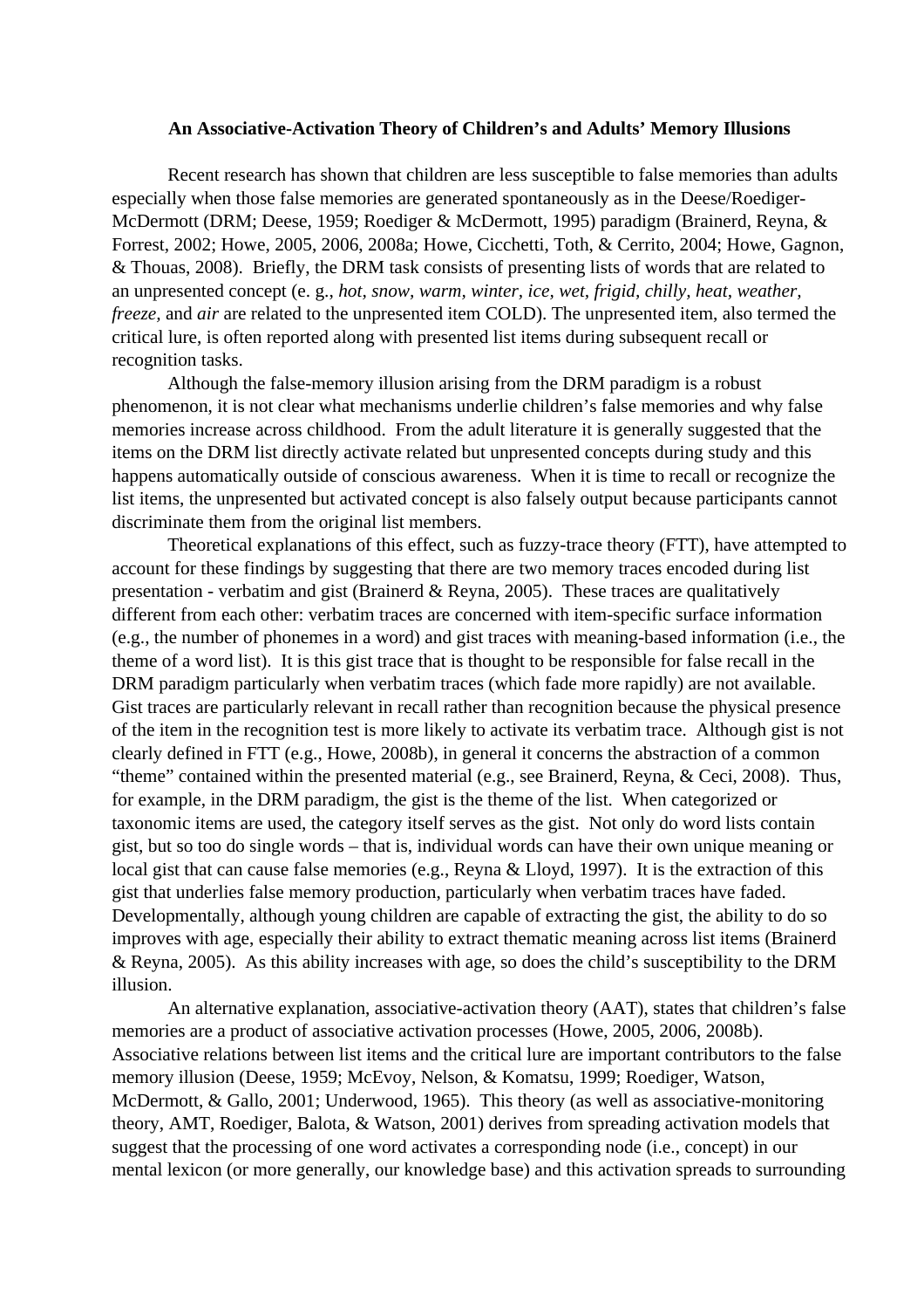**An Associative-Activation Theory of Children's and Adults' Memory Illusions**

Recent research has shown that children are less susceptible to false memories than adults especially when those false memories are generated spontaneously as in the Deese/Roediger-McDermott (DRM; Deese, 1959; Roediger & McDermott, 1995) paradigm (Brainerd, Reyna, & Forrest, 2002; Howe, 2005, 2006, 2008a; Howe, Cicchetti, Toth, & Cerrito, 2004; Howe, Gagnon, & Thouas, 2008). Briefly, the DRM task consists of presenting lists of words that are related to an unpresented concept (e. g., *hot, snow, warm, winter, ice, wet, frigid, chilly, heat, weather, freeze,* and *air* are related to the unpresented item COLD). The unpresented item, also termed the critical lure, is often reported along with presented list items during subsequent recall or recognition tasks.

Although the false-memory illusion arising from the DRM paradigm is a robust phenomenon, it is not clear what mechanisms underlie children's false memories and why false memories increase across childhood. From the adult literature it is generally suggested that the items on the DRM list directly activate related but unpresented concepts during study and this happens automatically outside of conscious awareness. When it is time to recall or recognize the list items, the unpresented but activated concept is also falsely output because participants cannot discriminate them from the original list members.

Theoretical explanations of this effect, such as fuzzy-trace theory (FTT), have attempted to account for these findings by suggesting that there are two memory traces encoded during list presentation - verbatim and gist (Brainerd & Reyna, 2005). These traces are qualitatively different from each other: verbatim traces are concerned with item-specific surface information (e.g., the number of phonemes in a word) and gist traces with meaning-based information (i.e., the theme of a word list). It is this gist trace that is thought to be responsible for false recall in the DRM paradigm particularly when verbatim traces (which fade more rapidly) are not available. Gist traces are particularly relevant in recall rather than recognition because the physical presence of the item in the recognition test is more likely to activate its verbatim trace. Although gist is not clearly defined in FTT (e.g., Howe, 2008b), in general it concerns the abstraction of a common "theme" contained within the presented material (e.g., see Brainerd, Reyna, & Ceci, 2008). Thus, for example, in the DRM paradigm, the gist is the theme of the list. When categorized or taxonomic items are used, the category itself serves as the gist. Not only do word lists contain gist, but so too do single words – that is, individual words can have their own unique meaning or local gist that can cause false memories (e.g., Reyna & Lloyd, 1997). It is the extraction of this gist that underlies false memory production, particularly when verbatim traces have faded. Developmentally, although young children are capable of extracting the gist, the ability to do so improves with age, especially their ability to extract thematic meaning across list items (Brainerd & Reyna, 2005). As this ability increases with age, so does the child's susceptibility to the DRM illusion.

An alternative explanation, associative-activation theory (AAT), states that children's false memories are a product of associative activation processes (Howe, 2005, 2006, 2008b). Associative relations between list items and the critical lure are important contributors to the false memory illusion (Deese, 1959; McEvoy, Nelson, & Komatsu, 1999; Roediger, Watson, McDermott, & Gallo, 2001; Underwood, 1965). This theory (as well as associative-monitoring theory, AMT, Roediger, Balota, & Watson, 2001) derives from spreading activation models that suggest that the processing of one word activates a corresponding node (i.e., concept) in our mental lexicon (or more generally, our knowledge base) and this activation spreads to surrounding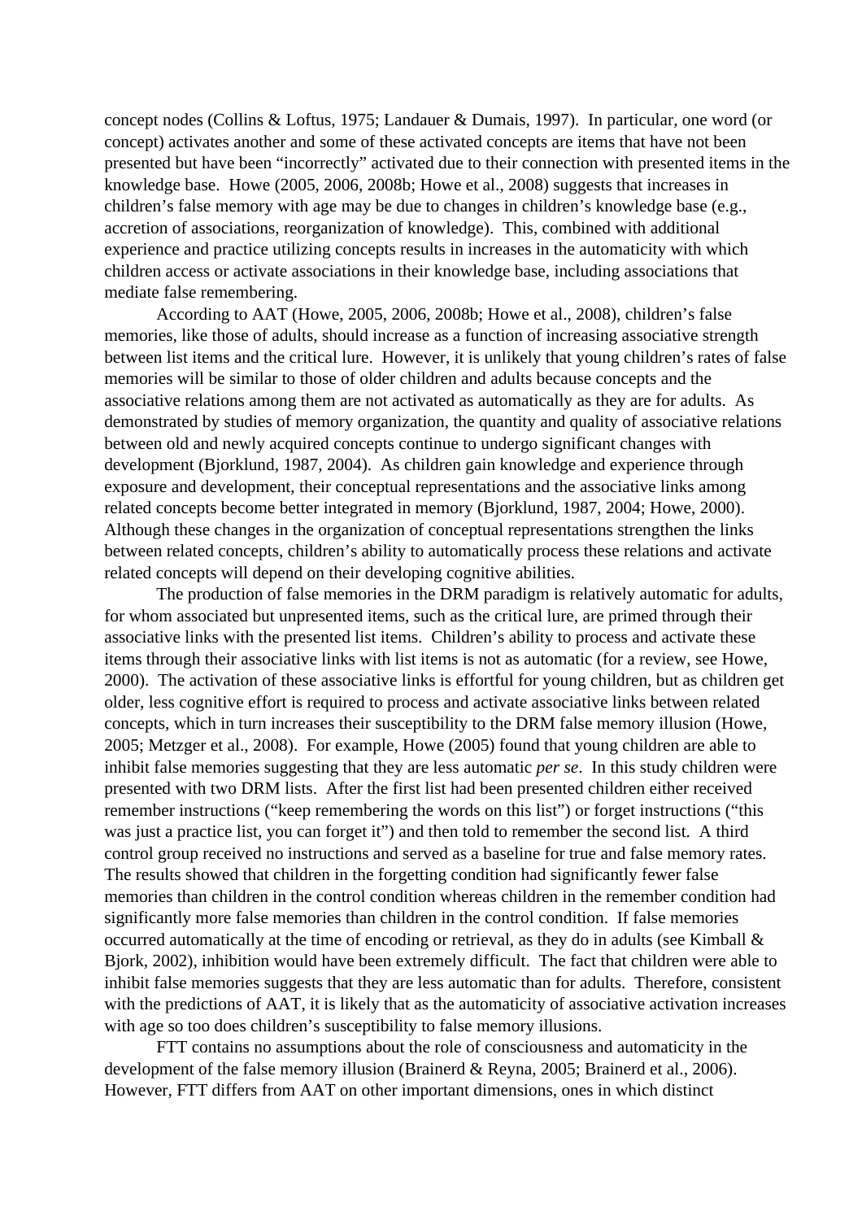concept nodes (Collins & Loftus, 1975; Landauer & Dumais, 1997). In particular, one word (or concept) activates another and some of these activated concepts are items that have not been presented but have been "incorrectly" activated due to their connection with presented items in the knowledge base. Howe (2005, 2006, 2008b; Howe et al., 2008) suggests that increases in children's false memory with age may be due to changes in children's knowledge base (e.g., accretion of associations, reorganization of knowledge). This, combined with additional experience and practice utilizing concepts results in increases in the automaticity with which children access or activate associations in their knowledge base, including associations that mediate false remembering.

According to AAT (Howe, 2005, 2006, 2008b; Howe et al., 2008), children's false memories, like those of adults, should increase as a function of increasing associative strength between list items and the critical lure. However, it is unlikely that young children's rates of false memories will be similar to those of older children and adults because concepts and the associative relations among them are not activated as automatically as they are for adults. As demonstrated by studies of memory organization, the quantity and quality of associative relations between old and newly acquired concepts continue to undergo significant changes with development (Bjorklund, 1987, 2004). As children gain knowledge and experience through exposure and development, their conceptual representations and the associative links among related concepts become better integrated in memory (Bjorklund, 1987, 2004; Howe, 2000). Although these changes in the organization of conceptual representations strengthen the links between related concepts, children's ability to automatically process these relations and activate related concepts will depend on their developing cognitive abilities.

The production of false memories in the DRM paradigm is relatively automatic for adults, for whom associated but unpresented items, such as the critical lure, are primed through their associative links with the presented list items. Children's ability to process and activate these items through their associative links with list items is not as automatic (for a review, see Howe, 2000). The activation of these associative links is effortful for young children, but as children get older, less cognitive effort is required to process and activate associative links between related concepts, which in turn increases their susceptibility to the DRM false memory illusion (Howe, 2005; Metzger et al., 2008). For example, Howe (2005) found that young children are able to inhibit false memories suggesting that they are less automatic *per se*. In this study children were presented with two DRM lists. After the first list had been presented children either received remember instructions ("keep remembering the words on this list") or forget instructions ("this was just a practice list, you can forget it") and then told to remember the second list. A third control group received no instructions and served as a baseline for true and false memory rates. The results showed that children in the forgetting condition had significantly fewer false memories than children in the control condition whereas children in the remember condition had significantly more false memories than children in the control condition. If false memories occurred automatically at the time of encoding or retrieval, as they do in adults (see Kimball & Bjork, 2002), inhibition would have been extremely difficult. The fact that children were able to inhibit false memories suggests that they are less automatic than for adults. Therefore, consistent with the predictions of AAT, it is likely that as the automaticity of associative activation increases with age so too does children's susceptibility to false memory illusions.

FTT contains no assumptions about the role of consciousness and automaticity in the development of the false memory illusion (Brainerd & Reyna, 2005; Brainerd et al., 2006). However, FTT differs from AAT on other important dimensions, ones in which distinct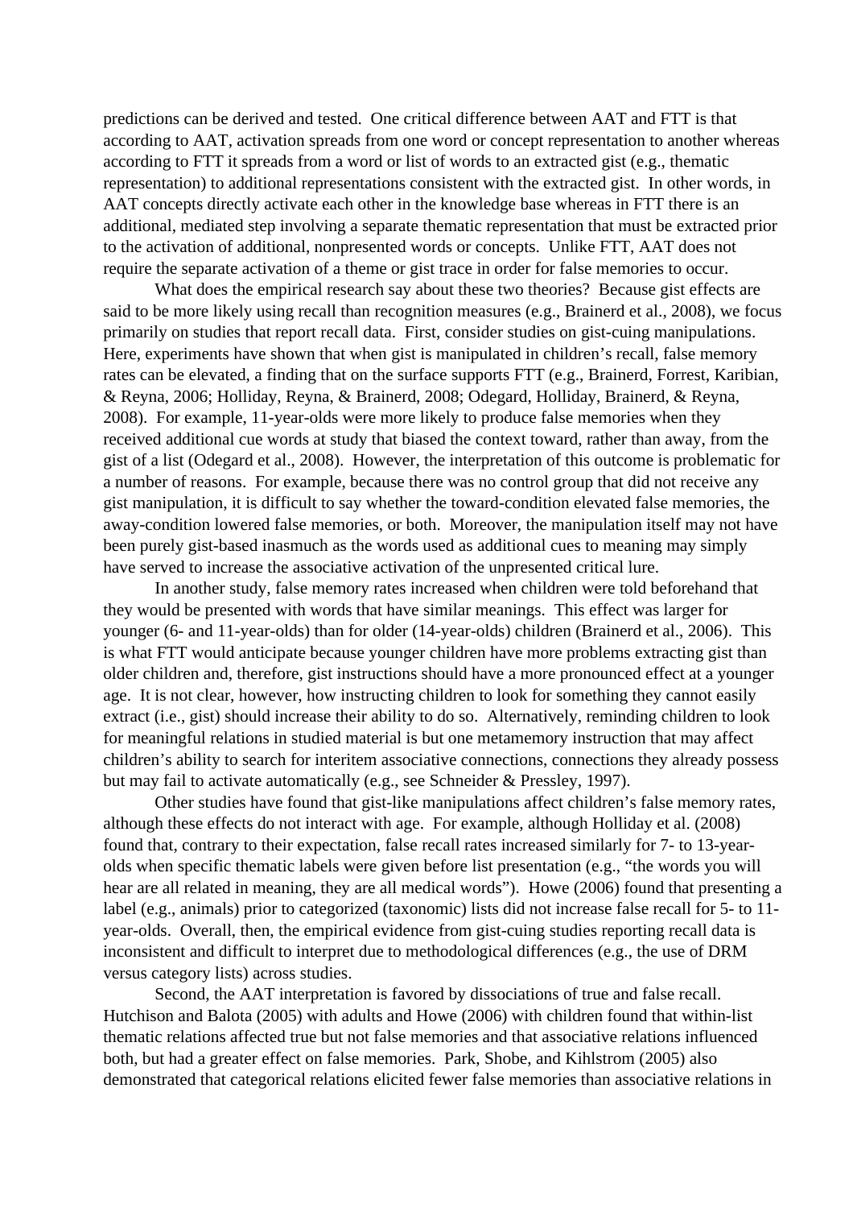predictions can be derived and tested. One critical difference between AAT and FTT is that according to AAT, activation spreads from one word or concept representation to another whereas according to FTT it spreads from a word or list of words to an extracted gist (e.g., thematic representation) to additional representations consistent with the extracted gist. In other words, in AAT concepts directly activate each other in the knowledge base whereas in FTT there is an additional, mediated step involving a separate thematic representation that must be extracted prior to the activation of additional, nonpresented words or concepts. Unlike FTT, AAT does not require the separate activation of a theme or gist trace in order for false memories to occur.

What does the empirical research say about these two theories? Because gist effects are said to be more likely using recall than recognition measures (e.g., Brainerd et al., 2008), we focus primarily on studies that report recall data. First, consider studies on gist-cuing manipulations. Here, experiments have shown that when gist is manipulated in children's recall, false memory rates can be elevated, a finding that on the surface supports FTT (e.g., Brainerd, Forrest, Karibian, & Reyna, 2006; Holliday, Reyna, & Brainerd, 2008; Odegard, Holliday, Brainerd, & Reyna, 2008). For example, 11-year-olds were more likely to produce false memories when they received additional cue words at study that biased the context toward, rather than away, from the gist of a list (Odegard et al., 2008). However, the interpretation of this outcome is problematic for a number of reasons. For example, because there was no control group that did not receive any gist manipulation, it is difficult to say whether the toward-condition elevated false memories, the away-condition lowered false memories, or both. Moreover, the manipulation itself may not have been purely gist-based inasmuch as the words used as additional cues to meaning may simply have served to increase the associative activation of the unpresented critical lure.

In another study, false memory rates increased when children were told beforehand that they would be presented with words that have similar meanings. This effect was larger for younger (6- and 11-year-olds) than for older (14-year-olds) children (Brainerd et al., 2006). This is what FTT would anticipate because younger children have more problems extracting gist than older children and, therefore, gist instructions should have a more pronounced effect at a younger age. It is not clear, however, how instructing children to look for something they cannot easily extract (i.e., gist) should increase their ability to do so. Alternatively, reminding children to look for meaningful relations in studied material is but one metamemory instruction that may affect children's ability to search for interitem associative connections, connections they already possess but may fail to activate automatically (e.g., see Schneider & Pressley, 1997).

Other studies have found that gist-like manipulations affect children's false memory rates, although these effects do not interact with age. For example, although Holliday et al. (2008) found that, contrary to their expectation, false recall rates increased similarly for 7- to 13-year-olds when specific thematic labels were given before list presentation (e.g., "the words you will hear are all related in meaning, they are all medical words"). Howe (2006) found that presenting a label (e.g., animals) prior to categorized (taxonomic) lists did not increase false recall for 5- to 11-year-olds. Overall, then, the empirical evidence from gist-cuing studies reporting recall data is inconsistent and difficult to interpret due to methodological differences (e.g., the use of DRM versus category lists) across studies.

Second, the AAT interpretation is favored by dissociations of true and false recall. Hutchison and Balota (2005) with adults and Howe (2006) with children found that within-list thematic relations affected true but not false memories and that associative relations influenced both, but had a greater effect on false memories. Park, Shobe, and Kihlstrom (2005) also demonstrated that categorical relations elicited fewer false memories than associative relations in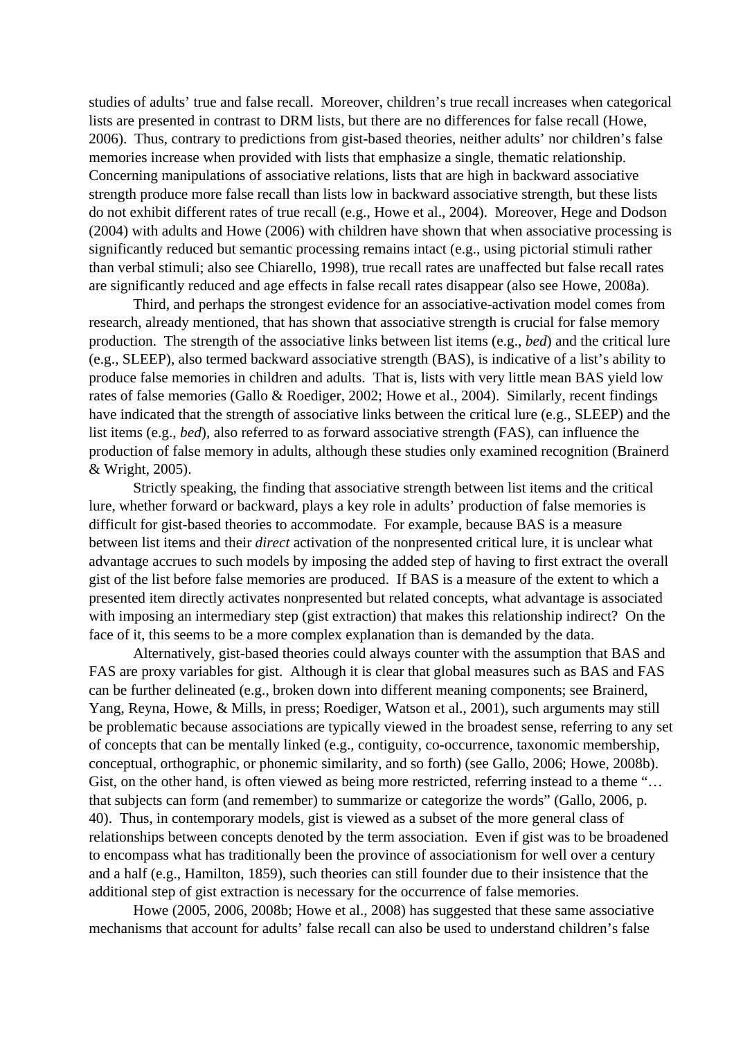studies of adults' true and false recall. Moreover, children's true recall increases when categorical lists are presented in contrast to DRM lists, but there are no differences for false recall (Howe, 2006). Thus, contrary to predictions from gist-based theories, neither adults' nor children's false memories increase when provided with lists that emphasize a single, thematic relationship. Concerning manipulations of associative relations, lists that are high in backward associative strength produce more false recall than lists low in backward associative strength, but these lists do not exhibit different rates of true recall (e.g., Howe et al., 2004). Moreover, Hege and Dodson (2004) with adults and Howe (2006) with children have shown that when associative processing is significantly reduced but semantic processing remains intact (e.g., using pictorial stimuli rather than verbal stimuli; also see Chiarello, 1998), true recall rates are unaffected but false recall rates are significantly reduced and age effects in false recall rates disappear (also see Howe, 2008a).

Third, and perhaps the strongest evidence for an associative-activation model comes from research, already mentioned, that has shown that associative strength is crucial for false memory production. The strength of the associative links between list items (e.g., *bed*) and the critical lure (e.g., SLEEP), also termed backward associative strength (BAS), is indicative of a list's ability to produce false memories in children and adults. That is, lists with very little mean BAS yield low rates of false memories (Gallo & Roediger, 2002; Howe et al., 2004). Similarly, recent findings have indicated that the strength of associative links between the critical lure (e.g., SLEEP) and the list items (e.g., *bed*), also referred to as forward associative strength (FAS), can influence the production of false memory in adults, although these studies only examined recognition (Brainerd & Wright, 2005).

Strictly speaking, the finding that associative strength between list items and the critical lure, whether forward or backward, plays a key role in adults' production of false memories is difficult for gist-based theories to accommodate. For example, because BAS is a measure between list items and their *direct* activation of the nonpresented critical lure, it is unclear what advantage accrues to such models by imposing the added step of having to first extract the overall gist of the list before false memories are produced. If BAS is a measure of the extent to which a presented item directly activates nonpresented but related concepts, what advantage is associated with imposing an intermediary step (gist extraction) that makes this relationship indirect? On the face of it, this seems to be a more complex explanation than is demanded by the data.

Alternatively, gist-based theories could always counter with the assumption that BAS and FAS are proxy variables for gist. Although it is clear that global measures such as BAS and FAS can be further delineated (e.g., broken down into different meaning components; see Brainerd, Yang, Reyna, Howe, & Mills, in press; Roediger, Watson et al., 2001), such arguments may still be problematic because associations are typically viewed in the broadest sense, referring to any set of concepts that can be mentally linked (e.g., contiguity, co-occurrence, taxonomic membership, conceptual, orthographic, or phonemic similarity, and so forth) (see Gallo, 2006; Howe, 2008b). Gist, on the other hand, is often viewed as being more restricted, referring instead to a theme "…that subjects can form (and remember) to summarize or categorize the words" (Gallo, 2006, p. 40). Thus, in contemporary models, gist is viewed as a subset of the more general class of relationships between concepts denoted by the term association. Even if gist was to be broadened to encompass what has traditionally been the province of associationism for well over a century and a half (e.g., Hamilton, 1859), such theories can still founder due to their insistence that the additional step of gist extraction is necessary for the occurrence of false memories.

Howe (2005, 2006, 2008b; Howe et al., 2008) has suggested that these same associative mechanisms that account for adults' false recall can also be used to understand children's false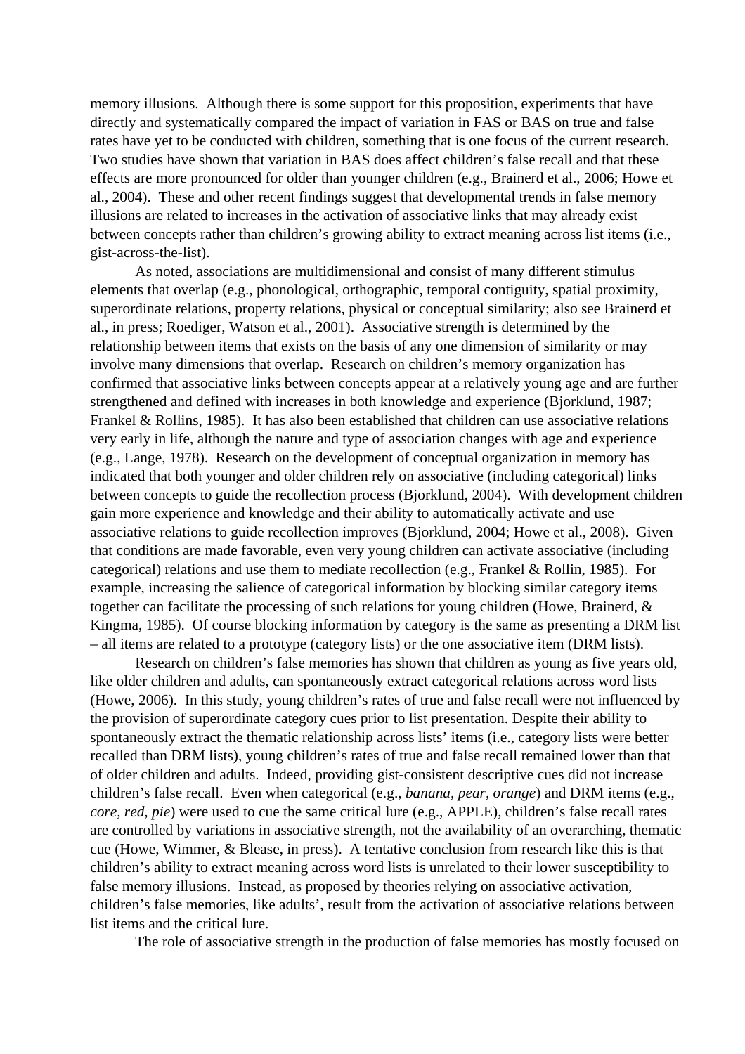memory illusions. Although there is some support for this proposition, experiments that have directly and systematically compared the impact of variation in FAS or BAS on true and false rates have yet to be conducted with children, something that is one focus of the current research. Two studies have shown that variation in BAS does affect children's false recall and that these effects are more pronounced for older than younger children (e.g., Brainerd et al., 2006; Howe et al., 2004). These and other recent findings suggest that developmental trends in false memory illusions are related to increases in the activation of associative links that may already exist between concepts rather than children's growing ability to extract meaning across list items (i.e., gist-across-the-list).

As noted, associations are multidimensional and consist of many different stimulus elements that overlap (e.g., phonological, orthographic, temporal contiguity, spatial proximity, superordinate relations, property relations, physical or conceptual similarity; also see Brainerd et al., in press; Roediger, Watson et al., 2001). Associative strength is determined by the relationship between items that exists on the basis of any one dimension of similarity or may involve many dimensions that overlap. Research on children's memory organization has confirmed that associative links between concepts appear at a relatively young age and are further strengthened and defined with increases in both knowledge and experience (Bjorklund, 1987; Frankel & Rollins, 1985). It has also been established that children can use associative relations very early in life, although the nature and type of association changes with age and experience (e.g., Lange, 1978). Research on the development of conceptual organization in memory has indicated that both younger and older children rely on associative (including categorical) links between concepts to guide the recollection process (Bjorklund, 2004). With development children gain more experience and knowledge and their ability to automatically activate and use associative relations to guide recollection improves (Bjorklund, 2004; Howe et al., 2008). Given that conditions are made favorable, even very young children can activate associative (including categorical) relations and use them to mediate recollection (e.g., Frankel & Rollin, 1985). For example, increasing the salience of categorical information by blocking similar category items together can facilitate the processing of such relations for young children (Howe, Brainerd, & Kingma, 1985). Of course blocking information by category is the same as presenting a DRM list – all items are related to a prototype (category lists) or the one associative item (DRM lists).

Research on children's false memories has shown that children as young as five years old, like older children and adults, can spontaneously extract categorical relations across word lists (Howe, 2006). In this study, young children's rates of true and false recall were not influenced by the provision of superordinate category cues prior to list presentation. Despite their ability to spontaneously extract the thematic relationship across lists' items (i.e., category lists were better recalled than DRM lists), young children's rates of true and false recall remained lower than that of older children and adults. Indeed, providing gist-consistent descriptive cues did not increase children's false recall. Even when categorical (e.g., *banana, pear, orange*) and DRM items (e.g., *core, red, pie*) were used to cue the same critical lure (e.g., APPLE), children's false recall rates are controlled by variations in associative strength, not the availability of an overarching, thematic cue (Howe, Wimmer, & Blease, in press). A tentative conclusion from research like this is that children's ability to extract meaning across word lists is unrelated to their lower susceptibility to false memory illusions. Instead, as proposed by theories relying on associative activation, children's false memories, like adults', result from the activation of associative relations between list items and the critical lure.

The role of associative strength in the production of false memories has mostly focused on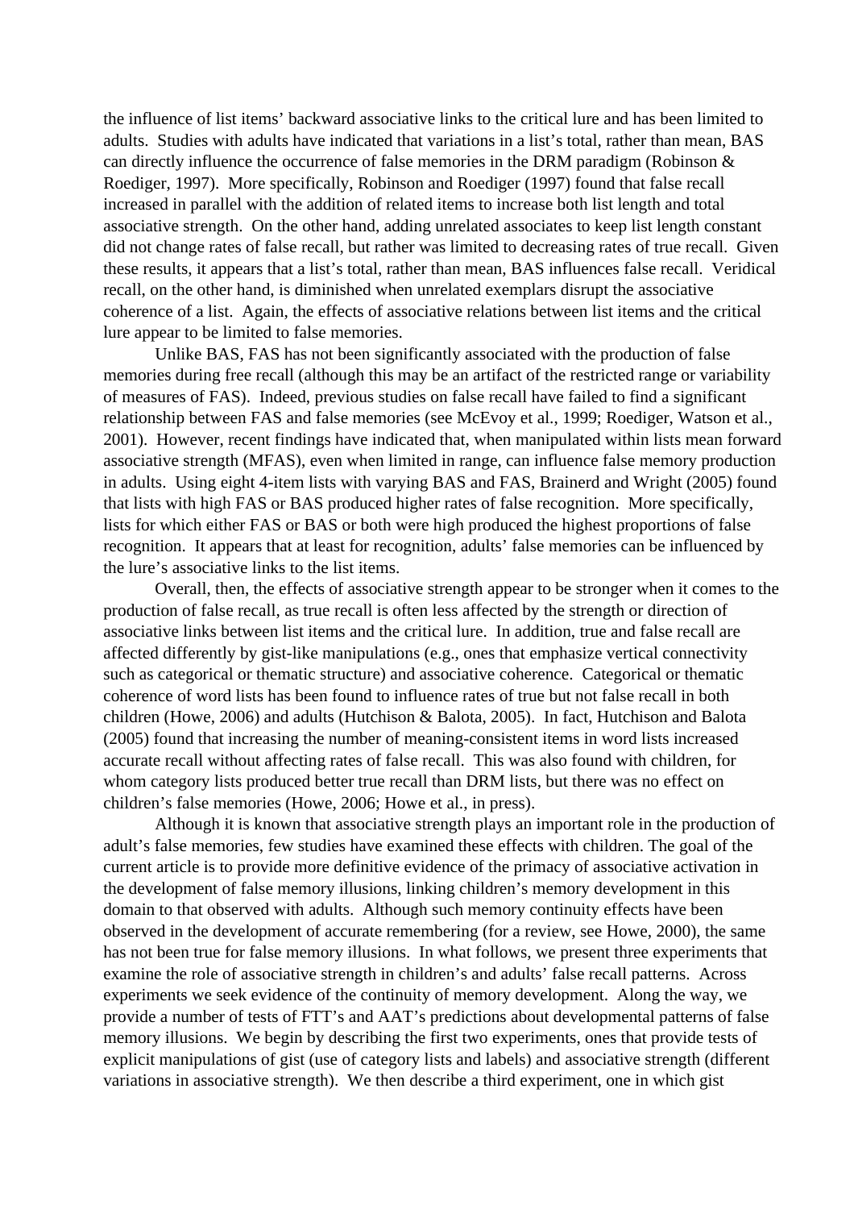the influence of list items' backward associative links to the critical lure and has been limited to adults. Studies with adults have indicated that variations in a list's total, rather than mean, BAS can directly influence the occurrence of false memories in the DRM paradigm (Robinson & Roediger, 1997). More specifically, Robinson and Roediger (1997) found that false recall increased in parallel with the addition of related items to increase both list length and total associative strength. On the other hand, adding unrelated associates to keep list length constant did not change rates of false recall, but rather was limited to decreasing rates of true recall. Given these results, it appears that a list's total, rather than mean, BAS influences false recall. Veridical recall, on the other hand, is diminished when unrelated exemplars disrupt the associative coherence of a list. Again, the effects of associative relations between list items and the critical lure appear to be limited to false memories.

Unlike BAS, FAS has not been significantly associated with the production of false memories during free recall (although this may be an artifact of the restricted range or variability of measures of FAS). Indeed, previous studies on false recall have failed to find a significant relationship between FAS and false memories (see McEvoy et al., 1999; Roediger, Watson et al., 2001). However, recent findings have indicated that, when manipulated within lists mean forward associative strength (MFAS), even when limited in range, can influence false memory production in adults. Using eight 4-item lists with varying BAS and FAS, Brainerd and Wright (2005) found that lists with high FAS or BAS produced higher rates of false recognition. More specifically, lists for which either FAS or BAS or both were high produced the highest proportions of false recognition. It appears that at least for recognition, adults' false memories can be influenced by the lure's associative links to the list items.

Overall, then, the effects of associative strength appear to be stronger when it comes to the production of false recall, as true recall is often less affected by the strength or direction of associative links between list items and the critical lure. In addition, true and false recall are affected differently by gist-like manipulations (e.g., ones that emphasize vertical connectivity such as categorical or thematic structure) and associative coherence. Categorical or thematic coherence of word lists has been found to influence rates of true but not false recall in both children (Howe, 2006) and adults (Hutchison & Balota, 2005). In fact, Hutchison and Balota (2005) found that increasing the number of meaning-consistent items in word lists increased accurate recall without affecting rates of false recall. This was also found with children, for whom category lists produced better true recall than DRM lists, but there was no effect on children's false memories (Howe, 2006; Howe et al., in press).

Although it is known that associative strength plays an important role in the production of adult's false memories, few studies have examined these effects with children. The goal of the current article is to provide more definitive evidence of the primacy of associative activation in the development of false memory illusions, linking children's memory development in this domain to that observed with adults. Although such memory continuity effects have been observed in the development of accurate remembering (for a review, see Howe, 2000), the same has not been true for false memory illusions. In what follows, we present three experiments that examine the role of associative strength in children's and adults' false recall patterns. Across experiments we seek evidence of the continuity of memory development. Along the way, we provide a number of tests of FTT's and AAT's predictions about developmental patterns of false memory illusions. We begin by describing the first two experiments, ones that provide tests of explicit manipulations of gist (use of category lists and labels) and associative strength (different variations in associative strength). We then describe a third experiment, one in which gist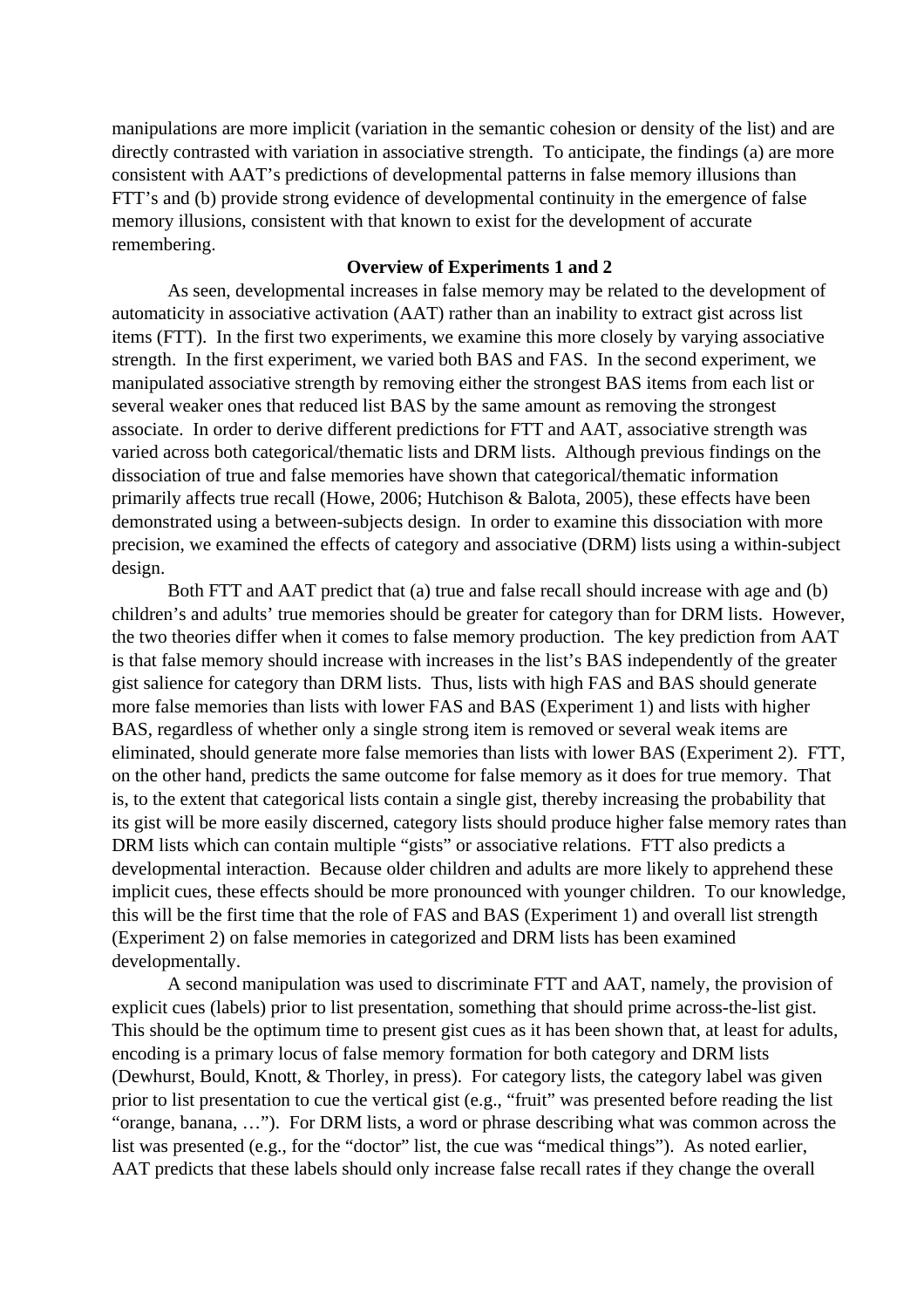manipulations are more implicit (variation in the semantic cohesion or density of the list) and are directly contrasted with variation in associative strength. To anticipate, the findings (a) are more consistent with AAT's predictions of developmental patterns in false memory illusions than FTT's and (b) provide strong evidence of developmental continuity in the emergence of false memory illusions, consistent with that known to exist for the development of accurate remembering.

## Overview of Experiments 1 and 2

As seen, developmental increases in false memory may be related to the development of automaticity in associative activation (AAT) rather than an inability to extract gist across list items (FTT). In the first two experiments, we examine this more closely by varying associative strength. In the first experiment, we varied both BAS and FAS. In the second experiment, we manipulated associative strength by removing either the strongest BAS items from each list or several weaker ones that reduced list BAS by the same amount as removing the strongest associate. In order to derive different predictions for FTT and AAT, associative strength was varied across both categorical/thematic lists and DRM lists. Although previous findings on the dissociation of true and false memories have shown that categorical/thematic information primarily affects true recall (Howe, 2006; Hutchison & Balota, 2005), these effects have been demonstrated using a between-subjects design. In order to examine this dissociation with more precision, we examined the effects of category and associative (DRM) lists using a within-subject design.

Both FTT and AAT predict that (a) true and false recall should increase with age and (b) children's and adults' true memories should be greater for category than for DRM lists. However, the two theories differ when it comes to false memory production. The key prediction from AAT is that false memory should increase with increases in the list's BAS independently of the greater gist salience for category than DRM lists. Thus, lists with high FAS and BAS should generate more false memories than lists with lower FAS and BAS (Experiment 1) and lists with higher BAS, regardless of whether only a single strong item is removed or several weak items are eliminated, should generate more false memories than lists with lower BAS (Experiment 2). FTT, on the other hand, predicts the same outcome for false memory as it does for true memory. That is, to the extent that categorical lists contain a single gist, thereby increasing the probability that its gist will be more easily discerned, category lists should produce higher false memory rates than DRM lists which can contain multiple "gists" or associative relations. FTT also predicts a developmental interaction. Because older children and adults are more likely to apprehend these implicit cues, these effects should be more pronounced with younger children. To our knowledge, this will be the first time that the role of FAS and BAS (Experiment 1) and overall list strength (Experiment 2) on false memories in categorized and DRM lists has been examined developmentally.

A second manipulation was used to discriminate FTT and AAT, namely, the provision of explicit cues (labels) prior to list presentation, something that should prime across-the-list gist. This should be the optimum time to present gist cues as it has been shown that, at least for adults, encoding is a primary locus of false memory formation for both category and DRM lists (Dewhurst, Bould, Knott, & Thorley, in press). For category lists, the category label was given prior to list presentation to cue the vertical gist (e.g., "fruit" was presented before reading the list "orange, banana, …"). For DRM lists, a word or phrase describing what was common across the list was presented (e.g., for the "doctor" list, the cue was "medical things"). As noted earlier, AAT predicts that these labels should only increase false recall rates if they change the overall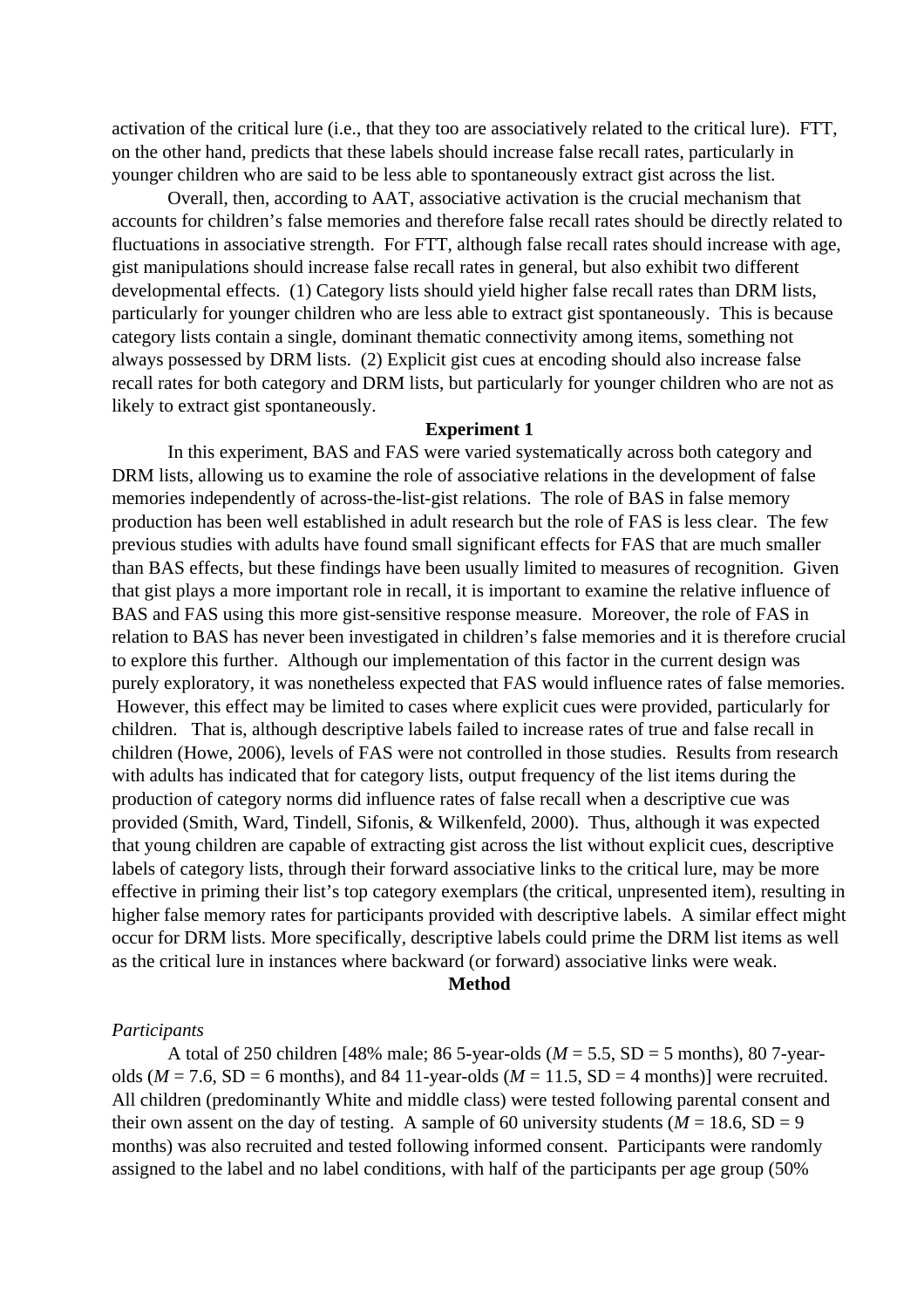activation of the critical lure (i.e., that they too are associatively related to the critical lure). FTT, on the other hand, predicts that these labels should increase false recall rates, particularly in younger children who are said to be less able to spontaneously extract gist across the list.

Overall, then, according to AAT, associative activation is the crucial mechanism that accounts for children's false memories and therefore false recall rates should be directly related to fluctuations in associative strength. For FTT, although false recall rates should increase with age, gist manipulations should increase false recall rates in general, but also exhibit two different developmental effects. (1) Category lists should yield higher false recall rates than DRM lists, particularly for younger children who are less able to extract gist spontaneously. This is because category lists contain a single, dominant thematic connectivity among items, something not always possessed by DRM lists. (2) Explicit gist cues at encoding should also increase false recall rates for both category and DRM lists, but particularly for younger children who are not as likely to extract gist spontaneously.

**Experiment 1**

In this experiment, BAS and FAS were varied systematically across both category and DRM lists, allowing us to examine the role of associative relations in the development of false memories independently of across-the-list-gist relations. The role of BAS in false memory production has been well established in adult research but the role of FAS is less clear. The few previous studies with adults have found small significant effects for FAS that are much smaller than BAS effects, but these findings have been usually limited to measures of recognition. Given that gist plays a more important role in recall, it is important to examine the relative influence of BAS and FAS using this more gist-sensitive response measure. Moreover, the role of FAS in relation to BAS has never been investigated in children's false memories and it is therefore crucial to explore this further. Although our implementation of this factor in the current design was purely exploratory, it was nonetheless expected that FAS would influence rates of false memories. However, this effect may be limited to cases where explicit cues were provided, particularly for children. That is, although descriptive labels failed to increase rates of true and false recall in children (Howe, 2006), levels of FAS were not controlled in those studies. Results from research with adults has indicated that for category lists, output frequency of the list items during the production of category norms did influence rates of false recall when a descriptive cue was provided (Smith, Ward, Tindell, Sifonis, & Wilkenfeld, 2000). Thus, although it was expected that young children are capable of extracting gist across the list without explicit cues, descriptive labels of category lists, through their forward associative links to the critical lure, may be more effective in priming their list's top category exemplars (the critical, unpresented item), resulting in higher false memory rates for participants provided with descriptive labels. A similar effect might occur for DRM lists. More specifically, descriptive labels could prime the DRM list items as well as the critical lure in instances where backward (or forward) associative links were weak.

**Method**

*Participants*

A total of 250 children [48% male; 86 5-year-olds (*M* = 5.5, SD = 5 months), 80 7-year-olds (*M* = 7.6, SD = 6 months), and 84 11-year-olds (*M* = 11.5, SD = 4 months)] were recruited. All children (predominantly White and middle class) were tested following parental consent and their own assent on the day of testing. A sample of 60 university students (*M* = 18.6, SD = 9 months) was also recruited and tested following informed consent. Participants were randomly assigned to the label and no label conditions, with half of the participants per age group (50%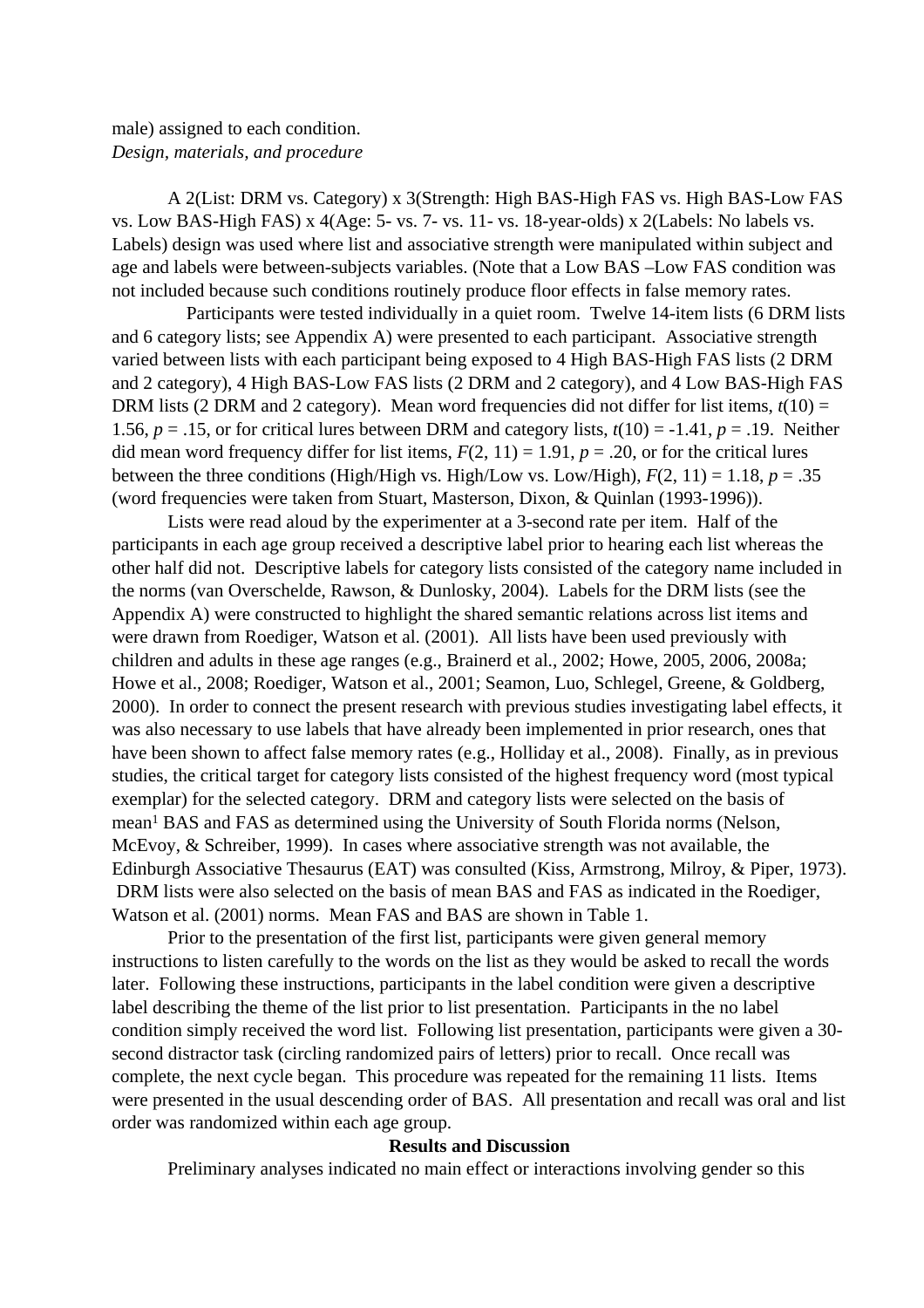male) assigned to each condition.

*Design, materials, and procedure*

A 2(List: DRM vs. Category) x 3(Strength: High BAS-High FAS vs. High BAS-Low FAS vs. Low BAS-High FAS) x 4(Age: 5- vs. 7- vs. 11- vs. 18-year-olds) x 2(Labels: No labels vs. Labels) design was used where list and associative strength were manipulated within subject and age and labels were between-subjects variables. (Note that a Low BAS –Low FAS condition was not included because such conditions routinely produce floor effects in false memory rates.

Participants were tested individually in a quiet room. Twelve 14-item lists (6 DRM lists and 6 category lists; see Appendix A) were presented to each participant. Associative strength varied between lists with each participant being exposed to 4 High BAS-High FAS lists (2 DRM and 2 category), 4 High BAS-Low FAS lists (2 DRM and 2 category), and 4 Low BAS-High FAS DRM lists (2 DRM and 2 category). Mean word frequencies did not differ for list items, $t(10) = 1.56$, $p = .15$, or for critical lures between DRM and category lists, $t(10) = -1.41$, $p = .19$. Neither did mean word frequency differ for list items, $F(2, 11) = 1.91$, $p = .20$, or for the critical lures between the three conditions (High/High vs. High/Low vs. Low/High), $F(2, 11) = 1.18$, $p = .35$ (word frequencies were taken from Stuart, Masterson, Dixon, & Quinlan (1993-1996)).

Lists were read aloud by the experimenter at a 3-second rate per item. Half of the participants in each age group received a descriptive label prior to hearing each list whereas the other half did not. Descriptive labels for category lists consisted of the category name included in the norms (van Overschelde, Rawson, & Dunlosky, 2004). Labels for the DRM lists (see the Appendix A) were constructed to highlight the shared semantic relations across list items and were drawn from Roediger, Watson et al. (2001). All lists have been used previously with children and adults in these age ranges (e.g., Brainerd et al., 2002; Howe, 2005, 2006, 2008a; Howe et al., 2008; Roediger, Watson et al., 2001; Seamon, Luo, Schlegel, Greene, & Goldberg, 2000). In order to connect the present research with previous studies investigating label effects, it was also necessary to use labels that have already been implemented in prior research, ones that have been shown to affect false memory rates (e.g., Holliday et al., 2008). Finally, as in previous studies, the critical target for category lists consisted of the highest frequency word (most typical exemplar) for the selected category. DRM and category lists were selected on the basis of mean[1] BAS and FAS as determined using the University of South Florida norms (Nelson, McEvoy, & Schreiber, 1999). In cases where associative strength was not available, the Edinburgh Associative Thesaurus (EAT) was consulted (Kiss, Armstrong, Milroy, & Piper, 1973). DRM lists were also selected on the basis of mean BAS and FAS as indicated in the Roediger, Watson et al. (2001) norms. Mean FAS and BAS are shown in Table 1.

Prior to the presentation of the first list, participants were given general memory instructions to listen carefully to the words on the list as they would be asked to recall the words later. Following these instructions, participants in the label condition were given a descriptive label describing the theme of the list prior to list presentation. Participants in the no label condition simply received the word list. Following list presentation, participants were given a 30-second distractor task (circling randomized pairs of letters) prior to recall. Once recall was complete, the next cycle began. This procedure was repeated for the remaining 11 lists. Items were presented in the usual descending order of BAS. All presentation and recall was oral and list order was randomized within each age group.

## Results and Discussion

Preliminary analyses indicated no main effect or interactions involving gender so this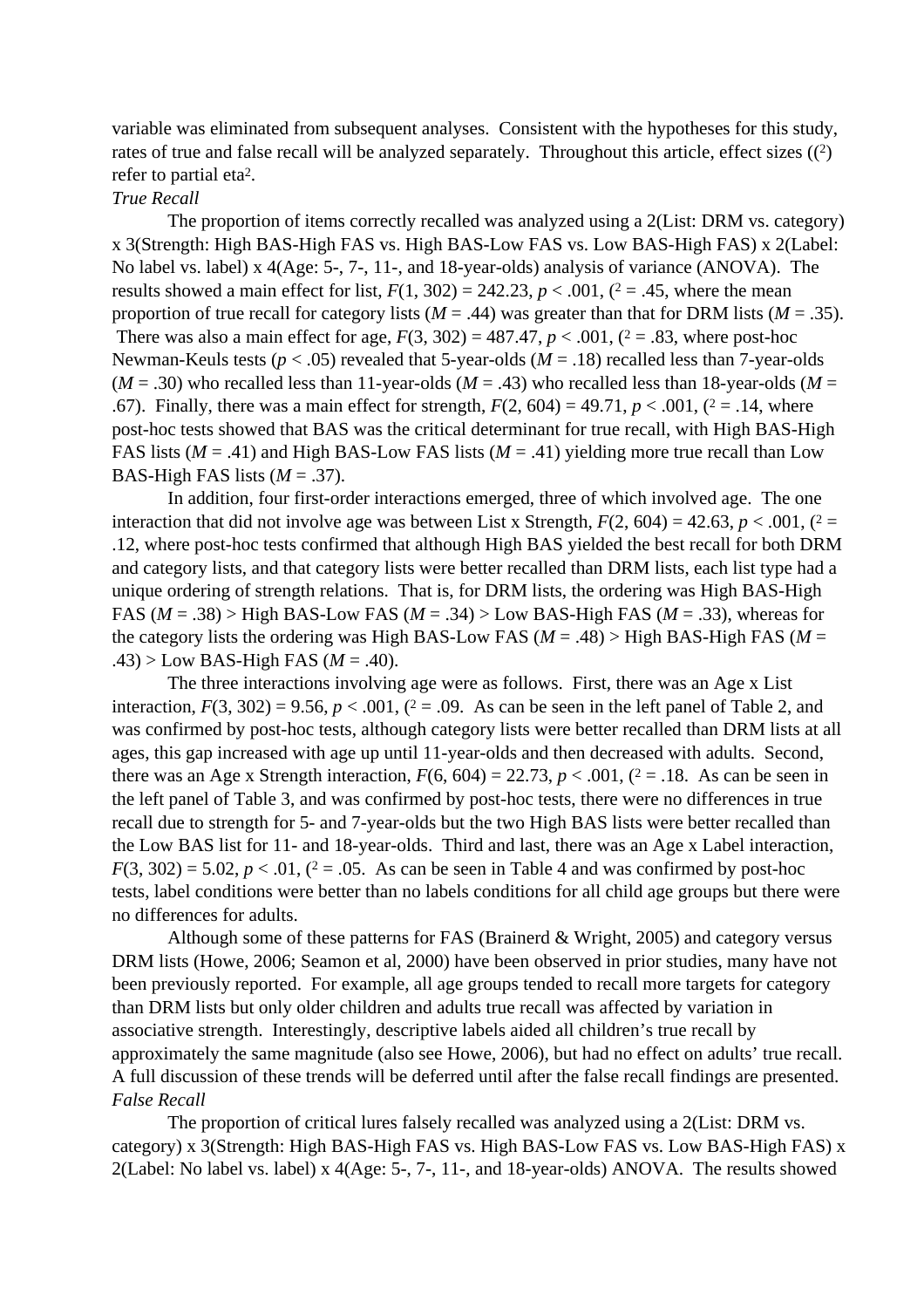variable was eliminated from subsequent analyses. Consistent with the hypotheses for this study, rates of true and false recall will be analyzed separately. Throughout this article, effect sizes (($^2$) refer to partial eta$^2$.

*True Recall*

The proportion of items correctly recalled was analyzed using a 2(List: DRM vs. category) x 3(Strength: High BAS-High FAS vs. High BAS-Low FAS vs. Low BAS-High FAS) x 2(Label: No label vs. label) x 4(Age: 5-, 7-, 11-, and 18-year-olds) analysis of variance (ANOVA). The results showed a main effect for list, $F(1, 302) = 242.23$, $p < .001$, ($^2 = .45$, where the mean proportion of true recall for category lists ($M = .44$) was greater than that for DRM lists ($M = .35$). There was also a main effect for age, $F(3, 302) = 487.47$, $p < .001$, ($^2 = .83$, where post-hoc Newman-Keuls tests ($p < .05$) revealed that 5-year-olds ($M = .18$) recalled less than 7-year-olds ($M = .30$) who recalled less than 11-year-olds ($M = .43$) who recalled less than 18-year-olds ($M = .67$). Finally, there was a main effect for strength, $F(2, 604) = 49.71$, $p < .001$, ($^2 = .14$, where post-hoc tests showed that BAS was the critical determinant for true recall, with High BAS-High FAS lists ($M = .41$) and High BAS-Low FAS lists ($M = .41$) yielding more true recall than Low BAS-High FAS lists ($M = .37$).

In addition, four first-order interactions emerged, three of which involved age. The one interaction that did not involve age was between List x Strength, $F(2, 604) = 42.63$, $p < .001$, ($^2 = .12$, where post-hoc tests confirmed that although High BAS yielded the best recall for both DRM and category lists, and that category lists were better recalled than DRM lists, each list type had a unique ordering of strength relations. That is, for DRM lists, the ordering was High BAS-High FAS ($M = .38$) > High BAS-Low FAS ($M = .34$) > Low BAS-High FAS ($M = .33$), whereas for the category lists the ordering was High BAS-Low FAS ($M = .48$) > High BAS-High FAS ($M = .43$) > Low BAS-High FAS ($M = .40$).

The three interactions involving age were as follows. First, there was an Age x List interaction, $F(3, 302) = 9.56$, $p < .001$, ($^2 = .09$. As can be seen in the left panel of Table 2, and was confirmed by post-hoc tests, although category lists were better recalled than DRM lists at all ages, this gap increased with age up until 11-year-olds and then decreased with adults. Second, there was an Age x Strength interaction, $F(6, 604) = 22.73$, $p < .001$, ($^2 = .18$. As can be seen in the left panel of Table 3, and was confirmed by post-hoc tests, there were no differences in true recall due to strength for 5- and 7-year-olds but the two High BAS lists were better recalled than the Low BAS list for 11- and 18-year-olds. Third and last, there was an Age x Label interaction, $F(3, 302) = 5.02$, $p < .01$, ($^2 = .05$. As can be seen in Table 4 and was confirmed by post-hoc tests, label conditions were better than no labels conditions for all child age groups but there were no differences for adults.

Although some of these patterns for FAS (Brainerd & Wright, 2005) and category versus DRM lists (Howe, 2006; Seamon et al, 2000) have been observed in prior studies, many have not been previously reported. For example, all age groups tended to recall more targets for category than DRM lists but only older children and adults true recall was affected by variation in associative strength. Interestingly, descriptive labels aided all children's true recall by approximately the same magnitude (also see Howe, 2006), but had no effect on adults' true recall. A full discussion of these trends will be deferred until after the false recall findings are presented.

*False Recall*

The proportion of critical lures falsely recalled was analyzed using a 2(List: DRM vs. category) x 3(Strength: High BAS-High FAS vs. High BAS-Low FAS vs. Low BAS-High FAS) x 2(Label: No label vs. label) x 4(Age: 5-, 7-, 11-, and 18-year-olds) ANOVA. The results showed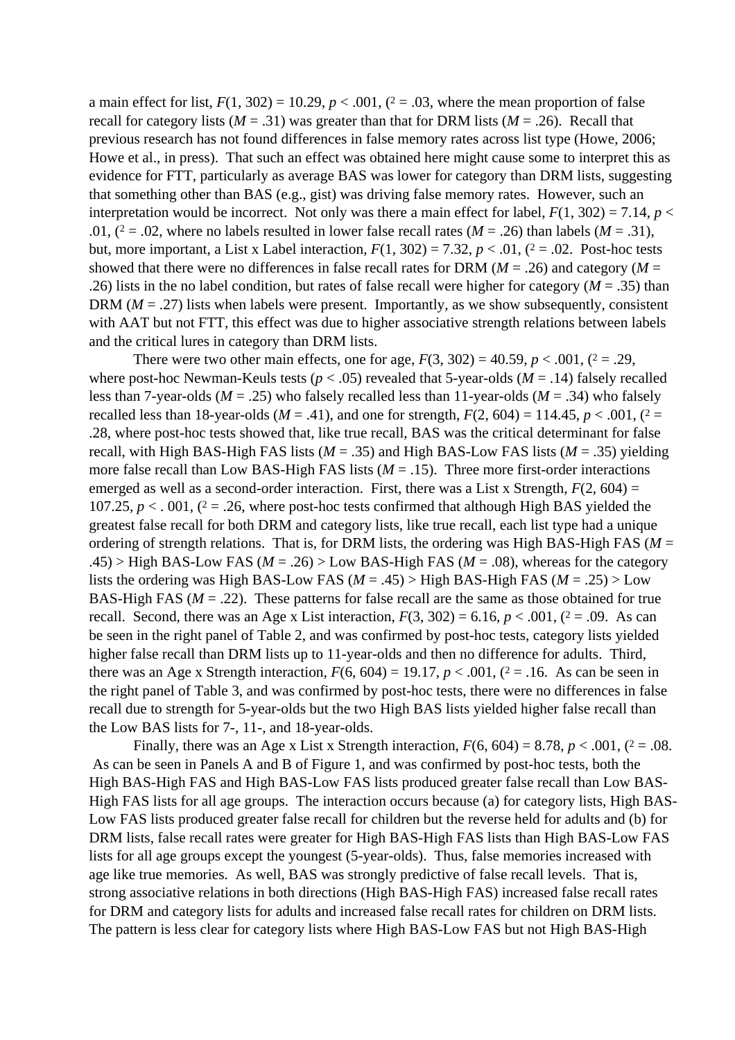a main effect for list, $F(1, 302) = 10.29$, $p < .001$, ($^2 = .03$, where the mean proportion of false recall for category lists (*M* = .31) was greater than that for DRM lists (*M* = .26). Recall that previous research has not found differences in false memory rates across list type (Howe, 2006; Howe et al., in press). That such an effect was obtained here might cause some to interpret this as evidence for FTT, particularly as average BAS was lower for category than DRM lists, suggesting that something other than BAS (e.g., gist) was driving false memory rates. However, such an interpretation would be incorrect. Not only was there a main effect for label, $F(1, 302) = 7.14$, $p < .01$, ($^2 = .02$, where no labels resulted in lower false recall rates (*M* = .26) than labels (*M* = .31), but, more important, a List x Label interaction, $F(1, 302) = 7.32$, $p < .01$, ($^2 = .02$. Post-hoc tests showed that there were no differences in false recall rates for DRM (*M* = .26) and category (*M* = .26) lists in the no label condition, but rates of false recall were higher for category (*M* = .35) than DRM (*M* = .27) lists when labels were present. Importantly, as we show subsequently, consistent with AAT but not FTT, this effect was due to higher associative strength relations between labels and the critical lures in category than DRM lists.

There were two other main effects, one for age, $F(3, 302) = 40.59$, $p < .001$, ($^2 = .29$, where post-hoc Newman-Keuls tests ($p < .05$) revealed that 5-year-olds (*M* = .14) falsely recalled less than 7-year-olds (*M* = .25) who falsely recalled less than 11-year-olds (*M* = .34) who falsely recalled less than 18-year-olds (*M* = .41), and one for strength, $F(2, 604) = 114.45$, $p < .001$, ($^2 = .28$, where post-hoc tests showed that, like true recall, BAS was the critical determinant for false recall, with High BAS-High FAS lists (*M* = .35) and High BAS-Low FAS lists (*M* = .35) yielding more false recall than Low BAS-High FAS lists (*M* = .15). Three more first-order interactions emerged as well as a second-order interaction. First, there was a List x Strength, $F(2, 604) = 107.25$, $p < .001$, ($^2 = .26$, where post-hoc tests confirmed that although High BAS yielded the greatest false recall for both DRM and category lists, like true recall, each list type had a unique ordering of strength relations. That is, for DRM lists, the ordering was High BAS-High FAS (*M* = .45) > High BAS-Low FAS (*M* = .26) > Low BAS-High FAS (*M* = .08), whereas for the category lists the ordering was High BAS-Low FAS (*M* = .45) > High BAS-High FAS (*M* = .25) > Low BAS-High FAS (*M* = .22). These patterns for false recall are the same as those obtained for true recall. Second, there was an Age x List interaction, $F(3, 302) = 6.16$, $p < .001$, ($^2 = .09$. As can be seen in the right panel of Table 2, and was confirmed by post-hoc tests, category lists yielded higher false recall than DRM lists up to 11-year-olds and then no difference for adults. Third, there was an Age x Strength interaction, $F(6, 604) = 19.17$, $p < .001$, ($^2 = .16$. As can be seen in the right panel of Table 3, and was confirmed by post-hoc tests, there were no differences in false recall due to strength for 5-year-olds but the two High BAS lists yielded higher false recall than the Low BAS lists for 7-, 11-, and 18-year-olds.

Finally, there was an Age x List x Strength interaction, $F(6, 604) = 8.78$, $p < .001$, ($^2 = .08$. As can be seen in Panels A and B of Figure 1, and was confirmed by post-hoc tests, both the High BAS-High FAS and High BAS-Low FAS lists produced greater false recall than Low BAS-High FAS lists for all age groups. The interaction occurs because (a) for category lists, High BAS-Low FAS lists produced greater false recall for children but the reverse held for adults and (b) for DRM lists, false recall rates were greater for High BAS-High FAS lists than High BAS-Low FAS lists for all age groups except the youngest (5-year-olds). Thus, false memories increased with age like true memories. As well, BAS was strongly predictive of false recall levels. That is, strong associative relations in both directions (High BAS-High FAS) increased false recall rates for DRM and category lists for adults and increased false recall rates for children on DRM lists. The pattern is less clear for category lists where High BAS-Low FAS but not High BAS-High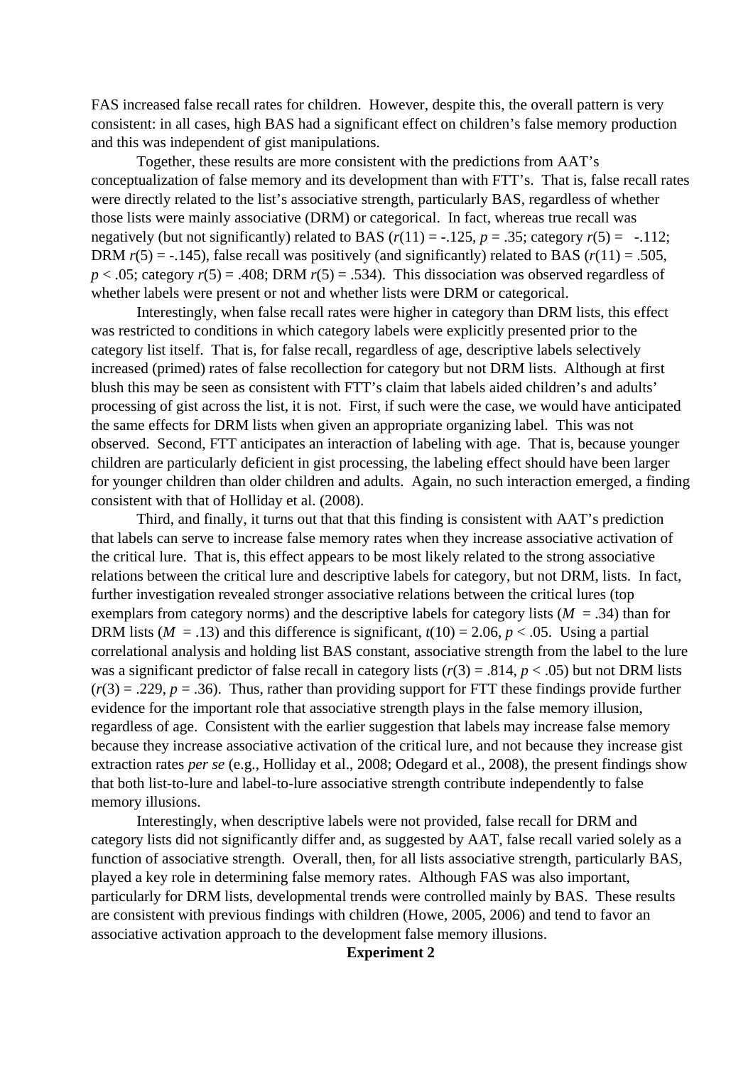FAS increased false recall rates for children. However, despite this, the overall pattern is very consistent: in all cases, high BAS had a significant effect on children's false memory production and this was independent of gist manipulations.

Together, these results are more consistent with the predictions from AAT's conceptualization of false memory and its development than with FTT's. That is, false recall rates were directly related to the list's associative strength, particularly BAS, regardless of whether those lists were mainly associative (DRM) or categorical. In fact, whereas true recall was negatively (but not significantly) related to BAS ($r(11) = -.125$, $p = .35$; category $r(5) = -.112$; DRM $r(5) = -.145$), false recall was positively (and significantly) related to BAS ($r(11) = .505$, $p < .05$; category $r(5) = .408$; DRM $r(5) = .534$). This dissociation was observed regardless of whether labels were present or not and whether lists were DRM or categorical.

Interestingly, when false recall rates were higher in category than DRM lists, this effect was restricted to conditions in which category labels were explicitly presented prior to the category list itself. That is, for false recall, regardless of age, descriptive labels selectively increased (primed) rates of false recollection for category but not DRM lists. Although at first blush this may be seen as consistent with FTT's claim that labels aided children's and adults' processing of gist across the list, it is not. First, if such were the case, we would have anticipated the same effects for DRM lists when given an appropriate organizing label. This was not observed. Second, FTT anticipates an interaction of labeling with age. That is, because younger children are particularly deficient in gist processing, the labeling effect should have been larger for younger children than older children and adults. Again, no such interaction emerged, a finding consistent with that of Holliday et al. (2008).

Third, and finally, it turns out that that this finding is consistent with AAT's prediction that labels can serve to increase false memory rates when they increase associative activation of the critical lure. That is, this effect appears to be most likely related to the strong associative relations between the critical lure and descriptive labels for category, but not DRM, lists. In fact, further investigation revealed stronger associative relations between the critical lures (top exemplars from category norms) and the descriptive labels for category lists ($M = .34$) than for DRM lists ($M = .13$) and this difference is significant, $t(10) = 2.06$, $p < .05$. Using a partial correlational analysis and holding list BAS constant, associative strength from the label to the lure was a significant predictor of false recall in category lists ($r(3) = .814$, $p < .05$) but not DRM lists ($r(3) = .229$, $p = .36$). Thus, rather than providing support for FTT these findings provide further evidence for the important role that associative strength plays in the false memory illusion, regardless of age. Consistent with the earlier suggestion that labels may increase false memory because they increase associative activation of the critical lure, and not because they increase gist extraction rates *per se* (e.g., Holliday et al., 2008; Odegard et al., 2008), the present findings show that both list-to-lure and label-to-lure associative strength contribute independently to false memory illusions.

Interestingly, when descriptive labels were not provided, false recall for DRM and category lists did not significantly differ and, as suggested by AAT, false recall varied solely as a function of associative strength. Overall, then, for all lists associative strength, particularly BAS, played a key role in determining false memory rates. Although FAS was also important, particularly for DRM lists, developmental trends were controlled mainly by BAS. These results are consistent with previous findings with children (Howe, 2005, 2006) and tend to favor an associative activation approach to the development false memory illusions.

## Experiment 2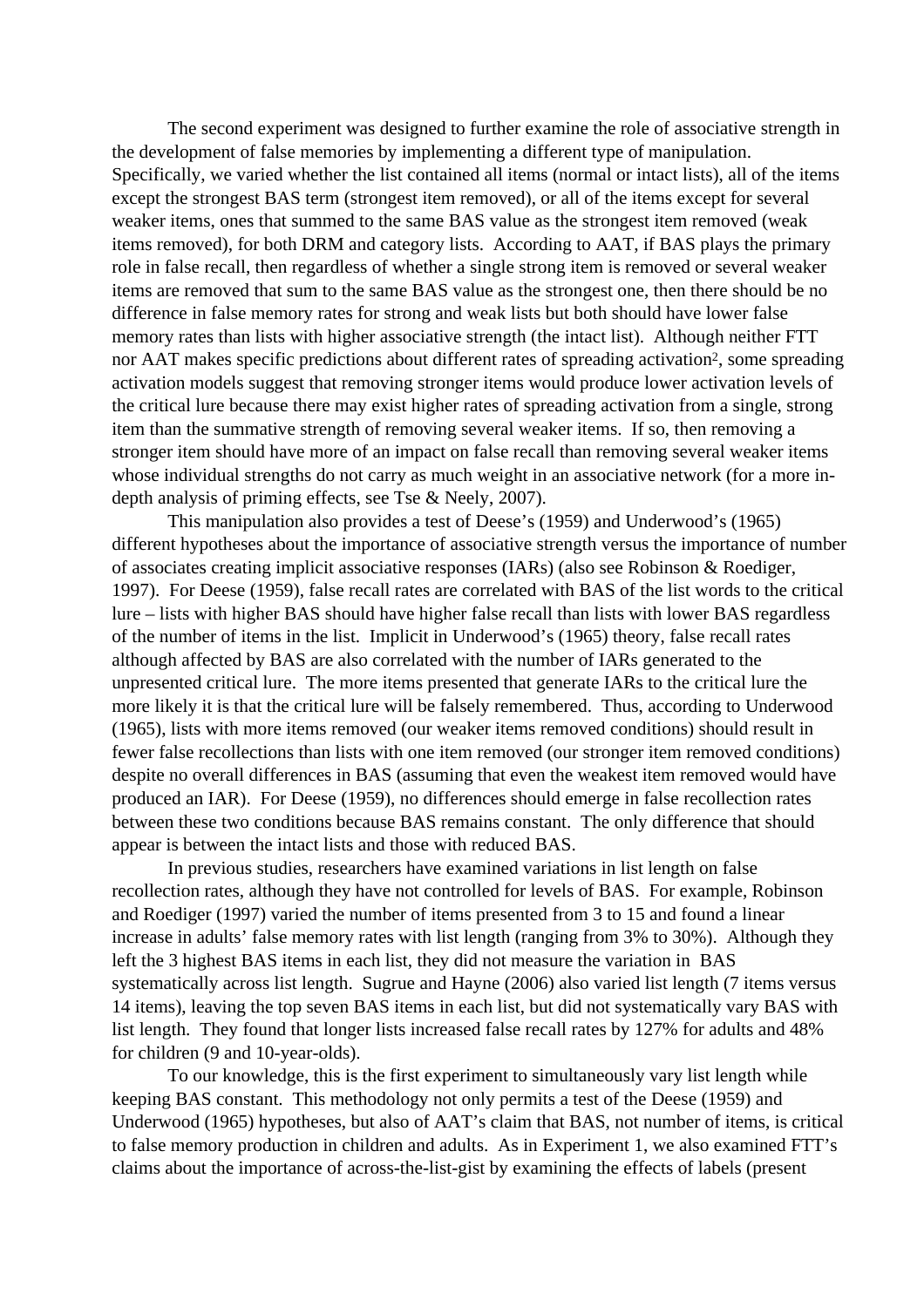The second experiment was designed to further examine the role of associative strength in the development of false memories by implementing a different type of manipulation. Specifically, we varied whether the list contained all items (normal or intact lists), all of the items except the strongest BAS term (strongest item removed), or all of the items except for several weaker items, ones that summed to the same BAS value as the strongest item removed (weak items removed), for both DRM and category lists. According to AAT, if BAS plays the primary role in false recall, then regardless of whether a single strong item is removed or several weaker items are removed that sum to the same BAS value as the strongest one, then there should be no difference in false memory rates for strong and weak lists but both should have lower false memory rates than lists with higher associative strength (the intact list). Although neither FTT nor AAT makes specific predictions about different rates of spreading activation[2], some spreading activation models suggest that removing stronger items would produce lower activation levels of the critical lure because there may exist higher rates of spreading activation from a single, strong item than the summative strength of removing several weaker items. If so, then removing a stronger item should have more of an impact on false recall than removing several weaker items whose individual strengths do not carry as much weight in an associative network (for a more in-depth analysis of priming effects, see Tse & Neely, 2007).

This manipulation also provides a test of Deese's (1959) and Underwood's (1965) different hypotheses about the importance of associative strength versus the importance of number of associates creating implicit associative responses (IARs) (also see Robinson & Roediger, 1997). For Deese (1959), false recall rates are correlated with BAS of the list words to the critical lure – lists with higher BAS should have higher false recall than lists with lower BAS regardless of the number of items in the list. Implicit in Underwood's (1965) theory, false recall rates although affected by BAS are also correlated with the number of IARs generated to the unpresented critical lure. The more items presented that generate IARs to the critical lure the more likely it is that the critical lure will be falsely remembered. Thus, according to Underwood (1965), lists with more items removed (our weaker items removed conditions) should result in fewer false recollections than lists with one item removed (our stronger item removed conditions) despite no overall differences in BAS (assuming that even the weakest item removed would have produced an IAR). For Deese (1959), no differences should emerge in false recollection rates between these two conditions because BAS remains constant. The only difference that should appear is between the intact lists and those with reduced BAS.

In previous studies, researchers have examined variations in list length on false recollection rates, although they have not controlled for levels of BAS. For example, Robinson and Roediger (1997) varied the number of items presented from 3 to 15 and found a linear increase in adults' false memory rates with list length (ranging from 3% to 30%). Although they left the 3 highest BAS items in each list, they did not measure the variation in BAS systematically across list length. Sugrue and Hayne (2006) also varied list length (7 items versus 14 items), leaving the top seven BAS items in each list, but did not systematically vary BAS with list length. They found that longer lists increased false recall rates by 127% for adults and 48% for children (9 and 10-year-olds).

To our knowledge, this is the first experiment to simultaneously vary list length while keeping BAS constant. This methodology not only permits a test of the Deese (1959) and Underwood (1965) hypotheses, but also of AAT's claim that BAS, not number of items, is critical to false memory production in children and adults. As in Experiment 1, we also examined FTT's claims about the importance of across-the-list-gist by examining the effects of labels (present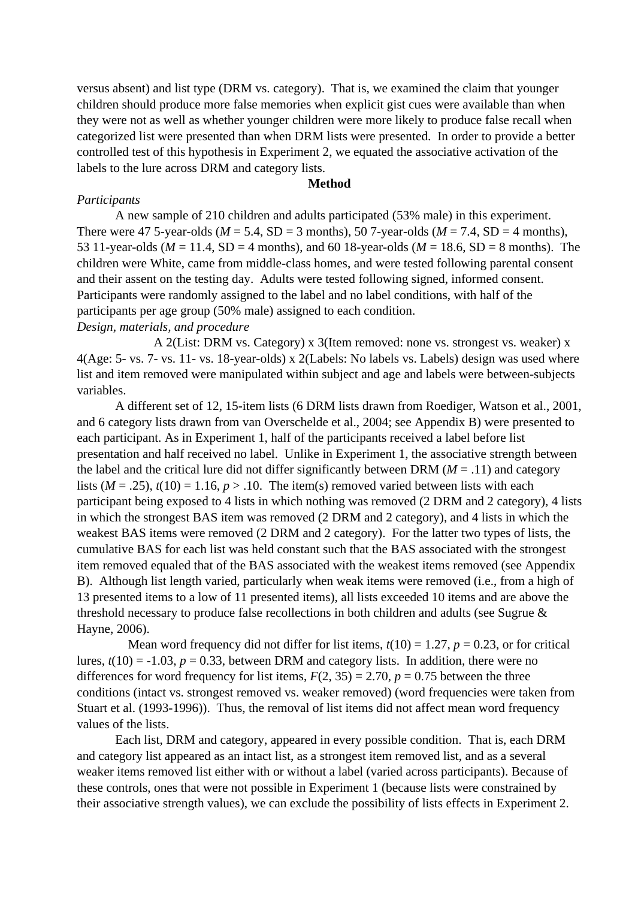versus absent) and list type (DRM vs. category). That is, we examined the claim that younger children should produce more false memories when explicit gist cues were available than when they were not as well as whether younger children were more likely to produce false recall when categorized list were presented than when DRM lists were presented. In order to provide a better controlled test of this hypothesis in Experiment 2, we equated the associative activation of the labels to the lure across DRM and category lists.

**Method**

*Participants*

A new sample of 210 children and adults participated (53% male) in this experiment. There were 47 5-year-olds ($M$ = 5.4, SD = 3 months), 50 7-year-olds ($M$ = 7.4, SD = 4 months), 53 11-year-olds ($M$ = 11.4, SD = 4 months), and 60 18-year-olds ($M$ = 18.6, SD = 8 months). The children were White, came from middle-class homes, and were tested following parental consent and their assent on the testing day. Adults were tested following signed, informed consent. Participants were randomly assigned to the label and no label conditions, with half of the participants per age group (50% male) assigned to each condition.

*Design, materials, and procedure*

A 2(List: DRM vs. Category) x 3(Item removed: none vs. strongest vs. weaker) x 4(Age: 5- vs. 7- vs. 11- vs. 18-year-olds) x 2(Labels: No labels vs. Labels) design was used where list and item removed were manipulated within subject and age and labels were between-subjects variables.

A different set of 12, 15-item lists (6 DRM lists drawn from Roediger, Watson et al., 2001, and 6 category lists drawn from van Overschelde et al., 2004; see Appendix B) were presented to each participant. As in Experiment 1, half of the participants received a label before list presentation and half received no label. Unlike in Experiment 1, the associative strength between the label and the critical lure did not differ significantly between DRM ($M$ = .11) and category lists ($M$ = .25), $t(10) = 1.16$, $p > .10$. The item(s) removed varied between lists with each participant being exposed to 4 lists in which nothing was removed (2 DRM and 2 category), 4 lists in which the strongest BAS item was removed (2 DRM and 2 category), and 4 lists in which the weakest BAS items were removed (2 DRM and 2 category). For the latter two types of lists, the cumulative BAS for each list was held constant such that the BAS associated with the strongest item removed equaled that of the BAS associated with the weakest items removed (see Appendix B). Although list length varied, particularly when weak items were removed (i.e., from a high of 13 presented items to a low of 11 presented items), all lists exceeded 10 items and are above the threshold necessary to produce false recollections in both children and adults (see Sugrue & Hayne, 2006).

Mean word frequency did not differ for list items, $t(10) = 1.27$, $p = 0.23$, or for critical lures, $t(10) = -1.03$, $p = 0.33$, between DRM and category lists. In addition, there were no differences for word frequency for list items, $F(2, 35) = 2.70$, $p = 0.75$ between the three conditions (intact vs. strongest removed vs. weaker removed) (word frequencies were taken from Stuart et al. (1993-1996)). Thus, the removal of list items did not affect mean word frequency values of the lists.

Each list, DRM and category, appeared in every possible condition. That is, each DRM and category list appeared as an intact list, as a strongest item removed list, and as a several weaker items removed list either with or without a label (varied across participants). Because of these controls, ones that were not possible in Experiment 1 (because lists were constrained by their associative strength values), we can exclude the possibility of lists effects in Experiment 2.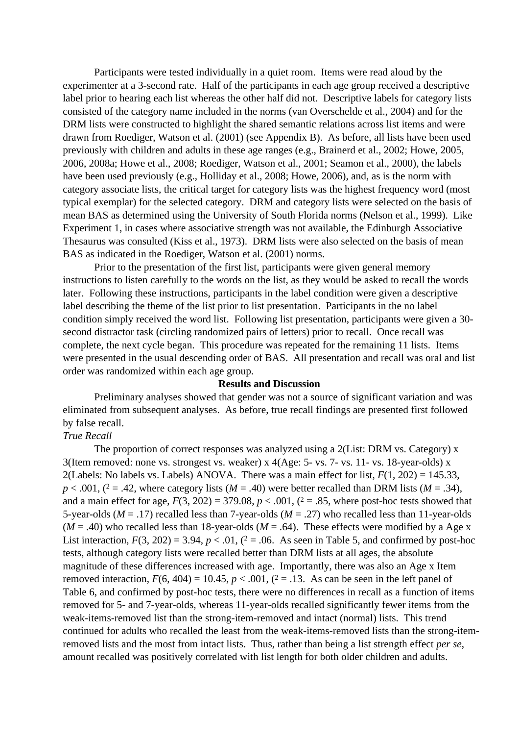Participants were tested individually in a quiet room. Items were read aloud by the experimenter at a 3-second rate. Half of the participants in each age group received a descriptive label prior to hearing each list whereas the other half did not. Descriptive labels for category lists consisted of the category name included in the norms (van Overschelde et al., 2004) and for the DRM lists were constructed to highlight the shared semantic relations across list items and were drawn from Roediger, Watson et al. (2001) (see Appendix B). As before, all lists have been used previously with children and adults in these age ranges (e.g., Brainerd et al., 2002; Howe, 2005, 2006, 2008a; Howe et al., 2008; Roediger, Watson et al., 2001; Seamon et al., 2000), the labels have been used previously (e.g., Holliday et al., 2008; Howe, 2006), and, as is the norm with category associate lists, the critical target for category lists was the highest frequency word (most typical exemplar) for the selected category. DRM and category lists were selected on the basis of mean BAS as determined using the University of South Florida norms (Nelson et al., 1999). Like Experiment 1, in cases where associative strength was not available, the Edinburgh Associative Thesaurus was consulted (Kiss et al., 1973). DRM lists were also selected on the basis of mean BAS as indicated in the Roediger, Watson et al. (2001) norms.

Prior to the presentation of the first list, participants were given general memory instructions to listen carefully to the words on the list, as they would be asked to recall the words later. Following these instructions, participants in the label condition were given a descriptive label describing the theme of the list prior to list presentation. Participants in the no label condition simply received the word list. Following list presentation, participants were given a 30-second distractor task (circling randomized pairs of letters) prior to recall. Once recall was complete, the next cycle began. This procedure was repeated for the remaining 11 lists. Items were presented in the usual descending order of BAS. All presentation and recall was oral and list order was randomized within each age group.

## Results and Discussion

Preliminary analyses showed that gender was not a source of significant variation and was eliminated from subsequent analyses. As before, true recall findings are presented first followed by false recall.

*True Recall*

The proportion of correct responses was analyzed using a 2(List: DRM vs. Category) x 3(Item removed: none vs. strongest vs. weaker) x 4(Age: 5- vs. 7- vs. 11- vs. 18-year-olds) x 2(Labels: No labels vs. Labels) ANOVA. There was a main effect for list, $F(1, 202) = 145.33$, $p < .001$, ($^2 = .42$, where category lists ($M = .40$) were better recalled than DRM lists ($M = .34$), and a main effect for age, $F(3, 202) = 379.08$, $p < .001$, ($^2 = .85$, where post-hoc tests showed that 5-year-olds ($M = .17$) recalled less than 7-year-olds ($M = .27$) who recalled less than 11-year-olds ($M = .40$) who recalled less than 18-year-olds ($M = .64$). These effects were modified by a Age x List interaction, $F(3, 202) = 3.94$, $p < .01$, ($^2 = .06$. As seen in Table 5, and confirmed by post-hoc tests, although category lists were recalled better than DRM lists at all ages, the absolute magnitude of these differences increased with age. Importantly, there was also an Age x Item removed interaction, $F(6, 404) = 10.45$, $p < .001$, ($^2 = .13$. As can be seen in the left panel of Table 6, and confirmed by post-hoc tests, there were no differences in recall as a function of items removed for 5- and 7-year-olds, whereas 11-year-olds recalled significantly fewer items from the weak-items-removed list than the strong-item-removed and intact (normal) lists. This trend continued for adults who recalled the least from the weak-items-removed lists than the strong-item-removed lists and the most from intact lists. Thus, rather than being a list strength effect *per se*, amount recalled was positively correlated with list length for both older children and adults.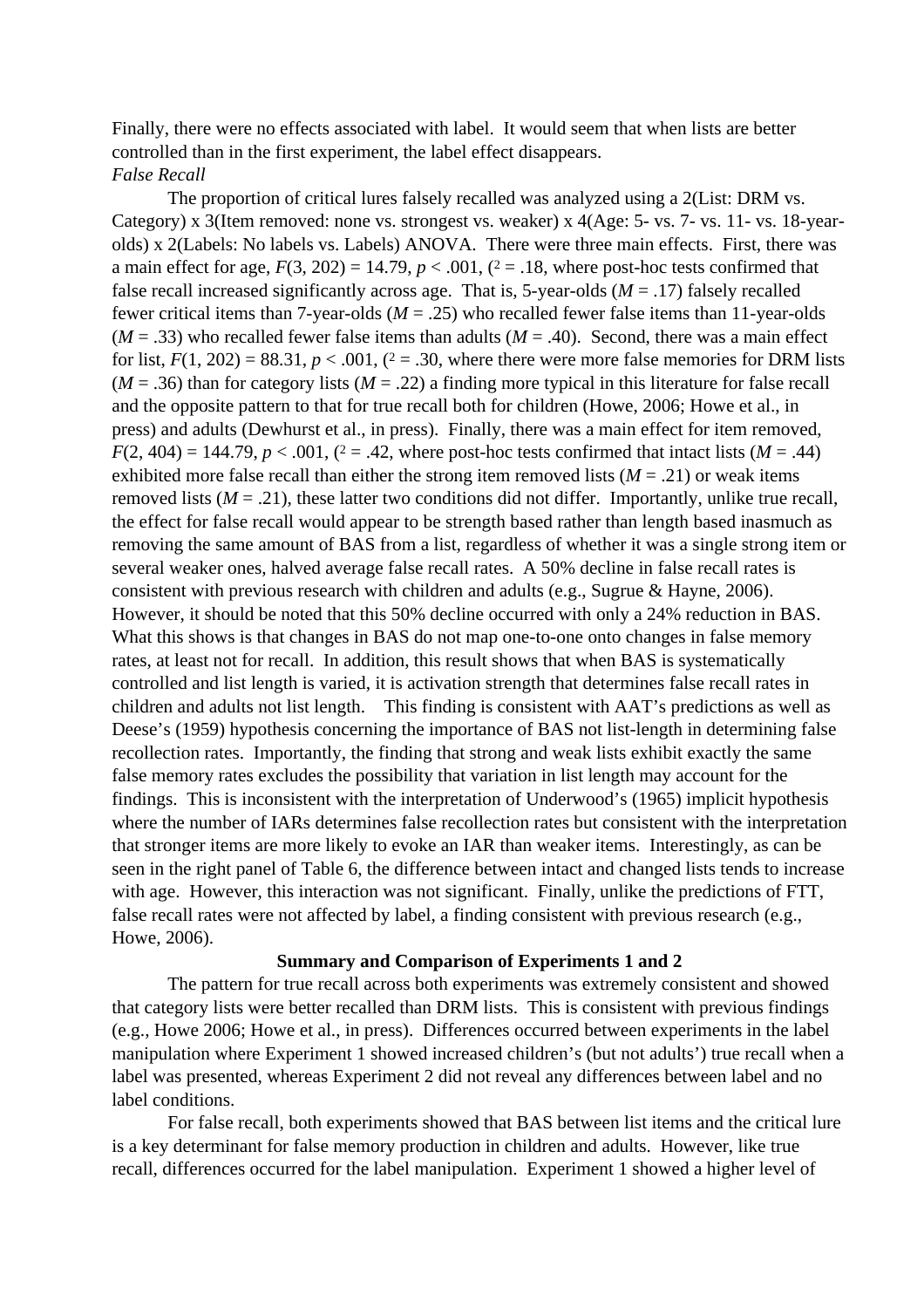Finally, there were no effects associated with label. It would seem that when lists are better controlled than in the first experiment, the label effect disappears.

*False Recall*

The proportion of critical lures falsely recalled was analyzed using a 2(List: DRM vs. Category) x 3(Item removed: none vs. strongest vs. weaker) x 4(Age: 5- vs. 7- vs. 11- vs. 18-year-olds) x 2(Labels: No labels vs. Labels) ANOVA. There were three main effects. First, there was a main effect for age, $F(3, 202) = 14.79$, $p < .001$, ($^2 = .18$, where post-hoc tests confirmed that false recall increased significantly across age. That is, 5-year-olds ($M = .17$) falsely recalled fewer critical items than 7-year-olds ($M = .25$) who recalled fewer false items than 11-year-olds ($M = .33$) who recalled fewer false items than adults ($M = .40$). Second, there was a main effect for list, $F(1, 202) = 88.31$, $p < .001$, ($^2 = .30$, where there were more false memories for DRM lists ($M = .36$) than for category lists ($M = .22$) a finding more typical in this literature for false recall and the opposite pattern to that for true recall both for children (Howe, 2006; Howe et al., in press) and adults (Dewhurst et al., in press). Finally, there was a main effect for item removed, $F(2, 404) = 144.79$, $p < .001$, ($^2 = .42$, where post-hoc tests confirmed that intact lists ($M = .44$) exhibited more false recall than either the strong item removed lists ($M = .21$) or weak items removed lists ($M = .21$), these latter two conditions did not differ. Importantly, unlike true recall, the effect for false recall would appear to be strength based rather than length based inasmuch as removing the same amount of BAS from a list, regardless of whether it was a single strong item or several weaker ones, halved average false recall rates. A 50% decline in false recall rates is consistent with previous research with children and adults (e.g., Sugrue & Hayne, 2006). However, it should be noted that this 50% decline occurred with only a 24% reduction in BAS. What this shows is that changes in BAS do not map one-to-one onto changes in false memory rates, at least not for recall. In addition, this result shows that when BAS is systematically controlled and list length is varied, it is activation strength that determines false recall rates in children and adults not list length. This finding is consistent with AAT's predictions as well as Deese's (1959) hypothesis concerning the importance of BAS not list-length in determining false recollection rates. Importantly, the finding that strong and weak lists exhibit exactly the same false memory rates excludes the possibility that variation in list length may account for the findings. This is inconsistent with the interpretation of Underwood's (1965) implicit hypothesis where the number of IARs determines false recollection rates but consistent with the interpretation that stronger items are more likely to evoke an IAR than weaker items. Interestingly, as can be seen in the right panel of Table 6, the difference between intact and changed lists tends to increase with age. However, this interaction was not significant. Finally, unlike the predictions of FTT, false recall rates were not affected by label, a finding consistent with previous research (e.g., Howe, 2006).

**Summary and Comparison of Experiments 1 and 2**

The pattern for true recall across both experiments was extremely consistent and showed that category lists were better recalled than DRM lists. This is consistent with previous findings (e.g., Howe 2006; Howe et al., in press). Differences occurred between experiments in the label manipulation where Experiment 1 showed increased children's (but not adults') true recall when a label was presented, whereas Experiment 2 did not reveal any differences between label and no label conditions.

For false recall, both experiments showed that BAS between list items and the critical lure is a key determinant for false memory production in children and adults. However, like true recall, differences occurred for the label manipulation. Experiment 1 showed a higher level of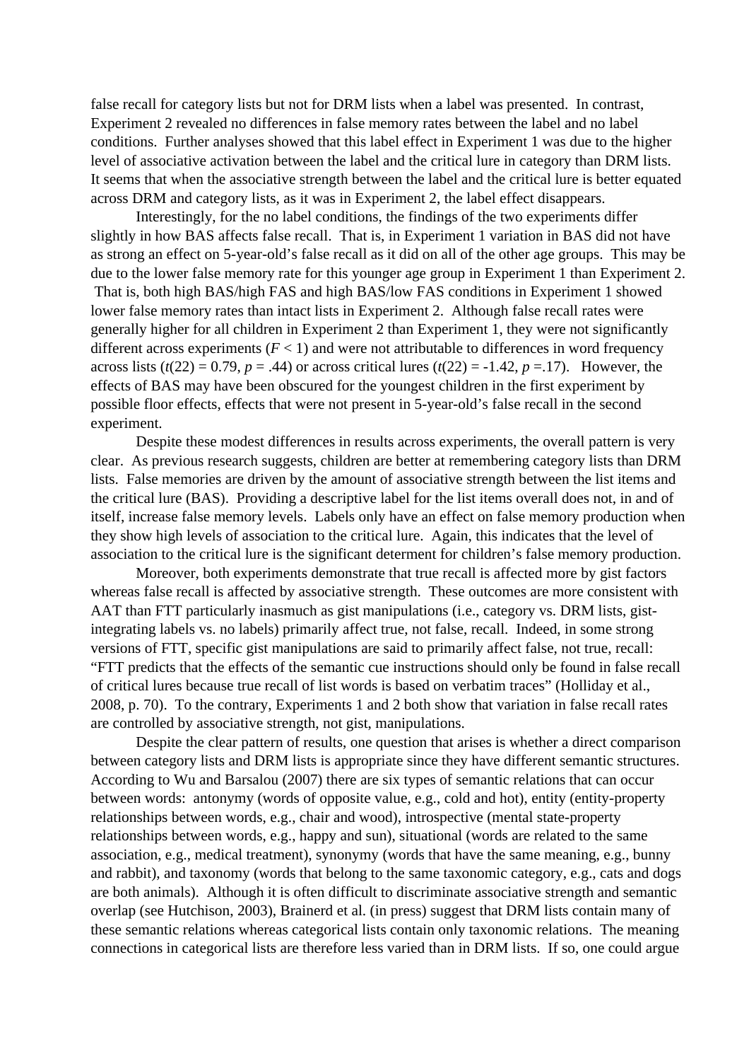false recall for category lists but not for DRM lists when a label was presented. In contrast, Experiment 2 revealed no differences in false memory rates between the label and no label conditions. Further analyses showed that this label effect in Experiment 1 was due to the higher level of associative activation between the label and the critical lure in category than DRM lists. It seems that when the associative strength between the label and the critical lure is better equated across DRM and category lists, as it was in Experiment 2, the label effect disappears.

Interestingly, for the no label conditions, the findings of the two experiments differ slightly in how BAS affects false recall. That is, in Experiment 1 variation in BAS did not have as strong an effect on 5-year-old's false recall as it did on all of the other age groups. This may be due to the lower false memory rate for this younger age group in Experiment 1 than Experiment 2. That is, both high BAS/high FAS and high BAS/low FAS conditions in Experiment 1 showed lower false memory rates than intact lists in Experiment 2. Although false recall rates were generally higher for all children in Experiment 2 than Experiment 1, they were not significantly different across experiments ($F < 1$) and were not attributable to differences in word frequency across lists ($t(22) = 0.79$, $p = .44$) or across critical lures ($t(22) = -1.42$, $p = .17$). However, the effects of BAS may have been obscured for the youngest children in the first experiment by possible floor effects, effects that were not present in 5-year-old's false recall in the second experiment.

Despite these modest differences in results across experiments, the overall pattern is very clear. As previous research suggests, children are better at remembering category lists than DRM lists. False memories are driven by the amount of associative strength between the list items and the critical lure (BAS). Providing a descriptive label for the list items overall does not, in and of itself, increase false memory levels. Labels only have an effect on false memory production when they show high levels of association to the critical lure. Again, this indicates that the level of association to the critical lure is the significant determent for children's false memory production.

Moreover, both experiments demonstrate that true recall is affected more by gist factors whereas false recall is affected by associative strength. These outcomes are more consistent with AAT than FTT particularly inasmuch as gist manipulations (i.e., category vs. DRM lists, gist-integrating labels vs. no labels) primarily affect true, not false, recall. Indeed, in some strong versions of FTT, specific gist manipulations are said to primarily affect false, not true, recall: "FTT predicts that the effects of the semantic cue instructions should only be found in false recall of critical lures because true recall of list words is based on verbatim traces" (Holliday et al., 2008, p. 70). To the contrary, Experiments 1 and 2 both show that variation in false recall rates are controlled by associative strength, not gist, manipulations.

Despite the clear pattern of results, one question that arises is whether a direct comparison between category lists and DRM lists is appropriate since they have different semantic structures. According to Wu and Barsalou (2007) there are six types of semantic relations that can occur between words: antonymy (words of opposite value, e.g., cold and hot), entity (entity-property relationships between words, e.g., chair and wood), introspective (mental state-property relationships between words, e.g., happy and sun), situational (words are related to the same association, e.g., medical treatment), synonymy (words that have the same meaning, e.g., bunny and rabbit), and taxonomy (words that belong to the same taxonomic category, e.g., cats and dogs are both animals). Although it is often difficult to discriminate associative strength and semantic overlap (see Hutchison, 2003), Brainerd et al. (in press) suggest that DRM lists contain many of these semantic relations whereas categorical lists contain only taxonomic relations. The meaning connections in categorical lists are therefore less varied than in DRM lists. If so, one could argue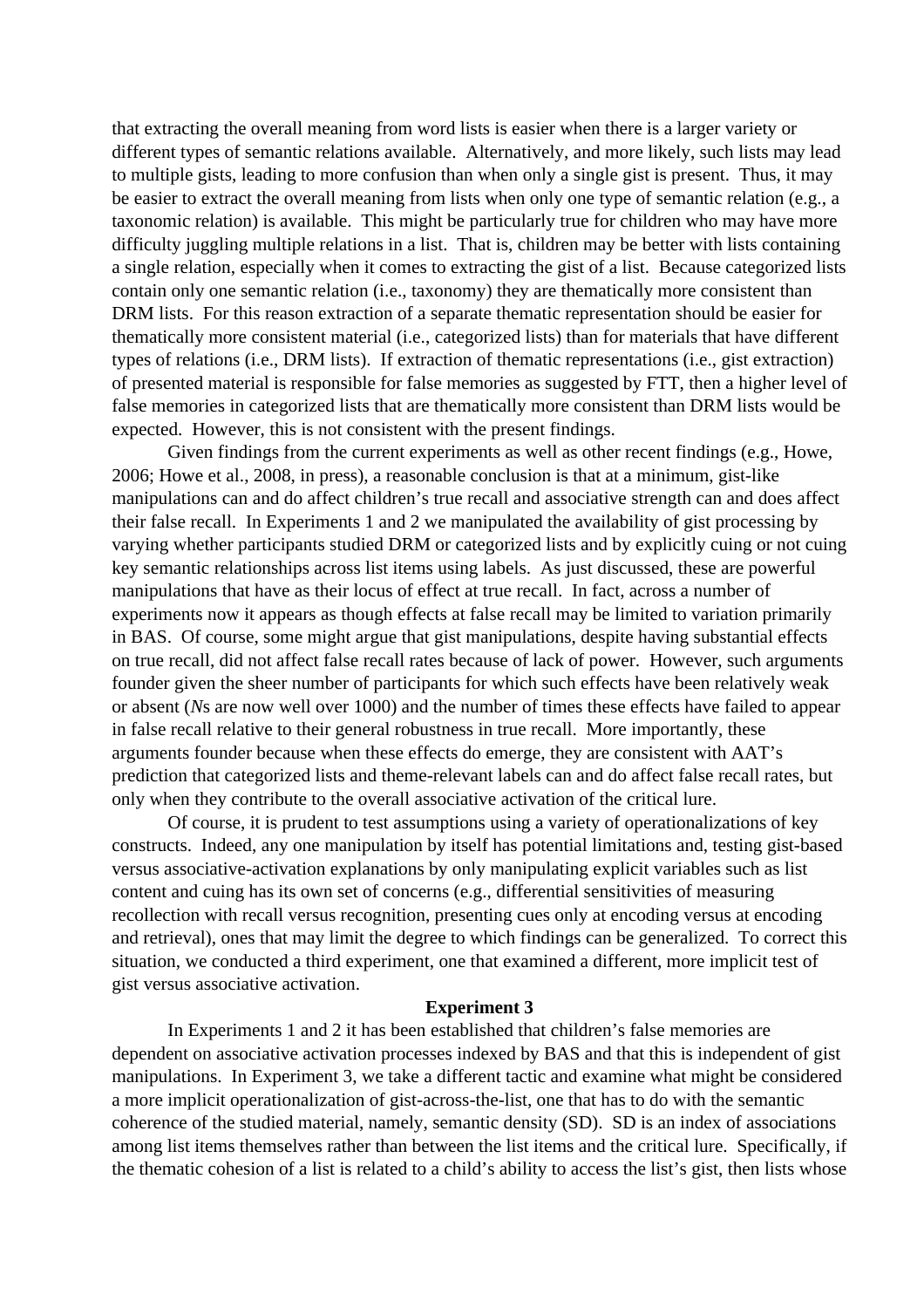that extracting the overall meaning from word lists is easier when there is a larger variety or different types of semantic relations available. Alternatively, and more likely, such lists may lead to multiple gists, leading to more confusion than when only a single gist is present. Thus, it may be easier to extract the overall meaning from lists when only one type of semantic relation (e.g., a taxonomic relation) is available. This might be particularly true for children who may have more difficulty juggling multiple relations in a list. That is, children may be better with lists containing a single relation, especially when it comes to extracting the gist of a list. Because categorized lists contain only one semantic relation (i.e., taxonomy) they are thematically more consistent than DRM lists. For this reason extraction of a separate thematic representation should be easier for thematically more consistent material (i.e., categorized lists) than for materials that have different types of relations (i.e., DRM lists). If extraction of thematic representations (i.e., gist extraction) of presented material is responsible for false memories as suggested by FTT, then a higher level of false memories in categorized lists that are thematically more consistent than DRM lists would be expected. However, this is not consistent with the present findings.

Given findings from the current experiments as well as other recent findings (e.g., Howe, 2006; Howe et al., 2008, in press), a reasonable conclusion is that at a minimum, gist-like manipulations can and do affect children's true recall and associative strength can and does affect their false recall. In Experiments 1 and 2 we manipulated the availability of gist processing by varying whether participants studied DRM or categorized lists and by explicitly cuing or not cuing key semantic relationships across list items using labels. As just discussed, these are powerful manipulations that have as their locus of effect at true recall. In fact, across a number of experiments now it appears as though effects at false recall may be limited to variation primarily in BAS. Of course, some might argue that gist manipulations, despite having substantial effects on true recall, did not affect false recall rates because of lack of power. However, such arguments founder given the sheer number of participants for which such effects have been relatively weak or absent (*N*s are now well over 1000) and the number of times these effects have failed to appear in false recall relative to their general robustness in true recall. More importantly, these arguments founder because when these effects do emerge, they are consistent with AAT's prediction that categorized lists and theme-relevant labels can and do affect false recall rates, but only when they contribute to the overall associative activation of the critical lure.

Of course, it is prudent to test assumptions using a variety of operationalizations of key constructs. Indeed, any one manipulation by itself has potential limitations and, testing gist-based versus associative-activation explanations by only manipulating explicit variables such as list content and cuing has its own set of concerns (e.g., differential sensitivities of measuring recollection with recall versus recognition, presenting cues only at encoding versus at encoding and retrieval), ones that may limit the degree to which findings can be generalized. To correct this situation, we conducted a third experiment, one that examined a different, more implicit test of gist versus associative activation.

## Experiment 3

In Experiments 1 and 2 it has been established that children's false memories are dependent on associative activation processes indexed by BAS and that this is independent of gist manipulations. In Experiment 3, we take a different tactic and examine what might be considered a more implicit operationalization of gist-across-the-list, one that has to do with the semantic coherence of the studied material, namely, semantic density (SD). SD is an index of associations among list items themselves rather than between the list items and the critical lure. Specifically, if the thematic cohesion of a list is related to a child's ability to access the list's gist, then lists whose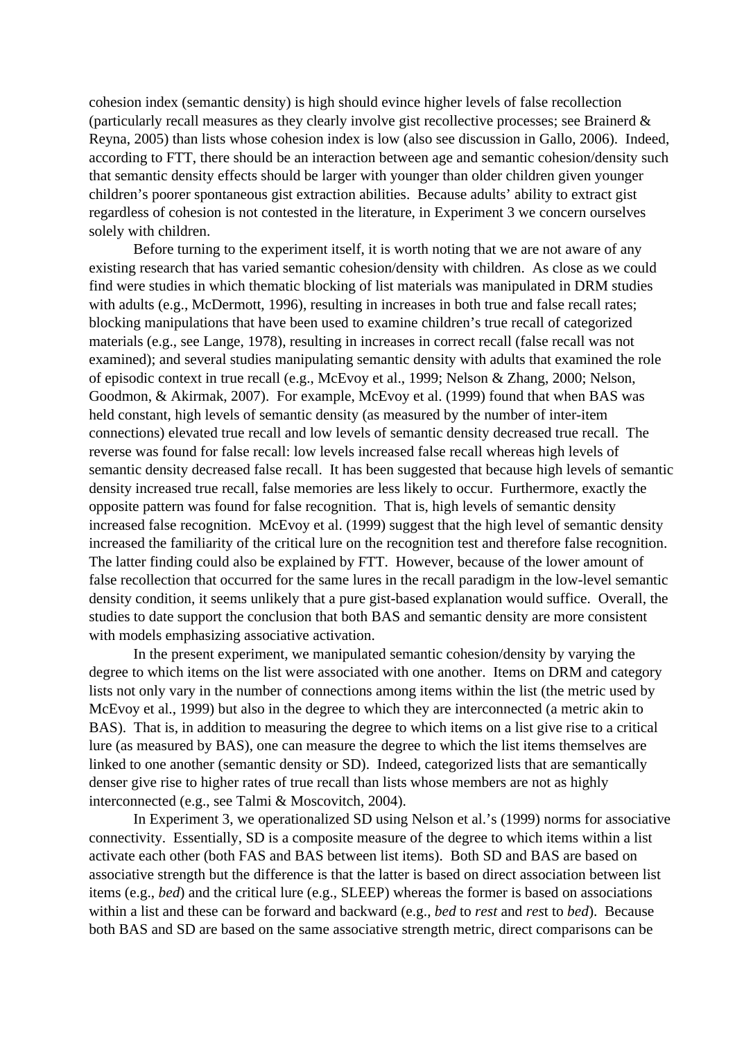cohesion index (semantic density) is high should evince higher levels of false recollection (particularly recall measures as they clearly involve gist recollective processes; see Brainerd & Reyna, 2005) than lists whose cohesion index is low (also see discussion in Gallo, 2006). Indeed, according to FTT, there should be an interaction between age and semantic cohesion/density such that semantic density effects should be larger with younger than older children given younger children's poorer spontaneous gist extraction abilities. Because adults' ability to extract gist regardless of cohesion is not contested in the literature, in Experiment 3 we concern ourselves solely with children.

Before turning to the experiment itself, it is worth noting that we are not aware of any existing research that has varied semantic cohesion/density with children. As close as we could find were studies in which thematic blocking of list materials was manipulated in DRM studies with adults (e.g., McDermott, 1996), resulting in increases in both true and false recall rates; blocking manipulations that have been used to examine children's true recall of categorized materials (e.g., see Lange, 1978), resulting in increases in correct recall (false recall was not examined); and several studies manipulating semantic density with adults that examined the role of episodic context in true recall (e.g., McEvoy et al., 1999; Nelson & Zhang, 2000; Nelson, Goodmon, & Akirmak, 2007). For example, McEvoy et al. (1999) found that when BAS was held constant, high levels of semantic density (as measured by the number of inter-item connections) elevated true recall and low levels of semantic density decreased true recall. The reverse was found for false recall: low levels increased false recall whereas high levels of semantic density decreased false recall. It has been suggested that because high levels of semantic density increased true recall, false memories are less likely to occur. Furthermore, exactly the opposite pattern was found for false recognition. That is, high levels of semantic density increased false recognition. McEvoy et al. (1999) suggest that the high level of semantic density increased the familiarity of the critical lure on the recognition test and therefore false recognition. The latter finding could also be explained by FTT. However, because of the lower amount of false recollection that occurred for the same lures in the recall paradigm in the low-level semantic density condition, it seems unlikely that a pure gist-based explanation would suffice. Overall, the studies to date support the conclusion that both BAS and semantic density are more consistent with models emphasizing associative activation.

In the present experiment, we manipulated semantic cohesion/density by varying the degree to which items on the list were associated with one another. Items on DRM and category lists not only vary in the number of connections among items within the list (the metric used by McEvoy et al., 1999) but also in the degree to which they are interconnected (a metric akin to BAS). That is, in addition to measuring the degree to which items on a list give rise to a critical lure (as measured by BAS), one can measure the degree to which the list items themselves are linked to one another (semantic density or SD). Indeed, categorized lists that are semantically denser give rise to higher rates of true recall than lists whose members are not as highly interconnected (e.g., see Talmi & Moscovitch, 2004).

In Experiment 3, we operationalized SD using Nelson et al.'s (1999) norms for associative connectivity. Essentially, SD is a composite measure of the degree to which items within a list activate each other (both FAS and BAS between list items). Both SD and BAS are based on associative strength but the difference is that the latter is based on direct association between list items (e.g., *bed*) and the critical lure (e.g., SLEEP) whereas the former is based on associations within a list and these can be forward and backward (e.g., *bed* to *rest* and *rest* to *bed*). Because both BAS and SD are based on the same associative strength metric, direct comparisons can be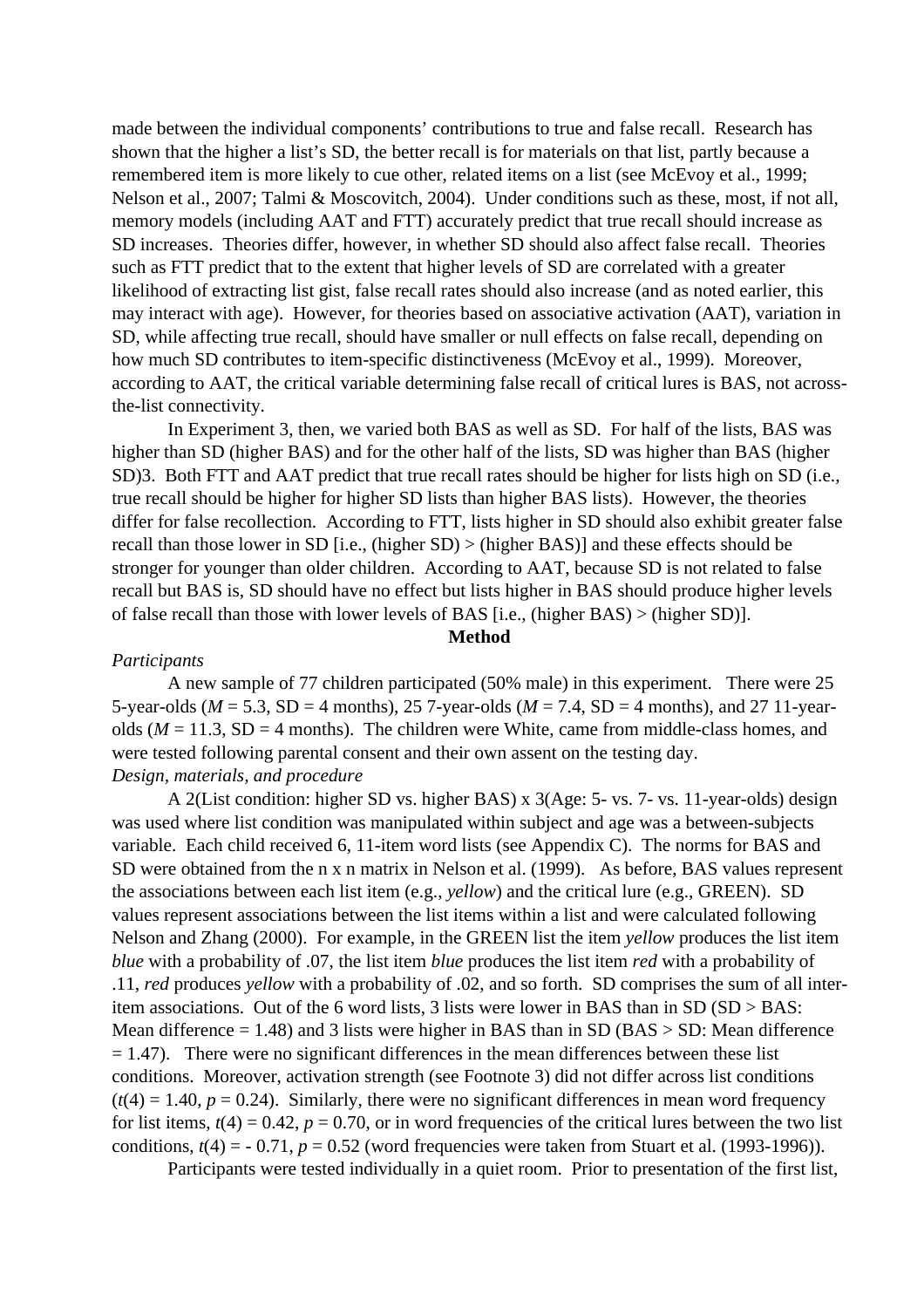made between the individual components' contributions to true and false recall. Research has shown that the higher a list's SD, the better recall is for materials on that list, partly because a remembered item is more likely to cue other, related items on a list (see McEvoy et al., 1999; Nelson et al., 2007; Talmi & Moscovitch, 2004). Under conditions such as these, most, if not all, memory models (including AAT and FTT) accurately predict that true recall should increase as SD increases. Theories differ, however, in whether SD should also affect false recall. Theories such as FTT predict that to the extent that higher levels of SD are correlated with a greater likelihood of extracting list gist, false recall rates should also increase (and as noted earlier, this may interact with age). However, for theories based on associative activation (AAT), variation in SD, while affecting true recall, should have smaller or null effects on false recall, depending on how much SD contributes to item-specific distinctiveness (McEvoy et al., 1999). Moreover, according to AAT, the critical variable determining false recall of critical lures is BAS, not across-the-list connectivity.

In Experiment 3, then, we varied both BAS as well as SD. For half of the lists, BAS was higher than SD (higher BAS) and for the other half of the lists, SD was higher than BAS (higher SD)3. Both FTT and AAT predict that true recall rates should be higher for lists high on SD (i.e., true recall should be higher for higher SD lists than higher BAS lists). However, the theories differ for false recollection. According to FTT, lists higher in SD should also exhibit greater false recall than those lower in SD [i.e., (higher SD) > (higher BAS)] and these effects should be stronger for younger than older children. According to AAT, because SD is not related to false recall but BAS is, SD should have no effect but lists higher in BAS should produce higher levels of false recall than those with lower levels of BAS [i.e., (higher BAS) > (higher SD)].

## Method

*Participants*

A new sample of 77 children participated (50% male) in this experiment. There were 25 5-year-olds (*M* = 5.3, SD = 4 months), 25 7-year-olds (*M* = 7.4, SD = 4 months), and 27 11-year-olds (*M* = 11.3, SD = 4 months). The children were White, came from middle-class homes, and were tested following parental consent and their own assent on the testing day.

*Design, materials, and procedure*

A 2(List condition: higher SD vs. higher BAS) x 3(Age: 5- vs. 7- vs. 11-year-olds) design was used where list condition was manipulated within subject and age was a between-subjects variable. Each child received 6, 11-item word lists (see Appendix C). The norms for BAS and SD were obtained from the n x n matrix in Nelson et al. (1999). As before, BAS values represent the associations between each list item (e.g., *yellow*) and the critical lure (e.g., GREEN). SD values represent associations between the list items within a list and were calculated following Nelson and Zhang (2000). For example, in the GREEN list the item *yellow* produces the list item *blue* with a probability of .07, the list item *blue* produces the list item *red* with a probability of .11, *red* produces *yellow* with a probability of .02, and so forth. SD comprises the sum of all inter-item associations. Out of the 6 word lists, 3 lists were lower in BAS than in SD (SD > BAS: Mean difference = 1.48) and 3 lists were higher in BAS than in SD (BAS > SD: Mean difference = 1.47). There were no significant differences in the mean differences between these list conditions. Moreover, activation strength (see Footnote 3) did not differ across list conditions ($t(4) = 1.40$, $p = 0.24$). Similarly, there were no significant differences in mean word frequency for list items, $t(4) = 0.42$, $p = 0.70$, or in word frequencies of the critical lures between the two list conditions, $t(4) = -0.71$, $p = 0.52$ (word frequencies were taken from Stuart et al. (1993-1996)).

Participants were tested individually in a quiet room. Prior to presentation of the first list,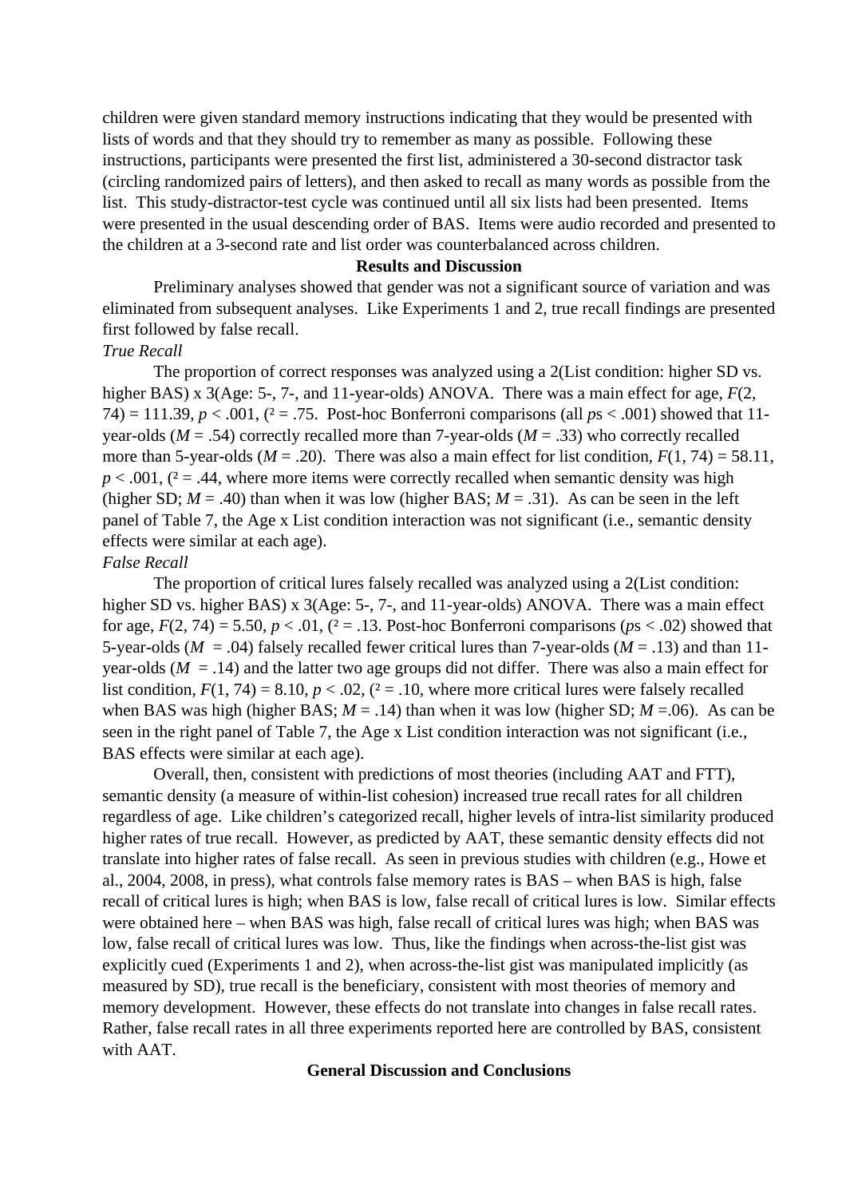children were given standard memory instructions indicating that they would be presented with lists of words and that they should try to remember as many as possible. Following these instructions, participants were presented the first list, administered a 30-second distractor task (circling randomized pairs of letters), and then asked to recall as many words as possible from the list. This study-distractor-test cycle was continued until all six lists had been presented. Items were presented in the usual descending order of BAS. Items were audio recorded and presented to the children at a 3-second rate and list order was counterbalanced across children.

## Results and Discussion

Preliminary analyses showed that gender was not a significant source of variation and was eliminated from subsequent analyses. Like Experiments 1 and 2, true recall findings are presented first followed by false recall.

*True Recall*

The proportion of correct responses was analyzed using a 2(List condition: higher SD vs. higher BAS) x 3(Age: 5-, 7-, and 11-year-olds) ANOVA. There was a main effect for age, $F(2, 74) = 111.39$, $p < .001$, (² = .75. Post-hoc Bonferroni comparisons (all $p$s $< .001$) showed that 11-year-olds ($M = .54$) correctly recalled more than 7-year-olds ($M = .33$) who correctly recalled more than 5-year-olds ($M = .20$). There was also a main effect for list condition, $F(1, 74) = 58.11$, $p < .001$, (² = .44, where more items were correctly recalled when semantic density was high (higher SD; $M = .40$) than when it was low (higher BAS; $M = .31$). As can be seen in the left panel of Table 7, the Age x List condition interaction was not significant (i.e., semantic density effects were similar at each age).

*False Recall*

The proportion of critical lures falsely recalled was analyzed using a 2(List condition: higher SD vs. higher BAS) x 3(Age: 5-, 7-, and 11-year-olds) ANOVA. There was a main effect for age, $F(2, 74) = 5.50$, $p < .01$, (² = .13. Post-hoc Bonferroni comparisons ($p$s $< .02$) showed that 5-year-olds ($M = .04$) falsely recalled fewer critical lures than 7-year-olds ($M = .13$) and than 11-year-olds ($M = .14$) and the latter two age groups did not differ. There was also a main effect for list condition, $F(1, 74) = 8.10$, $p < .02$, (² = .10, where more critical lures were falsely recalled when BAS was high (higher BAS; $M = .14$) than when it was low (higher SD; $M = .06$). As can be seen in the right panel of Table 7, the Age x List condition interaction was not significant (i.e., BAS effects were similar at each age).

Overall, then, consistent with predictions of most theories (including AAT and FTT), semantic density (a measure of within-list cohesion) increased true recall rates for all children regardless of age. Like children's categorized recall, higher levels of intra-list similarity produced higher rates of true recall. However, as predicted by AAT, these semantic density effects did not translate into higher rates of false recall. As seen in previous studies with children (e.g., Howe et al., 2004, 2008, in press), what controls false memory rates is BAS – when BAS is high, false recall of critical lures is high; when BAS is low, false recall of critical lures is low. Similar effects were obtained here – when BAS was high, false recall of critical lures was high; when BAS was low, false recall of critical lures was low. Thus, like the findings when across-the-list gist was explicitly cued (Experiments 1 and 2), when across-the-list gist was manipulated implicitly (as measured by SD), true recall is the beneficiary, consistent with most theories of memory and memory development. However, these effects do not translate into changes in false recall rates. Rather, false recall rates in all three experiments reported here are controlled by BAS, consistent with AAT.

## General Discussion and Conclusions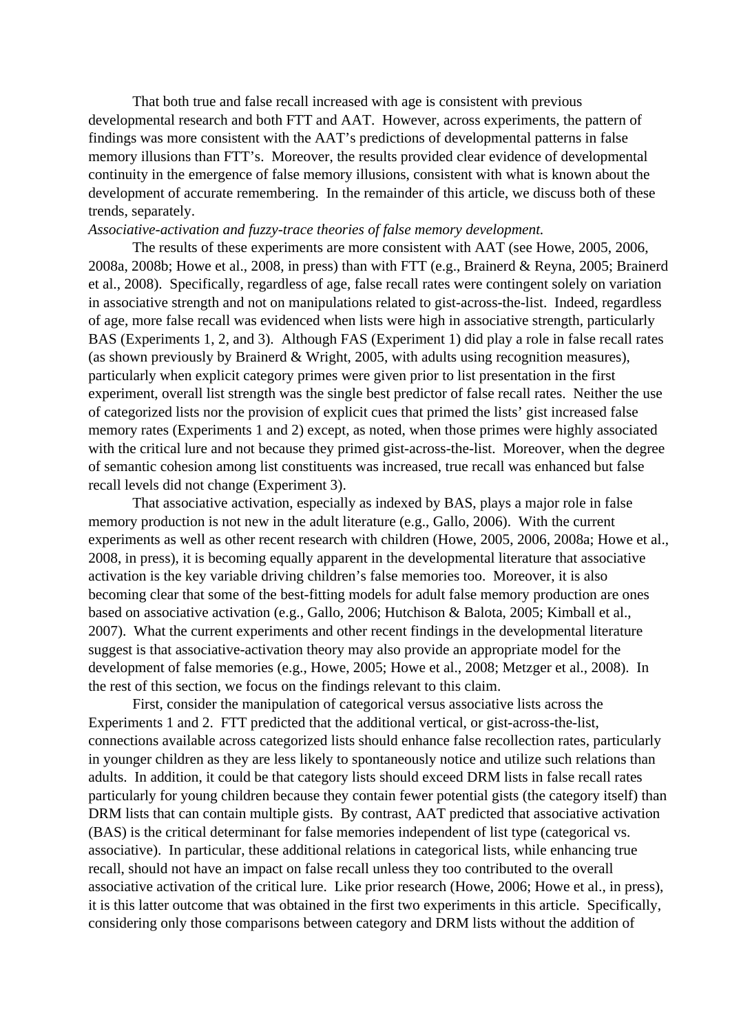That both true and false recall increased with age is consistent with previous developmental research and both FTT and AAT. However, across experiments, the pattern of findings was more consistent with the AAT's predictions of developmental patterns in false memory illusions than FTT's. Moreover, the results provided clear evidence of developmental continuity in the emergence of false memory illusions, consistent with what is known about the development of accurate remembering. In the remainder of this article, we discuss both of these trends, separately.

*Associative-activation and fuzzy-trace theories of false memory development.*

The results of these experiments are more consistent with AAT (see Howe, 2005, 2006, 2008a, 2008b; Howe et al., 2008, in press) than with FTT (e.g., Brainerd & Reyna, 2005; Brainerd et al., 2008). Specifically, regardless of age, false recall rates were contingent solely on variation in associative strength and not on manipulations related to gist-across-the-list. Indeed, regardless of age, more false recall was evidenced when lists were high in associative strength, particularly BAS (Experiments 1, 2, and 3). Although FAS (Experiment 1) did play a role in false recall rates (as shown previously by Brainerd & Wright, 2005, with adults using recognition measures), particularly when explicit category primes were given prior to list presentation in the first experiment, overall list strength was the single best predictor of false recall rates. Neither the use of categorized lists nor the provision of explicit cues that primed the lists' gist increased false memory rates (Experiments 1 and 2) except, as noted, when those primes were highly associated with the critical lure and not because they primed gist-across-the-list. Moreover, when the degree of semantic cohesion among list constituents was increased, true recall was enhanced but false recall levels did not change (Experiment 3).

That associative activation, especially as indexed by BAS, plays a major role in false memory production is not new in the adult literature (e.g., Gallo, 2006). With the current experiments as well as other recent research with children (Howe, 2005, 2006, 2008a; Howe et al., 2008, in press), it is becoming equally apparent in the developmental literature that associative activation is the key variable driving children's false memories too. Moreover, it is also becoming clear that some of the best-fitting models for adult false memory production are ones based on associative activation (e.g., Gallo, 2006; Hutchison & Balota, 2005; Kimball et al., 2007). What the current experiments and other recent findings in the developmental literature suggest is that associative-activation theory may also provide an appropriate model for the development of false memories (e.g., Howe, 2005; Howe et al., 2008; Metzger et al., 2008). In the rest of this section, we focus on the findings relevant to this claim.

First, consider the manipulation of categorical versus associative lists across the Experiments 1 and 2. FTT predicted that the additional vertical, or gist-across-the-list, connections available across categorized lists should enhance false recollection rates, particularly in younger children as they are less likely to spontaneously notice and utilize such relations than adults. In addition, it could be that category lists should exceed DRM lists in false recall rates particularly for young children because they contain fewer potential gists (the category itself) than DRM lists that can contain multiple gists. By contrast, AAT predicted that associative activation (BAS) is the critical determinant for false memories independent of list type (categorical vs. associative). In particular, these additional relations in categorical lists, while enhancing true recall, should not have an impact on false recall unless they too contributed to the overall associative activation of the critical lure. Like prior research (Howe, 2006; Howe et al., in press), it is this latter outcome that was obtained in the first two experiments in this article. Specifically, considering only those comparisons between category and DRM lists without the addition of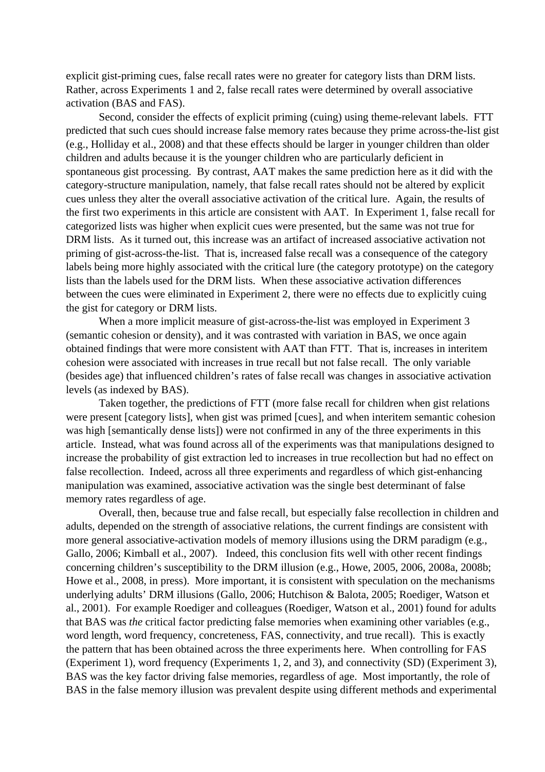explicit gist-priming cues, false recall rates were no greater for category lists than DRM lists. Rather, across Experiments 1 and 2, false recall rates were determined by overall associative activation (BAS and FAS).

Second, consider the effects of explicit priming (cuing) using theme-relevant labels. FTT predicted that such cues should increase false memory rates because they prime across-the-list gist (e.g., Holliday et al., 2008) and that these effects should be larger in younger children than older children and adults because it is the younger children who are particularly deficient in spontaneous gist processing. By contrast, AAT makes the same prediction here as it did with the category-structure manipulation, namely, that false recall rates should not be altered by explicit cues unless they alter the overall associative activation of the critical lure. Again, the results of the first two experiments in this article are consistent with AAT. In Experiment 1, false recall for categorized lists was higher when explicit cues were presented, but the same was not true for DRM lists. As it turned out, this increase was an artifact of increased associative activation not priming of gist-across-the-list. That is, increased false recall was a consequence of the category labels being more highly associated with the critical lure (the category prototype) on the category lists than the labels used for the DRM lists. When these associative activation differences between the cues were eliminated in Experiment 2, there were no effects due to explicitly cuing the gist for category or DRM lists.

When a more implicit measure of gist-across-the-list was employed in Experiment 3 (semantic cohesion or density), and it was contrasted with variation in BAS, we once again obtained findings that were more consistent with AAT than FTT. That is, increases in interitem cohesion were associated with increases in true recall but not false recall. The only variable (besides age) that influenced children's rates of false recall was changes in associative activation levels (as indexed by BAS).

Taken together, the predictions of FTT (more false recall for children when gist relations were present [category lists], when gist was primed [cues], and when interitem semantic cohesion was high [semantically dense lists]) were not confirmed in any of the three experiments in this article. Instead, what was found across all of the experiments was that manipulations designed to increase the probability of gist extraction led to increases in true recollection but had no effect on false recollection. Indeed, across all three experiments and regardless of which gist-enhancing manipulation was examined, associative activation was the single best determinant of false memory rates regardless of age.

Overall, then, because true and false recall, but especially false recollection in children and adults, depended on the strength of associative relations, the current findings are consistent with more general associative-activation models of memory illusions using the DRM paradigm (e.g., Gallo, 2006; Kimball et al., 2007). Indeed, this conclusion fits well with other recent findings concerning children's susceptibility to the DRM illusion (e.g., Howe, 2005, 2006, 2008a, 2008b; Howe et al., 2008, in press). More important, it is consistent with speculation on the mechanisms underlying adults' DRM illusions (Gallo, 2006; Hutchison & Balota, 2005; Roediger, Watson et al., 2001). For example Roediger and colleagues (Roediger, Watson et al., 2001) found for adults that BAS was *the* critical factor predicting false memories when examining other variables (e.g., word length, word frequency, concreteness, FAS, connectivity, and true recall). This is exactly the pattern that has been obtained across the three experiments here. When controlling for FAS (Experiment 1), word frequency (Experiments 1, 2, and 3), and connectivity (SD) (Experiment 3), BAS was the key factor driving false memories, regardless of age. Most importantly, the role of BAS in the false memory illusion was prevalent despite using different methods and experimental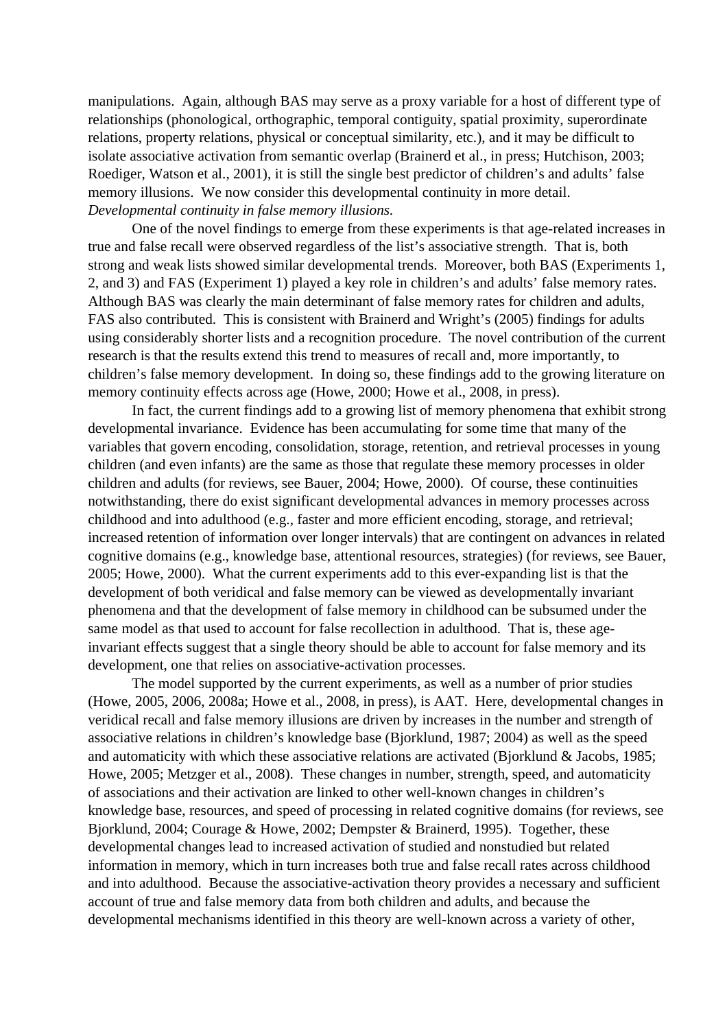manipulations. Again, although BAS may serve as a proxy variable for a host of different type of relationships (phonological, orthographic, temporal contiguity, spatial proximity, superordinate relations, property relations, physical or conceptual similarity, etc.), and it may be difficult to isolate associative activation from semantic overlap (Brainerd et al., in press; Hutchison, 2003; Roediger, Watson et al., 2001), it is still the single best predictor of children's and adults' false memory illusions. We now consider this developmental continuity in more detail.

*Developmental continuity in false memory illusions.*

One of the novel findings to emerge from these experiments is that age-related increases in true and false recall were observed regardless of the list's associative strength. That is, both strong and weak lists showed similar developmental trends. Moreover, both BAS (Experiments 1, 2, and 3) and FAS (Experiment 1) played a key role in children's and adults' false memory rates. Although BAS was clearly the main determinant of false memory rates for children and adults, FAS also contributed. This is consistent with Brainerd and Wright's (2005) findings for adults using considerably shorter lists and a recognition procedure. The novel contribution of the current research is that the results extend this trend to measures of recall and, more importantly, to children's false memory development. In doing so, these findings add to the growing literature on memory continuity effects across age (Howe, 2000; Howe et al., 2008, in press).

In fact, the current findings add to a growing list of memory phenomena that exhibit strong developmental invariance. Evidence has been accumulating for some time that many of the variables that govern encoding, consolidation, storage, retention, and retrieval processes in young children (and even infants) are the same as those that regulate these memory processes in older children and adults (for reviews, see Bauer, 2004; Howe, 2000). Of course, these continuities notwithstanding, there do exist significant developmental advances in memory processes across childhood and into adulthood (e.g., faster and more efficient encoding, storage, and retrieval; increased retention of information over longer intervals) that are contingent on advances in related cognitive domains (e.g., knowledge base, attentional resources, strategies) (for reviews, see Bauer, 2005; Howe, 2000). What the current experiments add to this ever-expanding list is that the development of both veridical and false memory can be viewed as developmentally invariant phenomena and that the development of false memory in childhood can be subsumed under the same model as that used to account for false recollection in adulthood. That is, these age-invariant effects suggest that a single theory should be able to account for false memory and its development, one that relies on associative-activation processes.

The model supported by the current experiments, as well as a number of prior studies (Howe, 2005, 2006, 2008a; Howe et al., 2008, in press), is AAT. Here, developmental changes in veridical recall and false memory illusions are driven by increases in the number and strength of associative relations in children's knowledge base (Bjorklund, 1987; 2004) as well as the speed and automaticity with which these associative relations are activated (Bjorklund & Jacobs, 1985; Howe, 2005; Metzger et al., 2008). These changes in number, strength, speed, and automaticity of associations and their activation are linked to other well-known changes in children's knowledge base, resources, and speed of processing in related cognitive domains (for reviews, see Bjorklund, 2004; Courage & Howe, 2002; Dempster & Brainerd, 1995). Together, these developmental changes lead to increased activation of studied and nonstudied but related information in memory, which in turn increases both true and false recall rates across childhood and into adulthood. Because the associative-activation theory provides a necessary and sufficient account of true and false memory data from both children and adults, and because the developmental mechanisms identified in this theory are well-known across a variety of other,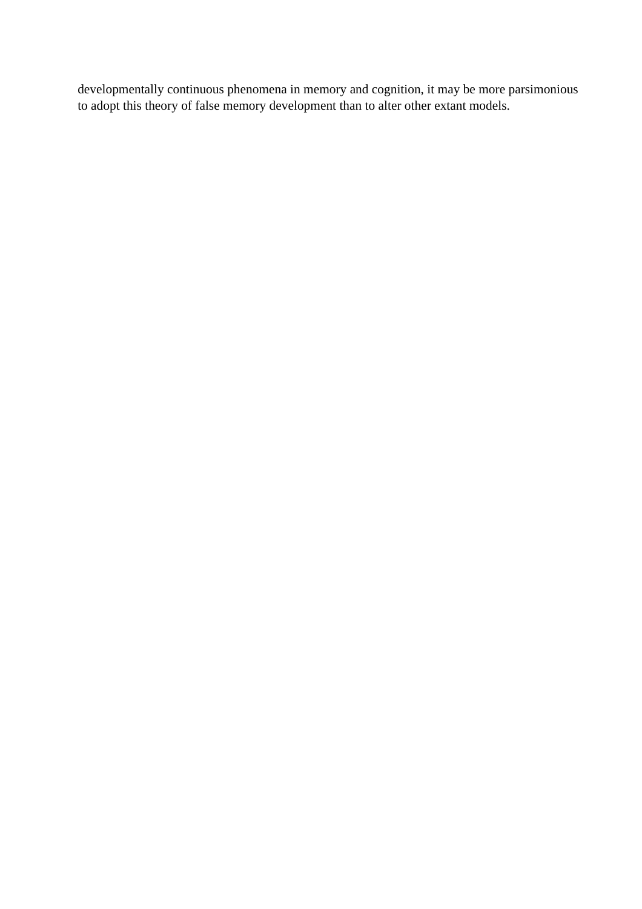developmentally continuous phenomena in memory and cognition, it may be more parsimonious to adopt this theory of false memory development than to alter other extant models.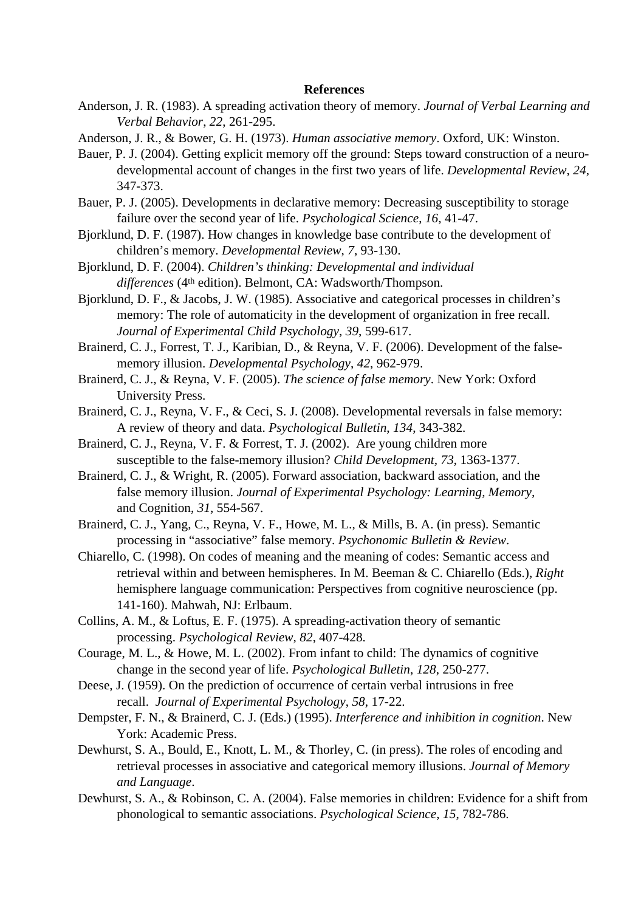**References**

Anderson, J. R. (1983). A spreading activation theory of memory. *Journal of Verbal Learning and Verbal Behavior, 22*, 261-295.

Anderson, J. R., & Bower, G. H. (1973). *Human associative memory*. Oxford, UK: Winston.

Bauer, P. J. (2004). Getting explicit memory off the ground: Steps toward construction of a neuro-developmental account of changes in the first two years of life. *Developmental Review, 24*, 347-373.

Bauer, P. J. (2005). Developments in declarative memory: Decreasing susceptibility to storage failure over the second year of life. *Psychological Science*, *16*, 41-47.

Bjorklund, D. F. (1987). How changes in knowledge base contribute to the development of children's memory. *Developmental Review*, *7*, 93-130.

Bjorklund, D. F. (2004). *Children's thinking: Developmental and individual differences* (4th edition). Belmont, CA: Wadsworth/Thompson.

Bjorklund, D. F., & Jacobs, J. W. (1985). Associative and categorical processes in children's memory: The role of automaticity in the development of organization in free recall. *Journal of Experimental Child Psychology*, *39*, 599-617.

Brainerd, C. J., Forrest, T. J., Karibian, D., & Reyna, V. F. (2006). Development of the false-memory illusion. *Developmental Psychology*, *42*, 962-979.

Brainerd, C. J., & Reyna, V. F. (2005). *The science of false memory*. New York: Oxford University Press.

Brainerd, C. J., Reyna, V. F., & Ceci, S. J. (2008). Developmental reversals in false memory: A review of theory and data. *Psychological Bulletin, 134*, 343-382.

Brainerd, C. J., Reyna, V. F. & Forrest, T. J. (2002). Are young children more susceptible to the false-memory illusion? *Child Development, 73*, 1363-1377.

Brainerd, C. J., & Wright, R. (2005). Forward association, backward association, and the false memory illusion. *Journal of Experimental Psychology: Learning, Memory,* and Cognition, *31*, 554-567.

Brainerd, C. J., Yang, C., Reyna, V. F., Howe, M. L., & Mills, B. A. (in press). Semantic processing in "associative" false memory. *Psychonomic Bulletin & Review*.

Chiarello, C. (1998). On codes of meaning and the meaning of codes: Semantic access and retrieval within and between hemispheres. In M. Beeman & C. Chiarello (Eds.), *Right* hemisphere language communication: Perspectives from cognitive neuroscience (pp. 141-160). Mahwah, NJ: Erlbaum.

Collins, A. M., & Loftus, E. F. (1975). A spreading-activation theory of semantic processing. *Psychological Review*, *82*, 407-428.

Courage, M. L., & Howe, M. L. (2002). From infant to child: The dynamics of cognitive change in the second year of life. *Psychological Bulletin*, *128*, 250-277.

Deese, J. (1959). On the prediction of occurrence of certain verbal intrusions in free recall. *Journal of Experimental Psychology*, *58*, 17-22.

Dempster, F. N., & Brainerd, C. J. (Eds.) (1995). *Interference and inhibition in cognition*. New York: Academic Press.

Dewhurst, S. A., Bould, E., Knott, L. M., & Thorley, C. (in press). The roles of encoding and retrieval processes in associative and categorical memory illusions. *Journal of Memory and Language*.

Dewhurst, S. A., & Robinson, C. A. (2004). False memories in children: Evidence for a shift from phonological to semantic associations. *Psychological Science*, *15*, 782-786.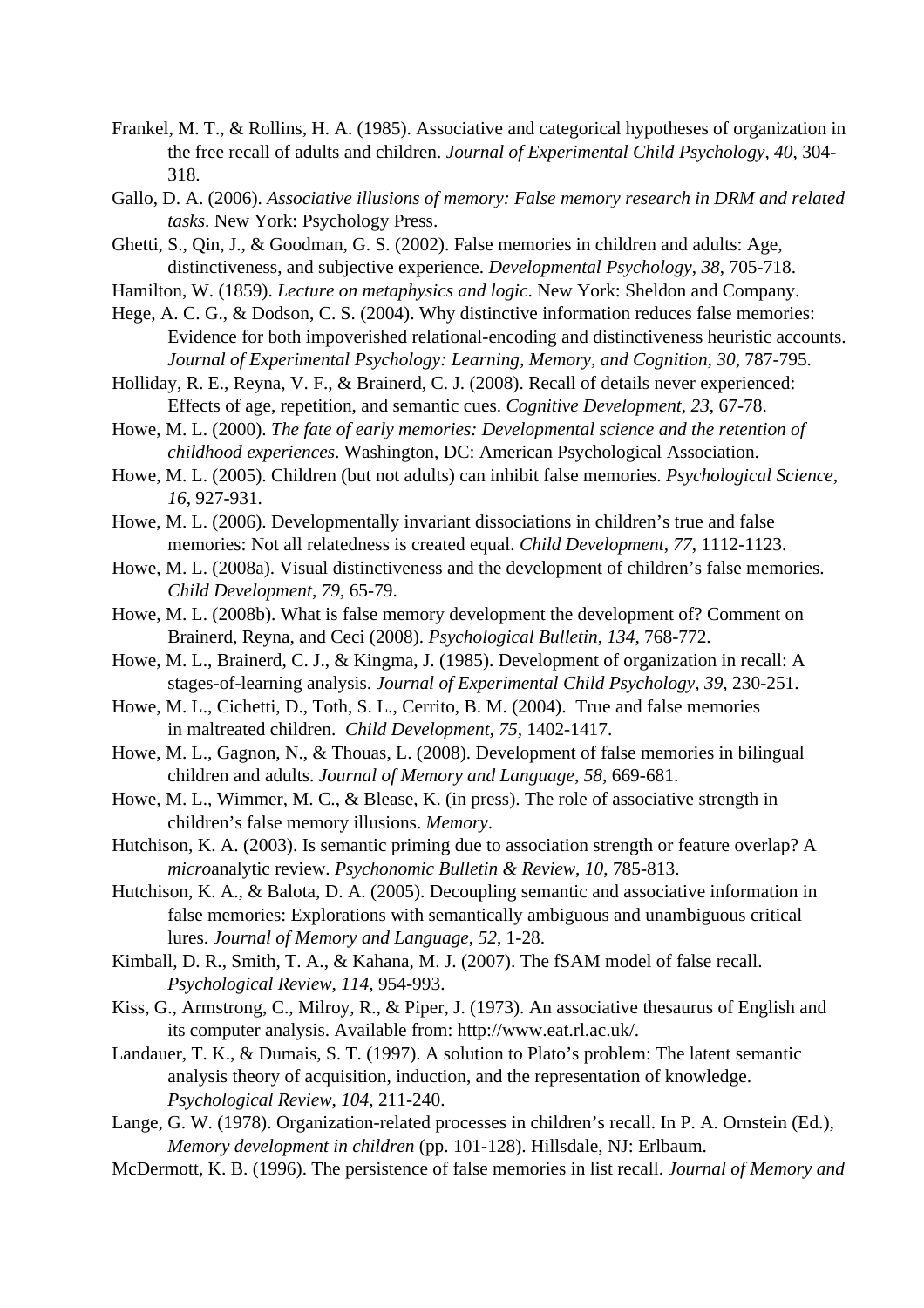Frankel, M. T., & Rollins, H. A. (1985). Associative and categorical hypotheses of organization in the free recall of adults and children. *Journal of Experimental Child Psychology*, *40*, 304-318.

Gallo, D. A. (2006). *Associative illusions of memory: False memory research in DRM and related tasks*. New York: Psychology Press.

Ghetti, S., Qin, J., & Goodman, G. S. (2002). False memories in children and adults: Age, distinctiveness, and subjective experience. *Developmental Psychology*, *38*, 705-718.

Hamilton, W. (1859). *Lecture on metaphysics and logic*. New York: Sheldon and Company.

Hege, A. C. G., & Dodson, C. S. (2004). Why distinctive information reduces false memories: Evidence for both impoverished relational-encoding and distinctiveness heuristic accounts. *Journal of Experimental Psychology: Learning, Memory, and Cognition*, *30*, 787-795.

Holliday, R. E., Reyna, V. F., & Brainerd, C. J. (2008). Recall of details never experienced: Effects of age, repetition, and semantic cues. *Cognitive Development*, *23*, 67-78.

Howe, M. L. (2000). *The fate of early memories: Developmental science and the retention of childhood experiences*. Washington, DC: American Psychological Association.

Howe, M. L. (2005). Children (but not adults) can inhibit false memories. *Psychological Science*, *16*, 927-931.

Howe, M. L. (2006). Developmentally invariant dissociations in children's true and false memories: Not all relatedness is created equal. *Child Development*, *77*, 1112-1123.

Howe, M. L. (2008a). Visual distinctiveness and the development of children's false memories. *Child Development*, *79*, 65-79.

Howe, M. L. (2008b). What is false memory development the development of? Comment on Brainerd, Reyna, and Ceci (2008). *Psychological Bulletin*, *134*, 768-772.

Howe, M. L., Brainerd, C. J., & Kingma, J. (1985). Development of organization in recall: A stages-of-learning analysis. *Journal of Experimental Child Psychology, 39*, 230-251.

Howe, M. L., Cichetti, D., Toth, S. L., Cerrito, B. M. (2004). True and false memories in maltreated children. *Child Development, 75*, 1402-1417.

Howe, M. L., Gagnon, N., & Thouas, L. (2008). Development of false memories in bilingual children and adults. *Journal of Memory and Language*, *58*, 669-681.

Howe, M. L., Wimmer, M. C., & Blease, K. (in press). The role of associative strength in children's false memory illusions. *Memory*.

Hutchison, K. A. (2003). Is semantic priming due to association strength or feature overlap? A *micro*analytic review. *Psychonomic Bulletin & Review*, *10*, 785-813.

Hutchison, K. A., & Balota, D. A. (2005). Decoupling semantic and associative information in false memories: Explorations with semantically ambiguous and unambiguous critical lures. *Journal of Memory and Language*, *52*, 1-28.

Kimball, D. R., Smith, T. A., & Kahana, M. J. (2007). The fSAM model of false recall. *Psychological Review*, *114*, 954-993.

Kiss, G., Armstrong, C., Milroy, R., & Piper, J. (1973). An associative thesaurus of English and its computer analysis. Available from: http://www.eat.rl.ac.uk/.

Landauer, T. K., & Dumais, S. T. (1997). A solution to Plato's problem: The latent semantic analysis theory of acquisition, induction, and the representation of knowledge. *Psychological Review*, *104*, 211-240.

Lange, G. W. (1978). Organization-related processes in children's recall. In P. A. Ornstein (Ed.), *Memory development in children* (pp. 101-128). Hillsdale, NJ: Erlbaum.

McDermott, K. B. (1996). The persistence of false memories in list recall. *Journal of Memory and*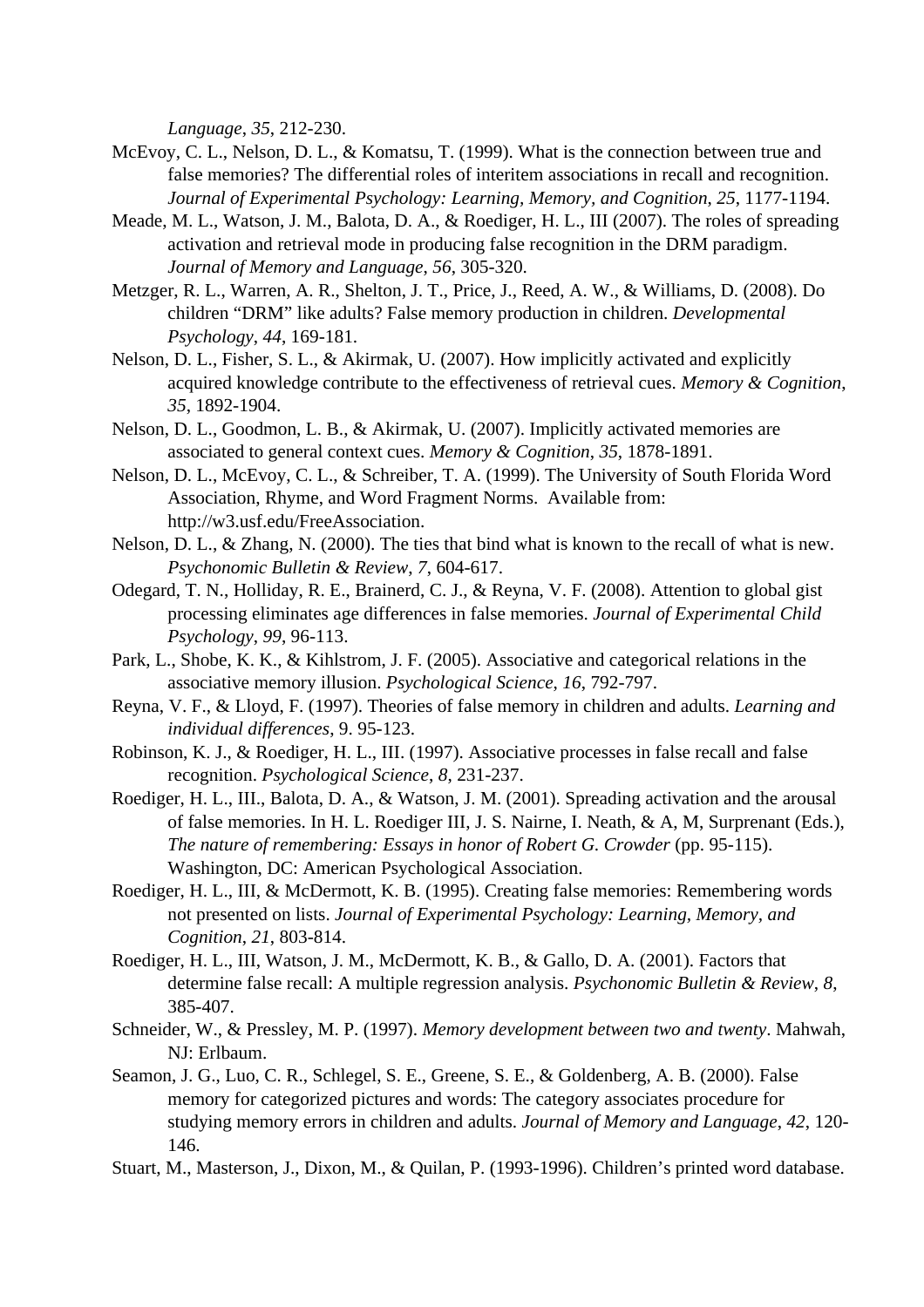*Language*, *35*, 212-230.

McEvoy, C. L., Nelson, D. L., & Komatsu, T. (1999). What is the connection between true and false memories? The differential roles of interitem associations in recall and recognition. *Journal of Experimental Psychology: Learning, Memory, and Cognition*, *25*, 1177-1194.

Meade, M. L., Watson, J. M., Balota, D. A., & Roediger, H. L., III (2007). The roles of spreading activation and retrieval mode in producing false recognition in the DRM paradigm. *Journal of Memory and Language*, *56*, 305-320.

Metzger, R. L., Warren, A. R., Shelton, J. T., Price, J., Reed, A. W., & Williams, D. (2008). Do children "DRM" like adults? False memory production in children. *Developmental Psychology*, *44*, 169-181.

Nelson, D. L., Fisher, S. L., & Akirmak, U. (2007). How implicitly activated and explicitly acquired knowledge contribute to the effectiveness of retrieval cues. *Memory & Cognition*, *35*, 1892-1904.

Nelson, D. L., Goodmon, L. B., & Akirmak, U. (2007). Implicitly activated memories are associated to general context cues. *Memory & Cognition*, *35*, 1878-1891.

Nelson, D. L., McEvoy, C. L., & Schreiber, T. A. (1999). The University of South Florida Word Association, Rhyme, and Word Fragment Norms. Available from: http://w3.usf.edu/FreeAssociation.

Nelson, D. L., & Zhang, N. (2000). The ties that bind what is known to the recall of what is new. *Psychonomic Bulletin & Review*, *7*, 604-617.

Odegard, T. N., Holliday, R. E., Brainerd, C. J., & Reyna, V. F. (2008). Attention to global gist processing eliminates age differences in false memories. *Journal of Experimental Child Psychology*, *99*, 96-113.

Park, L., Shobe, K. K., & Kihlstrom, J. F. (2005). Associative and categorical relations in the associative memory illusion. *Psychological Science*, *16*, 792-797.

Reyna, V. F., & Lloyd, F. (1997). Theories of false memory in children and adults. *Learning and individual differences*, 9. 95-123.

Robinson, K. J., & Roediger, H. L., III. (1997). Associative processes in false recall and false recognition. *Psychological Science*, *8*, 231-237.

Roediger, H. L., III., Balota, D. A., & Watson, J. M. (2001). Spreading activation and the arousal of false memories. In H. L. Roediger III, J. S. Nairne, I. Neath, & A, M, Surprenant (Eds.), *The nature of remembering: Essays in honor of Robert G. Crowder* (pp. 95-115). Washington, DC: American Psychological Association.

Roediger, H. L., III, & McDermott, K. B. (1995). Creating false memories: Remembering words not presented on lists. *Journal of Experimental Psychology: Learning, Memory, and Cognition*, *21*, 803-814.

Roediger, H. L., III, Watson, J. M., McDermott, K. B., & Gallo, D. A. (2001). Factors that determine false recall: A multiple regression analysis. *Psychonomic Bulletin & Review*, *8*, 385-407.

Schneider, W., & Pressley, M. P. (1997). *Memory development between two and twenty*. Mahwah, NJ: Erlbaum.

Seamon, J. G., Luo, C. R., Schlegel, S. E., Greene, S. E., & Goldenberg, A. B. (2000). False memory for categorized pictures and words: The category associates procedure for studying memory errors in children and adults. *Journal of Memory and Language*, *42*, 120-146.

Stuart, M., Masterson, J., Dixon, M., & Quilan, P. (1993-1996). Children's printed word database.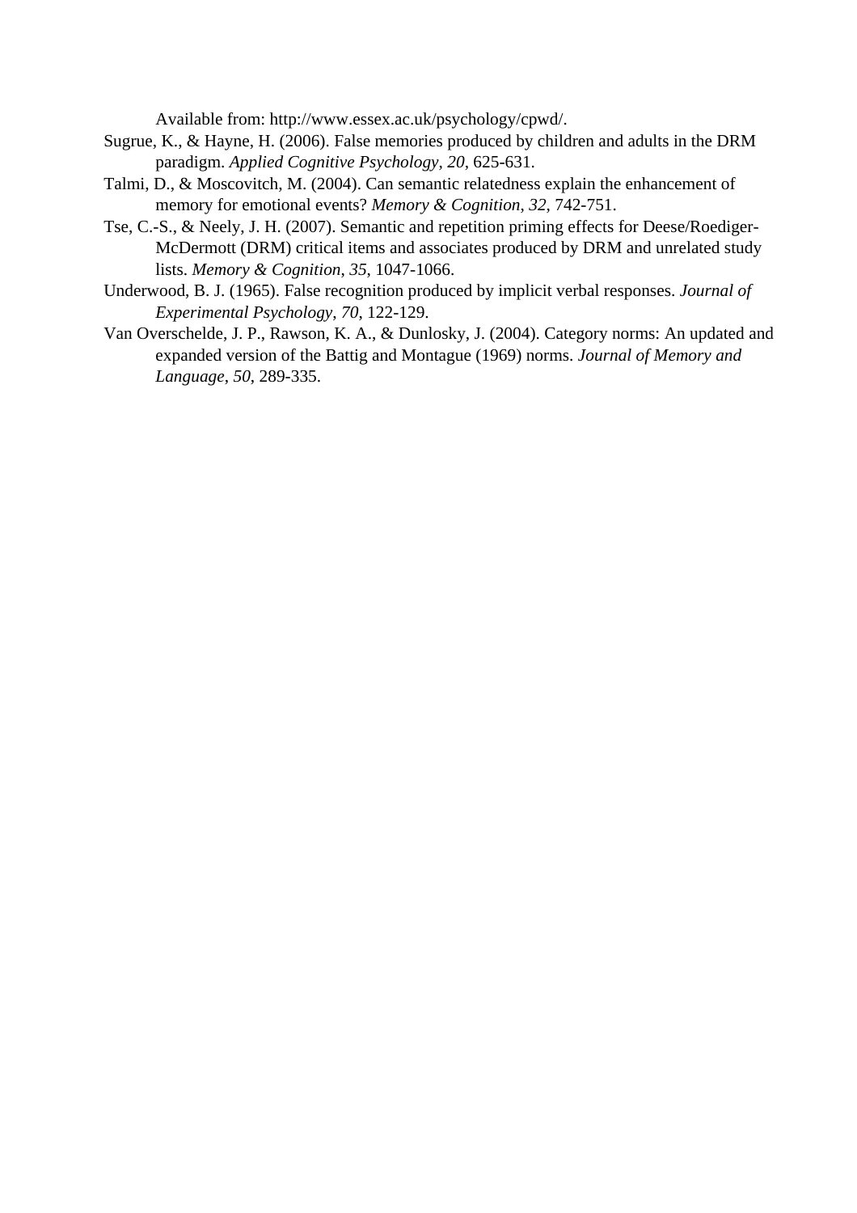Available from: http://www.essex.ac.uk/psychology/cpwd/.

Sugrue, K., & Hayne, H. (2006). False memories produced by children and adults in the DRM paradigm. *Applied Cognitive Psychology*, *20*, 625-631.

Talmi, D., & Moscovitch, M. (2004). Can semantic relatedness explain the enhancement of memory for emotional events? *Memory & Cognition*, *32*, 742-751.

Tse, C.-S., & Neely, J. H. (2007). Semantic and repetition priming effects for Deese/Roediger-McDermott (DRM) critical items and associates produced by DRM and unrelated study lists. *Memory & Cognition*, *35*, 1047-1066.

Underwood, B. J. (1965). False recognition produced by implicit verbal responses. *Journal of Experimental Psychology*, *70*, 122-129.

Van Overschelde, J. P., Rawson, K. A., & Dunlosky, J. (2004). Category norms: An updated and expanded version of the Battig and Montague (1969) norms. *Journal of Memory and Language*, *50*, 289-335.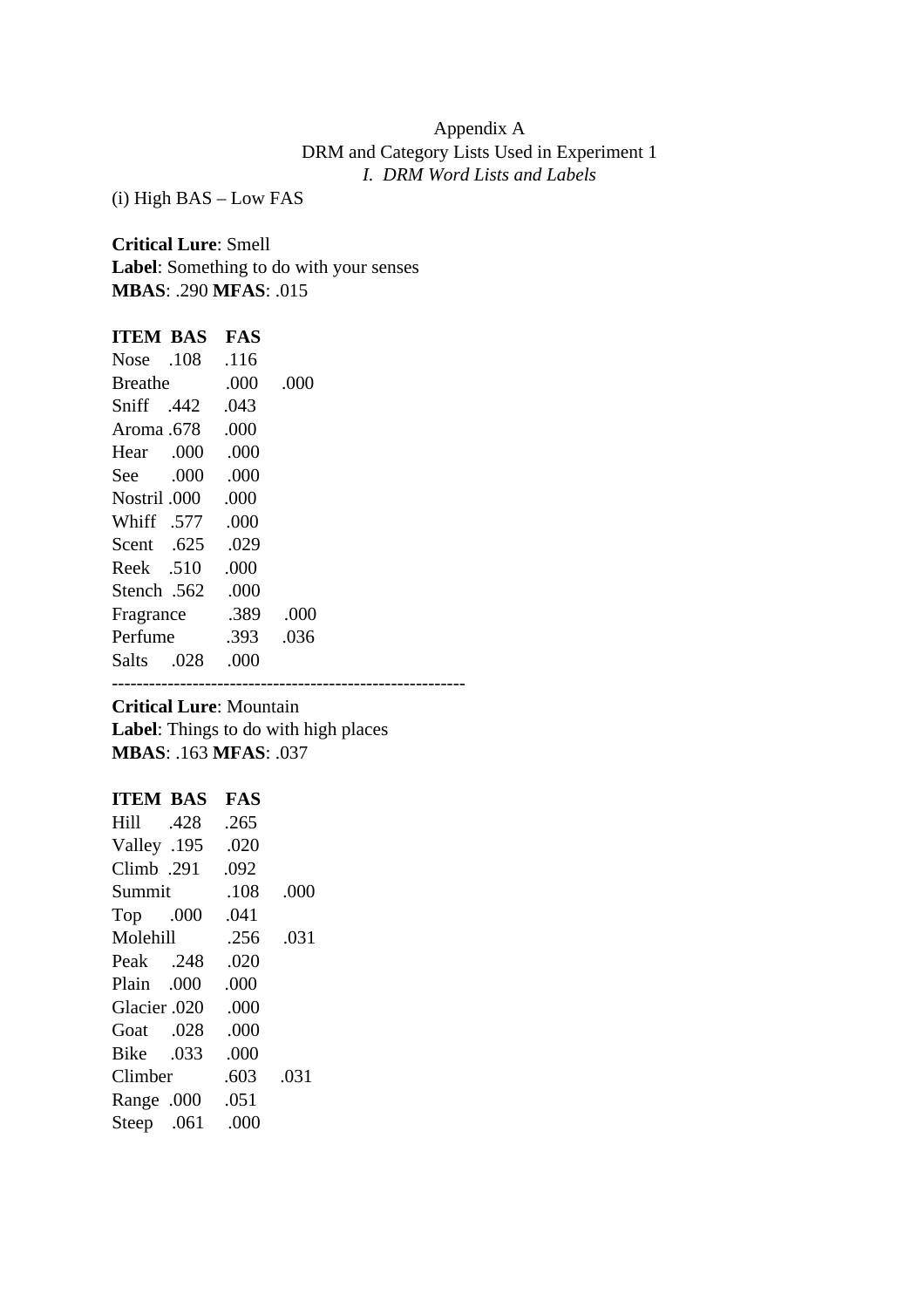Appendix A

DRM and Category Lists Used in Experiment 1

*I. DRM Word Lists and Labels*

(i) High BAS – Low FAS

**Critical Lure**: Smell
**Label**: Something to do with your senses
**MBAS**: .290 **MFAS**: .015

| **ITEM** | **BAS** | **FAS** |
|---|---|---|
| Nose | .108 | .116 |
| Breathe | .000 | .000 |
| Sniff | .442 | .043 |
| Aroma | .678 | .000 |
| Hear | .000 | .000 |
| See | .000 | .000 |
| Nostril | .000 | .000 |
| Whiff | .577 | .000 |
| Scent | .625 | .029 |
| Reek | .510 | .000 |
| Stench | .562 | .000 |
| Fragrance | .389 | .000 |
| Perfume | .393 | .036 |
| Salts | .028 | .000 |

---

**Critical Lure**: Mountain
**Label**: Things to do with high places
**MBAS**: .163 **MFAS**: .037

| **ITEM** | **BAS** | **FAS** |
|---|---|---|
| Hill | .428 | .265 |
| Valley | .195 | .020 |
| Climb | .291 | .092 |
| Summit | .108 | .000 |
| Top | .000 | .041 |
| Molehill | .256 | .031 |
| Peak | .248 | .020 |
| Plain | .000 | .000 |
| Glacier | .020 | .000 |
| Goat | .028 | .000 |
| Bike | .033 | .000 |
| Climber | .603 | .031 |
| Range | .000 | .051 |
| Steep | .061 | .000 |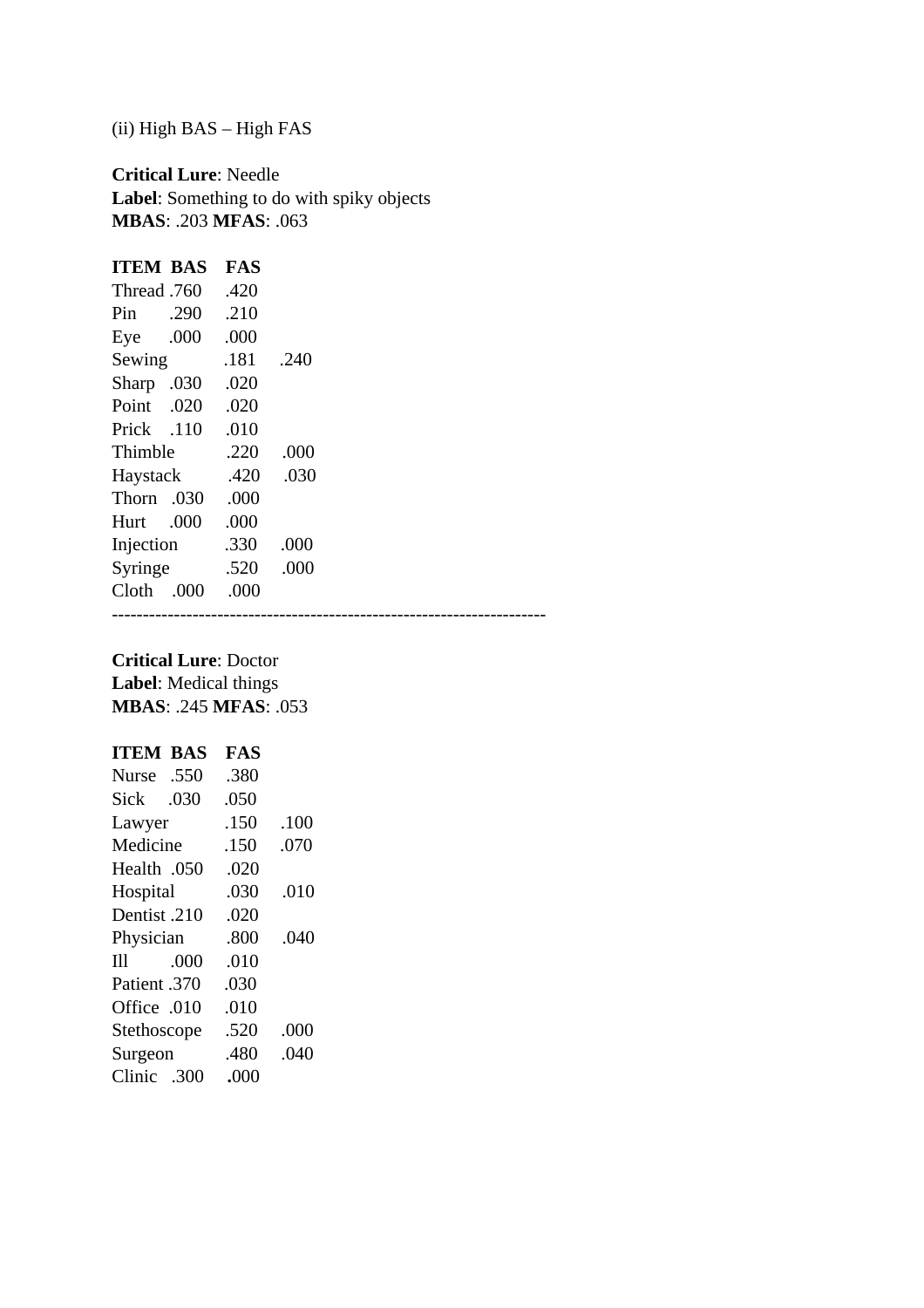(ii) High BAS – High FAS

**Critical Lure**: Needle
**Label**: Something to do with spiky objects
**MBAS**: .203 **MFAS**: .063

| **ITEM** | **BAS** | **FAS** |
|---|---|---|
| Thread | .760 | .420 |
| Pin | .290 | .210 |
| Eye | .000 | .000 |
| Sewing | .181 | .240 |
| Sharp | .030 | .020 |
| Point | .020 | .020 |
| Prick | .110 | .010 |
| Thimble | .220 | .000 |
| Haystack | .420 | .030 |
| Thorn | .030 | .000 |
| Hurt | .000 | .000 |
| Injection | .330 | .000 |
| Syringe | .520 | .000 |
| Cloth | .000 | .000 |

---

**Critical Lure**: Doctor
**Label**: Medical things
**MBAS**: .245 **MFAS**: .053

| **ITEM** | **BAS** | **FAS** |
|---|---|---|
| Nurse | .550 | .380 |
| Sick | .030 | .050 |
| Lawyer | .150 | .100 |
| Medicine | .150 | .070 |
| Health | .050 | .020 |
| Hospital | .030 | .010 |
| Dentist | .210 | .020 |
| Physician | .800 | .040 |
| Ill | .000 | .010 |
| Patient | .370 | .030 |
| Office | .010 | .010 |
| Stethoscope | .520 | .000 |
| Surgeon | .480 | .040 |
| Clinic | .300 | .000 |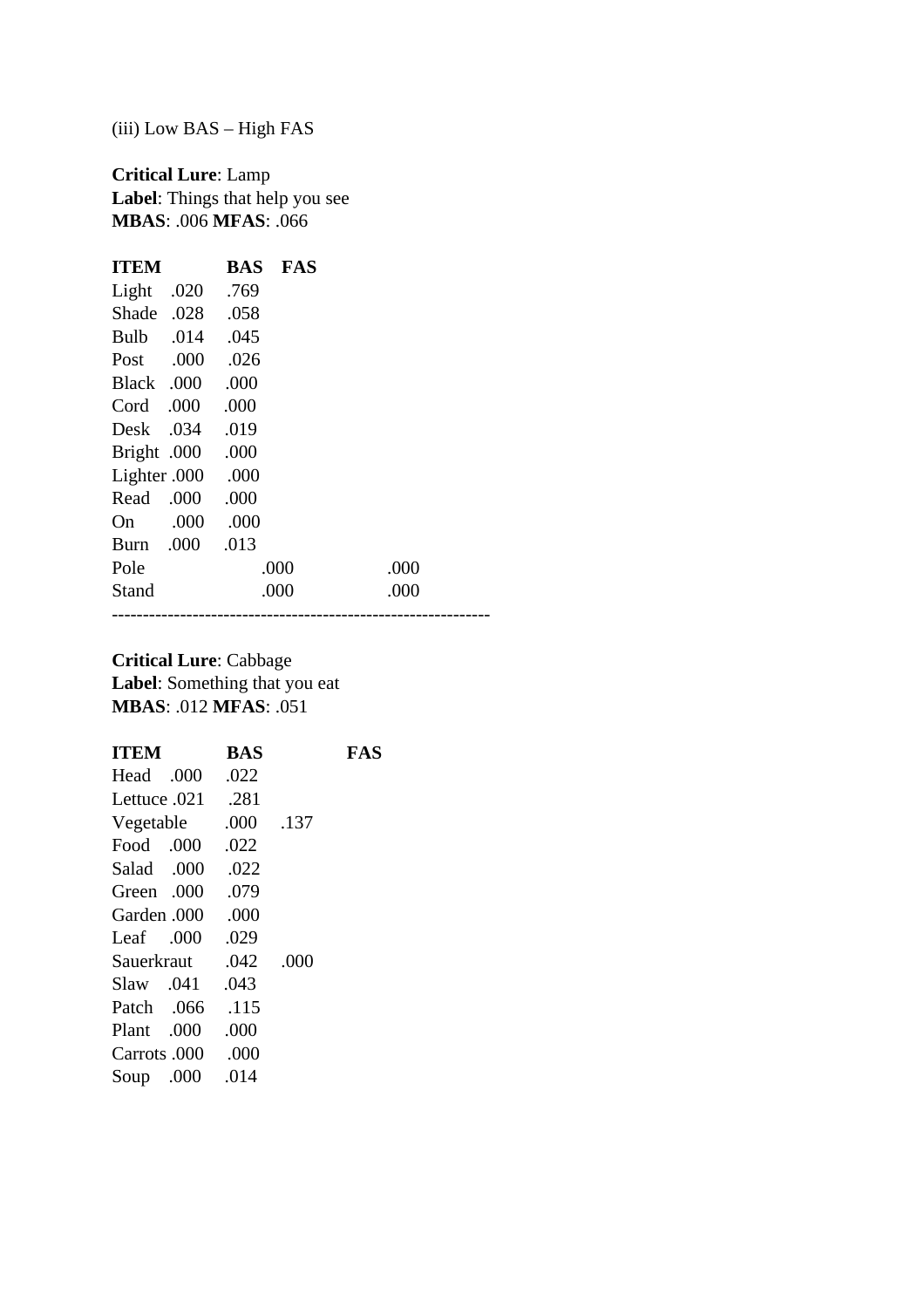(iii) Low BAS – High FAS

**Critical Lure**: Lamp
**Label**: Things that help you see
**MBAS**: .006 **MFAS**: .066

| ITEM | BAS | FAS |
|---|---|---|
| Light | .020 | .769 |
| Shade | .028 | .058 |
| Bulb | .014 | .045 |
| Post | .000 | .026 |
| Black | .000 | .000 |
| Cord | .000 | .000 |
| Desk | .034 | .019 |
| Bright | .000 | .000 |
| Lighter | .000 | .000 |
| Read | .000 | .000 |
| On | .000 | .000 |
| Burn | .000 | .013 |
| Pole | .000 | .000 |
| Stand | .000 | .000 |

------------------------------------------------------------

**Critical Lure**: Cabbage
**Label**: Something that you eat
**MBAS**: .012 **MFAS**: .051

| ITEM | BAS | FAS |
|---|---|---|
| Head | .000 | .022 |
| Lettuce | .021 | .281 |
| Vegetable | .000 | .137 |
| Food | .000 | .022 |
| Salad | .000 | .022 |
| Green | .000 | .079 |
| Garden | .000 | .000 |
| Leaf | .000 | .029 |
| Sauerkraut | .042 | .000 |
| Slaw | .041 | .043 |
| Patch | .066 | .115 |
| Plant | .000 | .000 |
| Carrots | .000 | .000 |
| Soup | .000 | .014 |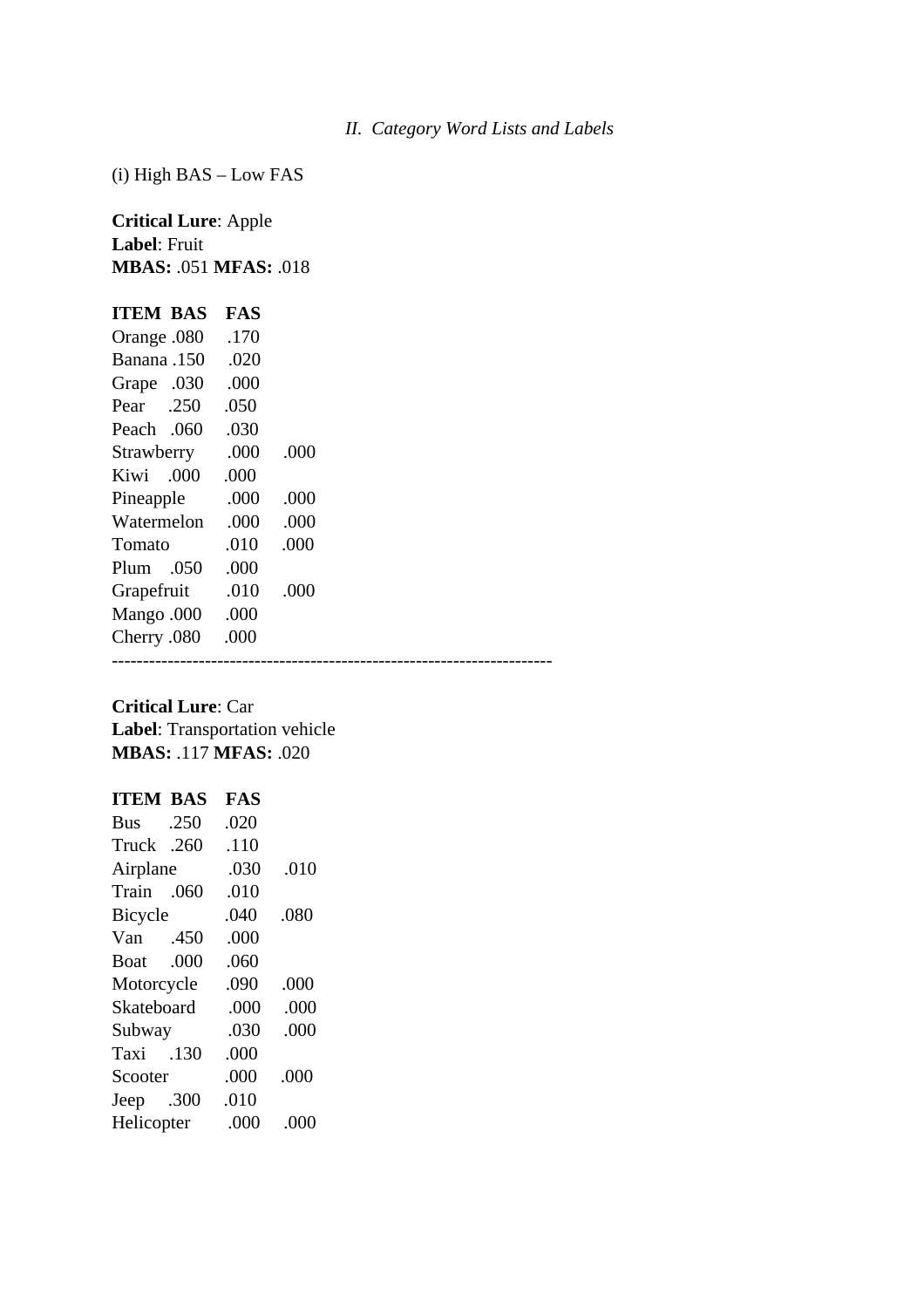*II. Category Word Lists and Labels*

(i) High BAS – Low FAS

**Critical Lure**: Apple
**Label**: Fruit
**MBAS:** .051 **MFAS:** .018

| ITEM | BAS | FAS |
|---|---|---|
| Orange | .080 | .170 |
| Banana | .150 | .020 |
| Grape | .030 | .000 |
| Pear | .250 | .050 |
| Peach | .060 | .030 |
| Strawberry | .000 | .000 |
| Kiwi | .000 | .000 |
| Pineapple | .000 | .000 |
| Watermelon | .000 | .000 |
| Tomato | .010 | .000 |
| Plum | .050 | .000 |
| Grapefruit | .010 | .000 |
| Mango | .000 | .000 |
| Cherry | .080 | .000 |

---

**Critical Lure**: Car
**Label**: Transportation vehicle
**MBAS:** .117 **MFAS:** .020

| ITEM | BAS | FAS |
|---|---|---|
| Bus | .250 | .020 |
| Truck | .260 | .110 |
| Airplane | .030 | .010 |
| Train | .060 | .010 |
| Bicycle | .040 | .080 |
| Van | .450 | .000 |
| Boat | .000 | .060 |
| Motorcycle | .090 | .000 |
| Skateboard | .000 | .000 |
| Subway | .030 | .000 |
| Taxi | .130 | .000 |
| Scooter | .000 | .000 |
| Jeep | .300 | .010 |
| Helicopter | .000 | .000 |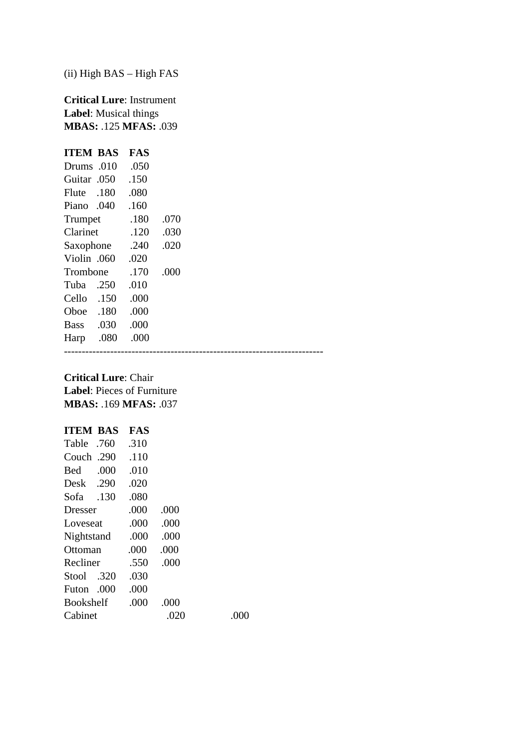(ii) High BAS – High FAS

**Critical Lure**: Instrument
**Label**: Musical things
**MBAS:** .125 **MFAS:** .039

| **ITEM** | **BAS** | **FAS** |
|---|---|---|
| Drums | .010 | .050 |
| Guitar | .050 | .150 |
| Flute | .180 | .080 |
| Piano | .040 | .160 |
| Trumpet | .180 | .070 |
| Clarinet | .120 | .030 |
| Saxophone | .240 | .020 |
| Violin | .060 | .020 |
| Trombone | .170 | .000 |
| Tuba | .250 | .010 |
| Cello | .150 | .000 |
| Oboe | .180 | .000 |
| Bass | .030 | .000 |
| Harp | .080 | .000 |

------------------------------------------------------------------------

**Critical Lure**: Chair
**Label**: Pieces of Furniture
**MBAS:** .169 **MFAS:** .037

| **ITEM** | **BAS** | **FAS** |
|---|---|---|
| Table | .760 | .310 |
| Couch | .290 | .110 |
| Bed | .000 | .010 |
| Desk | .290 | .020 |
| Sofa | .130 | .080 |
| Dresser | .000 | .000 |
| Loveseat | .000 | .000 |
| Nightstand | .000 | .000 |
| Ottoman | .000 | .000 |
| Recliner | .550 | .000 |
| Stool | .320 | .030 |
| Futon | .000 | .000 |
| Bookshelf | .000 | .000 |
| Cabinet | .020 | .000 |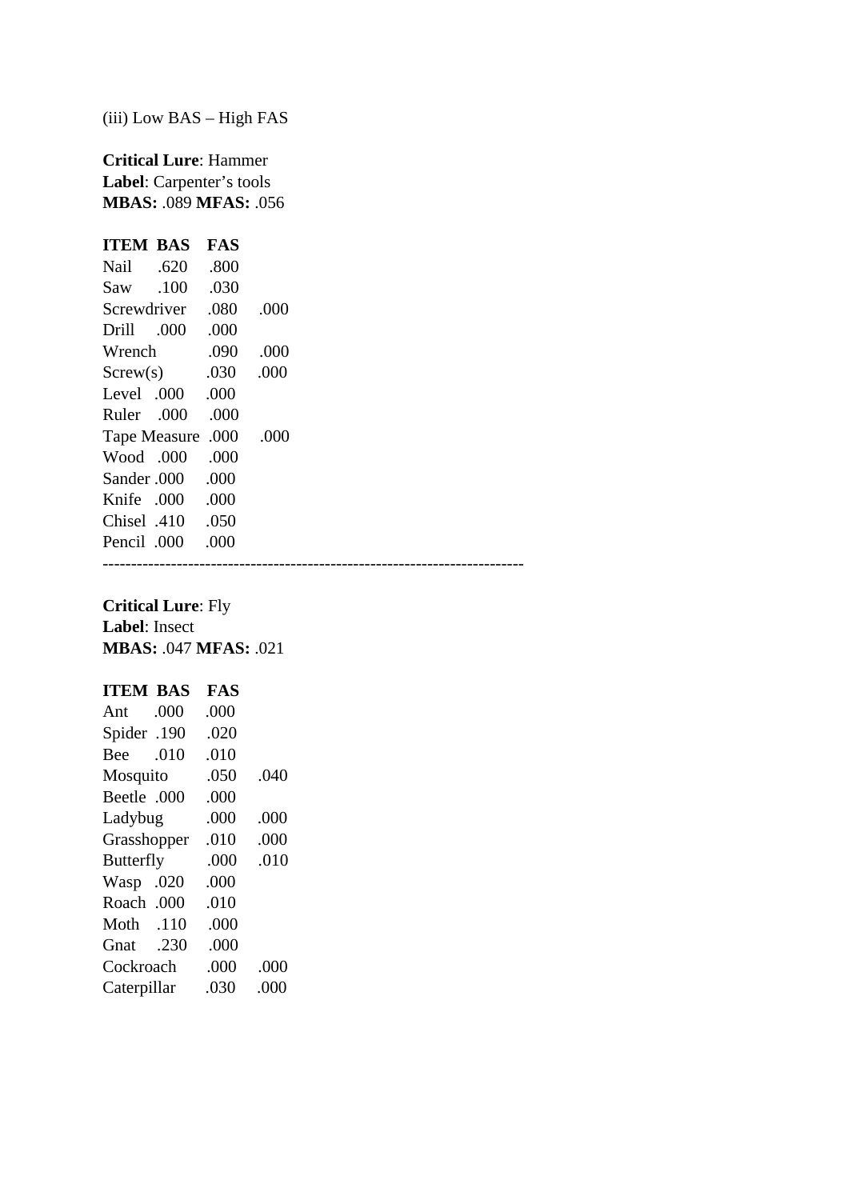(iii) Low BAS – High FAS

**Critical Lure**: Hammer
**Label**: Carpenter's tools
**MBAS:** .089 **MFAS:** .056

| ITEM | BAS | FAS |
|---|---|---|
| Nail | .620 | .800 |
| Saw | .100 | .030 |
| Screwdriver | .080 | .000 |
| Drill | .000 | .000 |
| Wrench | .090 | .000 |
| Screw(s) | .030 | .000 |
| Level | .000 | .000 |
| Ruler | .000 | .000 |
| Tape Measure | .000 | .000 |
| Wood | .000 | .000 |
| Sander | .000 | .000 |
| Knife | .000 | .000 |
| Chisel | .410 | .050 |
| Pencil | .000 | .000 |

---

**Critical Lure**: Fly
**Label**: Insect
**MBAS:** .047 **MFAS:** .021

| ITEM | BAS | FAS |
|---|---|---|
| Ant | .000 | .000 |
| Spider | .190 | .020 |
| Bee | .010 | .010 |
| Mosquito | .050 | .040 |
| Beetle | .000 | .000 |
| Ladybug | .000 | .000 |
| Grasshopper | .010 | .000 |
| Butterfly | .000 | .010 |
| Wasp | .020 | .000 |
| Roach | .000 | .010 |
| Moth | .110 | .000 |
| Gnat | .230 | .000 |
| Cockroach | .000 | .000 |
| Caterpillar | .030 | .000 |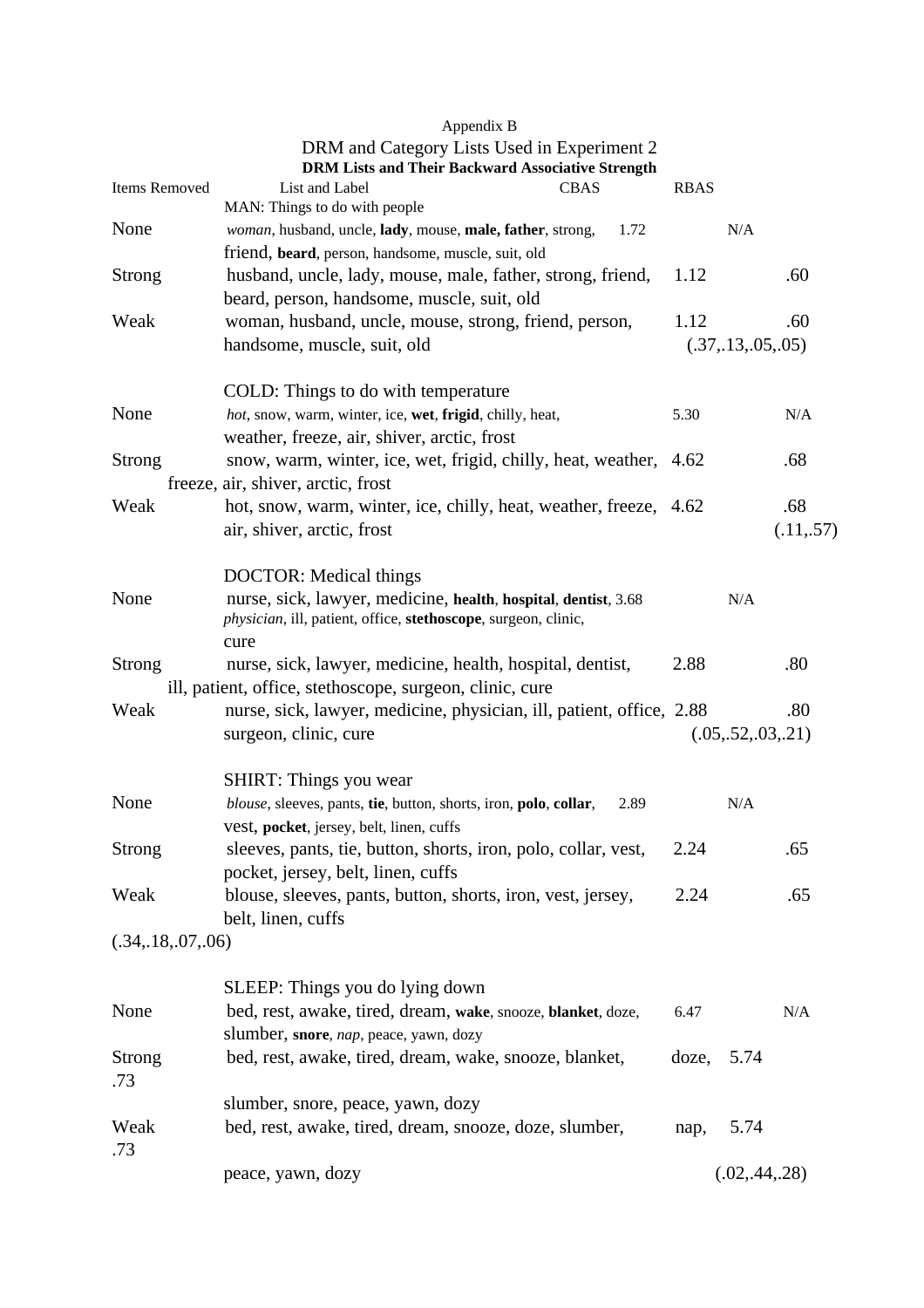Appendix B

## DRM and Category Lists Used in Experiment 2

### DRM Lists and Their Backward Associative Strength

| Items Removed | List and Label | CBAS | RBAS |
|---|---|---|---|
| | MAN: Things to do with people | | |
| None | *woman*, husband, uncle, **lady**, mouse, **male, father**, strong, friend, **beard**, person, handsome, muscle, suit, old | 1.72 | N/A |
| Strong | husband, uncle, lady, mouse, male, father, strong, friend, beard, person, handsome, muscle, suit, old | 1.12 | .60 |
| Weak | woman, husband, uncle, mouse, strong, friend, person, handsome, muscle, suit, old | 1.12 | .60 (.37,.13,.05,.05) |
| | COLD: Things to do with temperature | | |
| None | *hot*, snow, warm, winter, ice, **wet**, **frigid**, chilly, heat, weather, freeze, air, shiver, arctic, frost | 5.30 | N/A |
| Strong | snow, warm, winter, ice, wet, frigid, chilly, heat, weather, freeze, air, shiver, arctic, frost | 4.62 | .68 |
| Weak | hot, snow, warm, winter, ice, chilly, heat, weather, freeze, air, shiver, arctic, frost | 4.62 | .68 (.11,.57) |
| | DOCTOR: Medical things | | |
| None | nurse, sick, lawyer, medicine, **health**, **hospital**, **dentist**, *physician*, ill, patient, office, **stethoscope**, surgeon, clinic, cure | 3.68 | N/A |
| Strong | nurse, sick, lawyer, medicine, health, hospital, dentist, ill, patient, office, stethoscope, surgeon, clinic, cure | 2.88 | .80 |
| Weak | nurse, sick, lawyer, medicine, physician, ill, patient, office, surgeon, clinic, cure | 2.88 | .80 (.05,.52,.03,.21) |
| | SHIRT: Things you wear | | |
| None | *blouse*, sleeves, pants, **tie**, button, shorts, iron, **polo**, **collar**, vest, **pocket**, jersey, belt, linen, cuffs | 2.89 | N/A |
| Strong | sleeves, pants, tie, button, shorts, iron, polo, collar, vest, pocket, jersey, belt, linen, cuffs | 2.24 | .65 |
| Weak | blouse, sleeves, pants, button, shorts, iron, vest, jersey, belt, linen, cuffs | 2.24 | .65 (.34,.18,.07,.06) |
| | SLEEP: Things you do lying down | | |
| None | bed, rest, awake, tired, dream, **wake**, snooze, **blanket**, doze, slumber, **snore**, *nap*, peace, yawn, dozy | 6.47 | N/A |
| Strong | bed, rest, awake, tired, dream, wake, snooze, blanket, doze, slumber, snore, peace, yawn, dozy | 5.74 | .73 |
| Weak | bed, rest, awake, tired, dream, snooze, doze, slumber, nap, peace, yawn, dozy | 5.74 | .73 (.02,.44,.28) |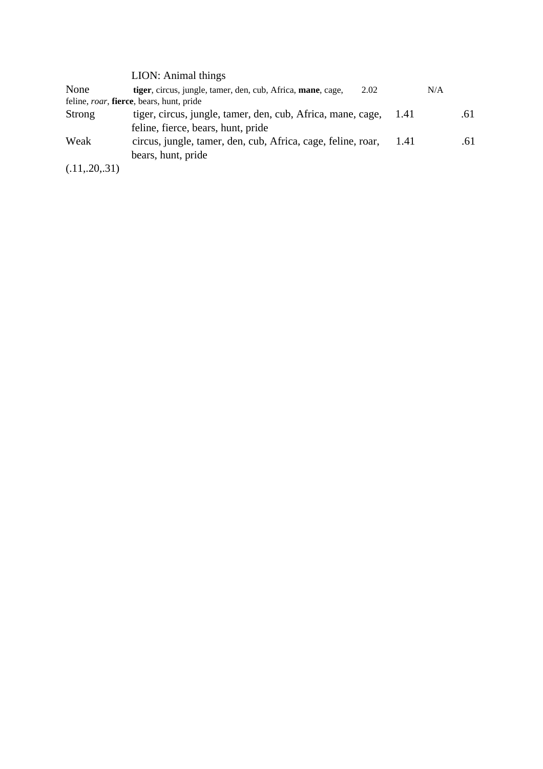| | LION: Animal things | | |
|---|---|---|---|
| None | **tiger**, circus, jungle, tamer, den, cub, Africa, **mane**, cage, feline, *roar*, **fierce**, bears, hunt, pride | 2.02 | N/A |
| Strong | tiger, circus, jungle, tamer, den, cub, Africa, mane, cage, feline, fierce, bears, hunt, pride | 1.41 | .61 |
| Weak | circus, jungle, tamer, den, cub, Africa, cage, feline, roar, bears, hunt, pride | 1.41 | .61 |

(.11,.20,.31)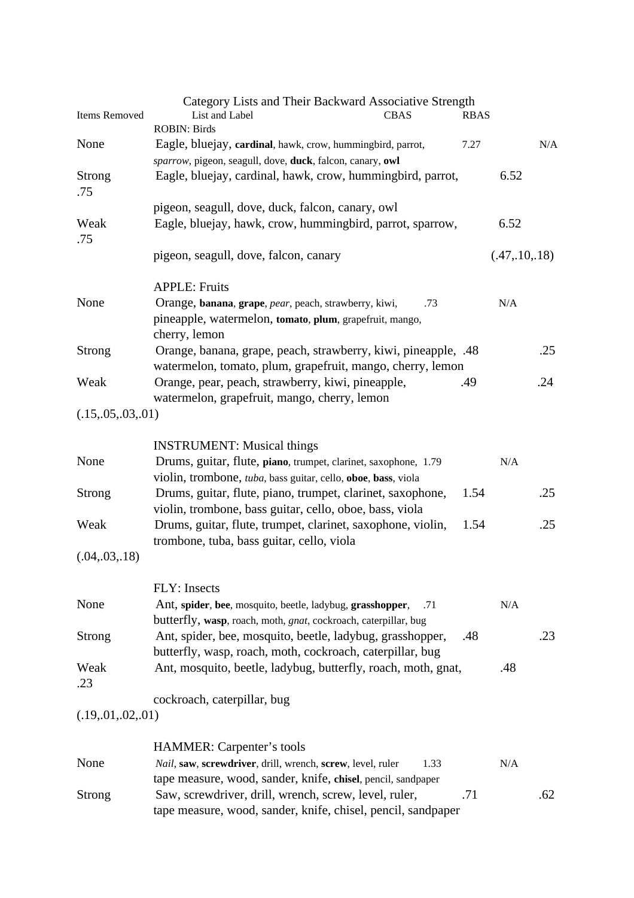Category Lists and Their Backward Associative Strength

| Items Removed | List and Label | CBAS | RBAS |
|---|---|---|---|
| | ROBIN: Birds | | |
| None | Eagle, bluejay, **cardinal**, hawk, crow, hummingbird, parrot, *sparrow*, pigeon, seagull, dove, **duck**, falcon, canary, **owl** | 7.27 | N/A |
| Strong .75 | Eagle, bluejay, cardinal, hawk, crow, hummingbird, parrot, pigeon, seagull, dove, duck, falcon, canary, owl | 6.52 | |
| Weak .75 | Eagle, bluejay, hawk, crow, hummingbird, parrot, sparrow, pigeon, seagull, dove, falcon, canary | 6.52 | (.47,.10,.18) |
| | APPLE: Fruits | | |
| None | Orange, **banana**, **grape**, *pear*, peach, strawberry, kiwi, pineapple, watermelon, **tomato**, **plum**, grapefruit, mango, cherry, lemon | .73 | N/A |
| Strong | Orange, banana, grape, peach, strawberry, kiwi, pineapple, watermelon, tomato, plum, grapefruit, mango, cherry, lemon | .48 | .25 |
| Weak | Orange, pear, peach, strawberry, kiwi, pineapple, watermelon, grapefruit, mango, cherry, lemon | .49 | .24 |
| (.15,.05,.03,.01) | | | |
| | INSTRUMENT: Musical things | | |
| None | Drums, guitar, flute, **piano**, trumpet, clarinet, saxophone, violin, trombone, *tuba*, bass guitar, cello, **oboe**, **bass**, viola | 1.79 | N/A |
| Strong | Drums, guitar, flute, piano, trumpet, clarinet, saxophone, violin, trombone, bass guitar, cello, oboe, bass, viola | 1.54 | .25 |
| Weak | Drums, guitar, flute, trumpet, clarinet, saxophone, violin, trombone, tuba, bass guitar, cello, viola | 1.54 | .25 |
| (.04,.03,.18) | | | |
| | FLY: Insects | | |
| None | Ant, **spider**, **bee**, mosquito, beetle, ladybug, **grasshopper**, butterfly, **wasp**, roach, moth, *gnat*, cockroach, caterpillar, bug | .71 | N/A |
| Strong | Ant, spider, bee, mosquito, beetle, ladybug, grasshopper, butterfly, wasp, roach, moth, cockroach, caterpillar, bug | .48 | .23 |
| Weak .23 | Ant, mosquito, beetle, ladybug, butterfly, roach, moth, gnat, cockroach, caterpillar, bug | .48 | |
| (.19,.01,.02,.01) | | | |
| | HAMMER: Carpenter's tools | | |
| None | *Nail*, **saw**, **screwdriver**, drill, wrench, **screw**, level, ruler tape measure, wood, sander, knife, **chisel**, pencil, sandpaper | 1.33 | N/A |
| Strong | Saw, screwdriver, drill, wrench, screw, level, ruler, tape measure, wood, sander, knife, chisel, pencil, sandpaper | .71 | .62 |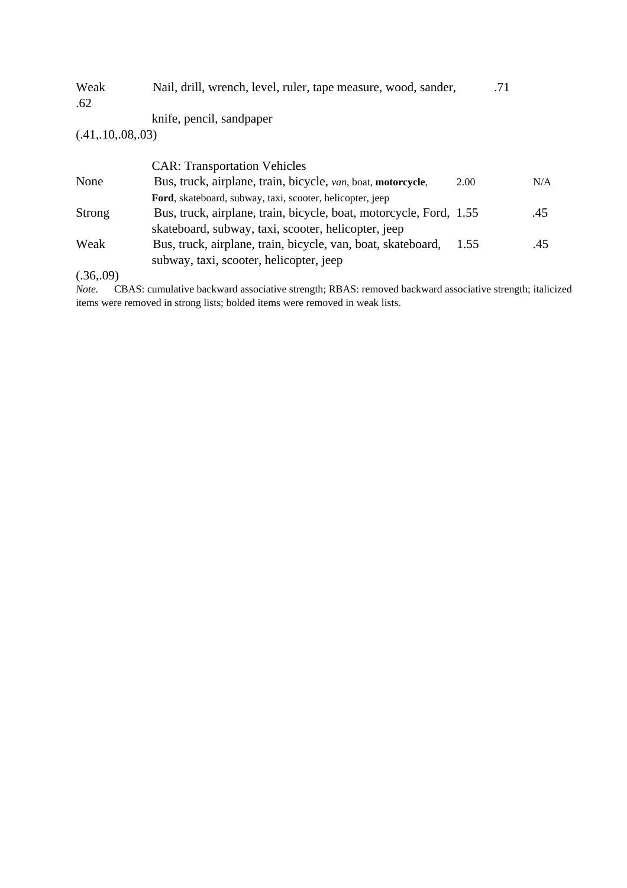| | | | |
|---|---|---|---|
| Weak | Nail, drill, wrench, level, ruler, tape measure, wood, sander, knife, pencil, sandpaper | .71 | .62 (.41,.10,.08,.03) |
| | CAR: Transportation Vehicles | | |
| None | Bus, truck, airplane, train, bicycle, *van*, boat, **motorcycle**, **Ford**, skateboard, subway, taxi, scooter, helicopter, jeep | 2.00 | N/A |
| Strong | Bus, truck, airplane, train, bicycle, boat, motorcycle, Ford, skateboard, subway, taxi, scooter, helicopter, jeep | 1.55 | .45 |
| Weak | Bus, truck, airplane, train, bicycle, van, boat, skateboard, subway, taxi, scooter, helicopter, jeep | 1.55 | .45 (.36,.09) |

*Note.* CBAS: cumulative backward associative strength; RBAS: removed backward associative strength; italicized items were removed in strong lists; bolded items were removed in weak lists.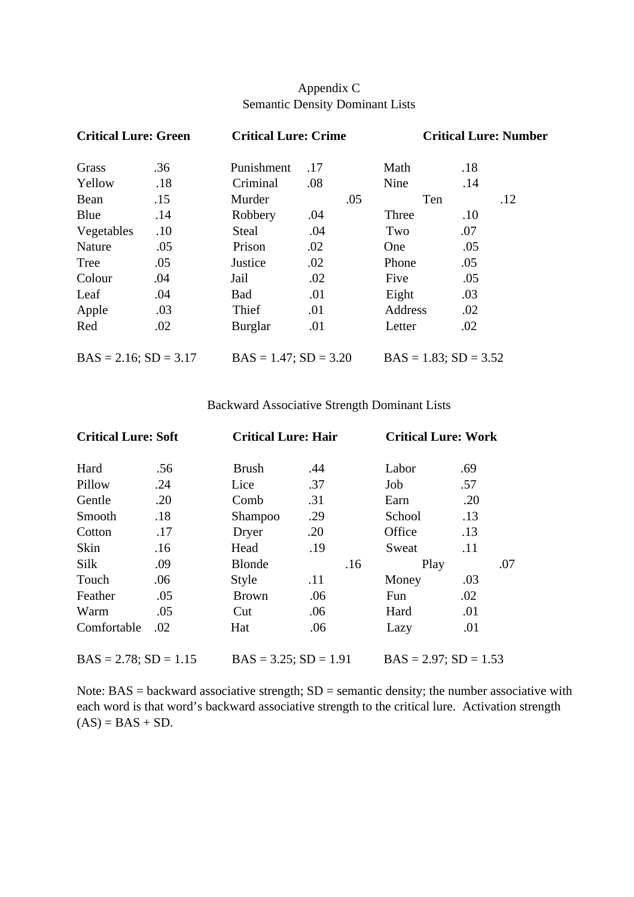# Appendix C

## Semantic Density Dominant Lists

| **Critical Lure: Green** | | **Critical Lure: Crime** | | **Critical Lure: Number** | |
|---|---|---|---|---|---|
| Grass | .36 | Punishment | .17 | Math | .18 |
| Yellow | .18 | Criminal | .08 | Nine | .14 |
| Bean | .15 | Murder | .05 | Ten | .12 |
| Blue | .14 | Robbery | .04 | Three | .10 |
| Vegetables | .10 | Steal | .04 | Two | .07 |
| Nature | .05 | Prison | .02 | One | .05 |
| Tree | .05 | Justice | .02 | Phone | .05 |
| Colour | .04 | Jail | .02 | Five | .05 |
| Leaf | .04 | Bad | .01 | Eight | .03 |
| Apple | .03 | Thief | .01 | Address | .02 |
| Red | .02 | Burglar | .01 | Letter | .02 |
| BAS = 2.16; SD = 3.17 | | BAS = 1.47; SD = 3.20 | | BAS = 1.83; SD = 3.52 | |

## Backward Associative Strength Dominant Lists

| **Critical Lure: Soft** | | **Critical Lure: Hair** | | **Critical Lure: Work** | |
|---|---|---|---|---|---|
| Hard | .56 | Brush | .44 | Labor | .69 |
| Pillow | .24 | Lice | .37 | Job | .57 |
| Gentle | .20 | Comb | .31 | Earn | .20 |
| Smooth | .18 | Shampoo | .29 | School | .13 |
| Cotton | .17 | Dryer | .20 | Office | .13 |
| Skin | .16 | Head | .19 | Sweat | .11 |
| Silk | .09 | Blonde | .16 | Play | .07 |
| Touch | .06 | Style | .11 | Money | .03 |
| Feather | .05 | Brown | .06 | Fun | .02 |
| Warm | .05 | Cut | .06 | Hard | .01 |
| Comfortable | .02 | Hat | .06 | Lazy | .01 |
| BAS = 2.78; SD = 1.15 | | BAS = 3.25; SD = 1.91 | | BAS = 2.97; SD = 1.53 | |

Note: BAS = backward associative strength; SD = semantic density; the number associative with each word is that word's backward associative strength to the critical lure. Activation strength (AS) = BAS + SD.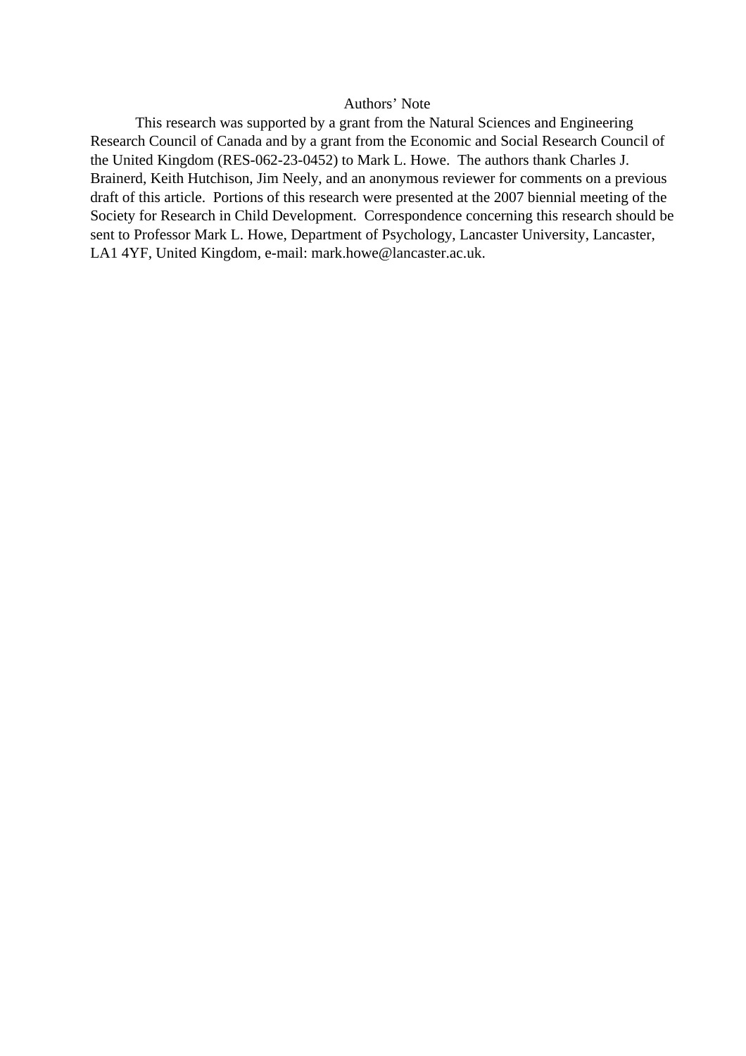# Authors' Note

This research was supported by a grant from the Natural Sciences and Engineering Research Council of Canada and by a grant from the Economic and Social Research Council of the United Kingdom (RES-062-23-0452) to Mark L. Howe. The authors thank Charles J. Brainerd, Keith Hutchison, Jim Neely, and an anonymous reviewer for comments on a previous draft of this article. Portions of this research were presented at the 2007 biennial meeting of the Society for Research in Child Development. Correspondence concerning this research should be sent to Professor Mark L. Howe, Department of Psychology, Lancaster University, Lancaster, LA1 4YF, United Kingdom, e-mail: mark.howe@lancaster.ac.uk.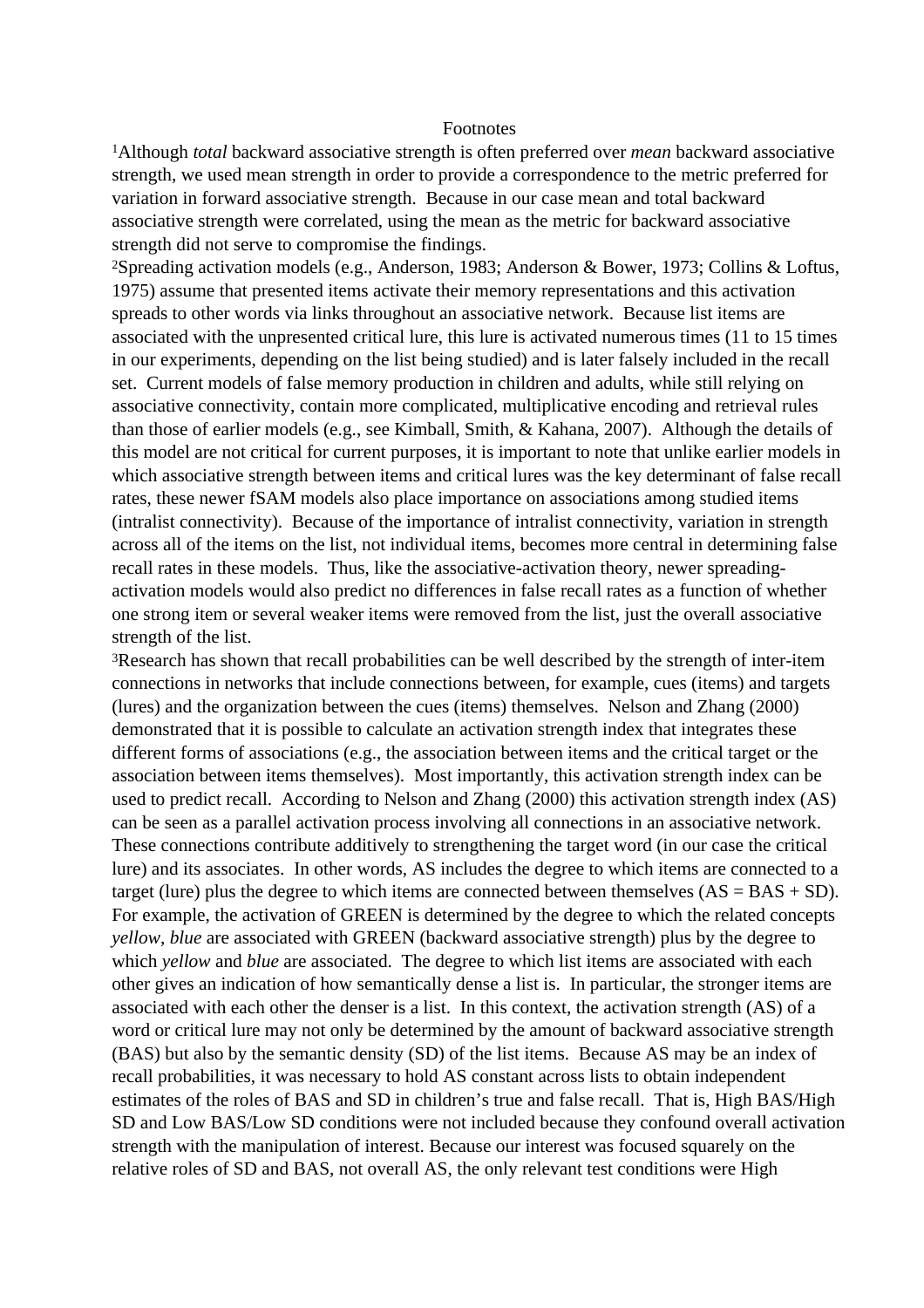# Footnotes

[1]Although *total* backward associative strength is often preferred over *mean* backward associative strength, we used mean strength in order to provide a correspondence to the metric preferred for variation in forward associative strength. Because in our case mean and total backward associative strength were correlated, using the mean as the metric for backward associative strength did not serve to compromise the findings.

[2]Spreading activation models (e.g., Anderson, 1983; Anderson & Bower, 1973; Collins & Loftus, 1975) assume that presented items activate their memory representations and this activation spreads to other words via links throughout an associative network. Because list items are associated with the unpresented critical lure, this lure is activated numerous times (11 to 15 times in our experiments, depending on the list being studied) and is later falsely included in the recall set. Current models of false memory production in children and adults, while still relying on associative connectivity, contain more complicated, multiplicative encoding and retrieval rules than those of earlier models (e.g., see Kimball, Smith, & Kahana, 2007). Although the details of this model are not critical for current purposes, it is important to note that unlike earlier models in which associative strength between items and critical lures was the key determinant of false recall rates, these newer fSAM models also place importance on associations among studied items (intralist connectivity). Because of the importance of intralist connectivity, variation in strength across all of the items on the list, not individual items, becomes more central in determining false recall rates in these models. Thus, like the associative-activation theory, newer spreading-activation models would also predict no differences in false recall rates as a function of whether one strong item or several weaker items were removed from the list, just the overall associative strength of the list.

[3]Research has shown that recall probabilities can be well described by the strength of inter-item connections in networks that include connections between, for example, cues (items) and targets (lures) and the organization between the cues (items) themselves. Nelson and Zhang (2000) demonstrated that it is possible to calculate an activation strength index that integrates these different forms of associations (e.g., the association between items and the critical target or the association between items themselves). Most importantly, this activation strength index can be used to predict recall. According to Nelson and Zhang (2000) this activation strength index (AS) can be seen as a parallel activation process involving all connections in an associative network. These connections contribute additively to strengthening the target word (in our case the critical lure) and its associates. In other words, AS includes the degree to which items are connected to a target (lure) plus the degree to which items are connected between themselves (AS = BAS + SD). For example, the activation of GREEN is determined by the degree to which the related concepts *yellow*, *blue* are associated with GREEN (backward associative strength) plus by the degree to which *yellow* and *blue* are associated. The degree to which list items are associated with each other gives an indication of how semantically dense a list is. In particular, the stronger items are associated with each other the denser is a list. In this context, the activation strength (AS) of a word or critical lure may not only be determined by the amount of backward associative strength (BAS) but also by the semantic density (SD) of the list items. Because AS may be an index of recall probabilities, it was necessary to hold AS constant across lists to obtain independent estimates of the roles of BAS and SD in children's true and false recall. That is, High BAS/High SD and Low BAS/Low SD conditions were not included because they confound overall activation strength with the manipulation of interest. Because our interest was focused squarely on the relative roles of SD and BAS, not overall AS, the only relevant test conditions were High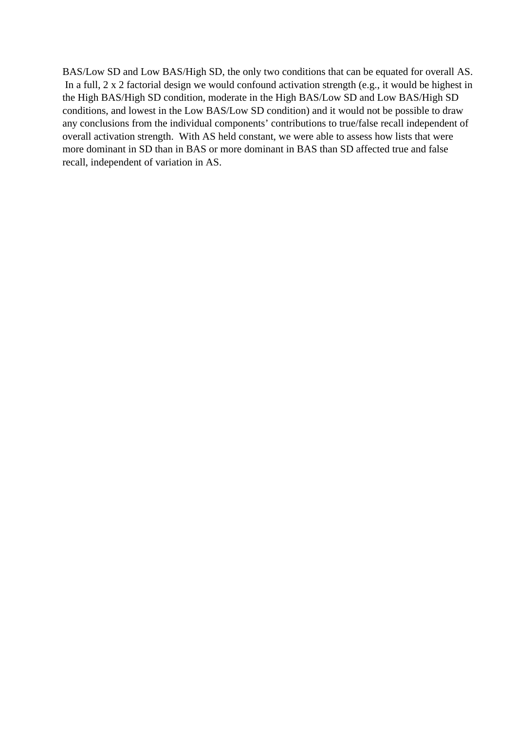BAS/Low SD and Low BAS/High SD, the only two conditions that can be equated for overall AS. In a full, 2 x 2 factorial design we would confound activation strength (e.g., it would be highest in the High BAS/High SD condition, moderate in the High BAS/Low SD and Low BAS/High SD conditions, and lowest in the Low BAS/Low SD condition) and it would not be possible to draw any conclusions from the individual components' contributions to true/false recall independent of overall activation strength. With AS held constant, we were able to assess how lists that were more dominant in SD than in BAS or more dominant in BAS than SD affected true and false recall, independent of variation in AS.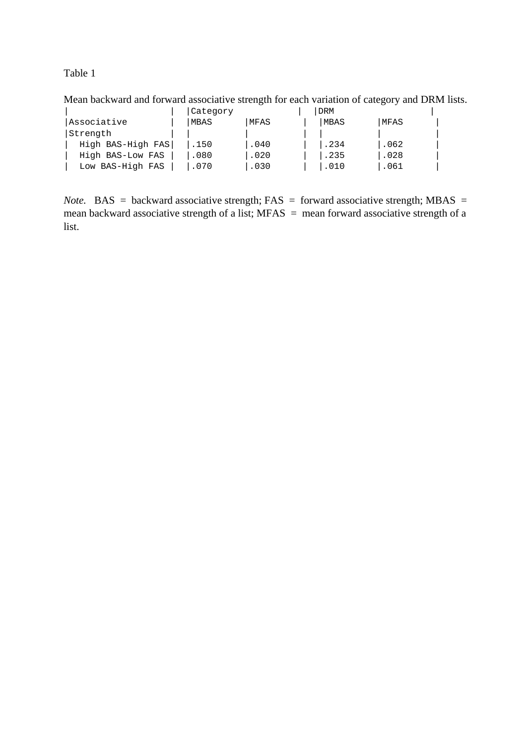Table 1

Mean backward and forward associative strength for each variation of category and DRM lists.

| Associative Strength | Category | | DRM | |
|---|---|---|---|---|
| | MBAS | MFAS | MBAS | MFAS |
| High BAS-High FAS | .150 | .040 | .234 | .062 |
| High BAS-Low FAS | .080 | .020 | .235 | .028 |
| Low BAS-High FAS | .070 | .030 | .010 | .061 |

*Note.* BAS = backward associative strength; FAS = forward associative strength; MBAS = mean backward associative strength of a list; MFAS = mean forward associative strength of a list.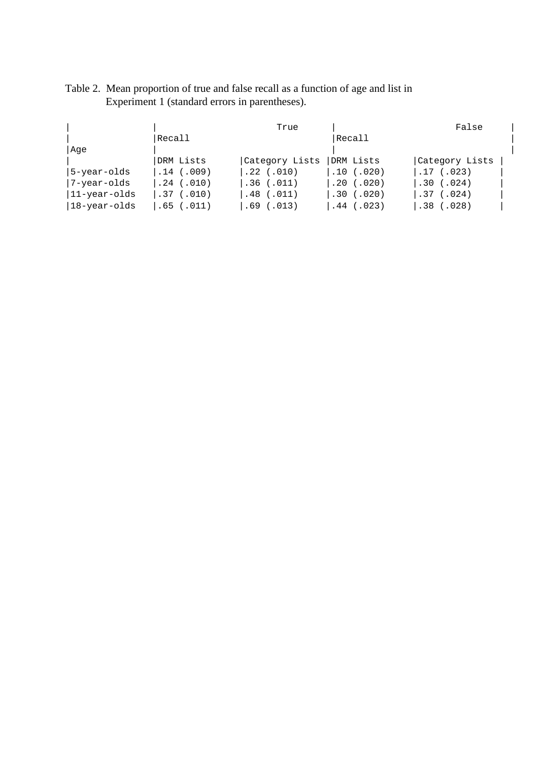Table 2. Mean proportion of true and false recall as a function of age and list in Experiment 1 (standard errors in parentheses).

| Age | True Recall | | False Recall | |
|---|---|---|---|---|
| | DRM Lists | Category Lists | DRM Lists | Category Lists |
| 5-year-olds | .14 (.009) | .22 (.010) | .10 (.020) | .17 (.023) |
| 7-year-olds | .24 (.010) | .36 (.011) | .20 (.020) | .30 (.024) |
| 11-year-olds | .37 (.010) | .48 (.011) | .30 (.020) | .37 (.024) |
| 18-year-olds | .65 (.011) | .69 (.013) | .44 (.023) | .38 (.028) |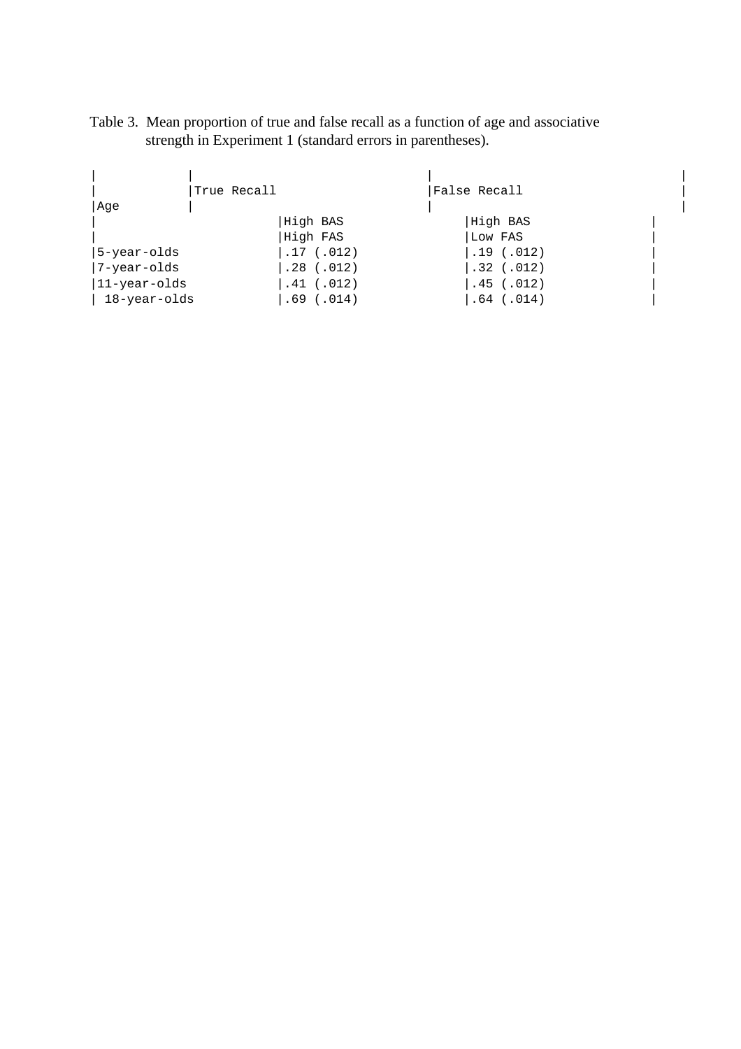Table 3. Mean proportion of true and false recall as a function of age and associative strength in Experiment 1 (standard errors in parentheses).

| Age | True Recall | False Recall |
|---|---|---|
| | High BAS High FAS | High BAS Low FAS |
| 5-year-olds | .17 (.012) | .19 (.012) |
| 7-year-olds | .28 (.012) | .32 (.012) |
| 11-year-olds | .41 (.012) | .45 (.012) |
| 18-year-olds | .69 (.014) | .64 (.014) |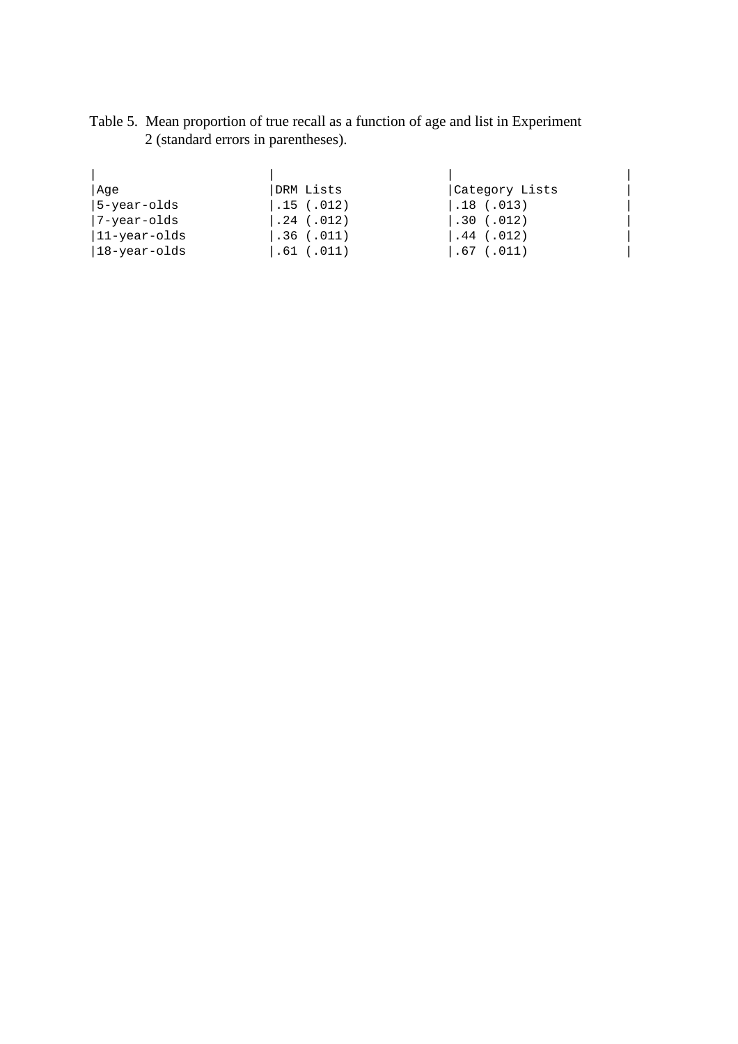Table 5. Mean proportion of true recall as a function of age and list in Experiment 2 (standard errors in parentheses).

| Age | DRM Lists | Category Lists |
| --- | --- | --- |
| 5-year-olds | .15 (.012) | .18 (.013) |
| 7-year-olds | .24 (.012) | .30 (.012) |
| 11-year-olds | .36 (.011) | .44 (.012) |
| 18-year-olds | .61 (.011) | .67 (.011) |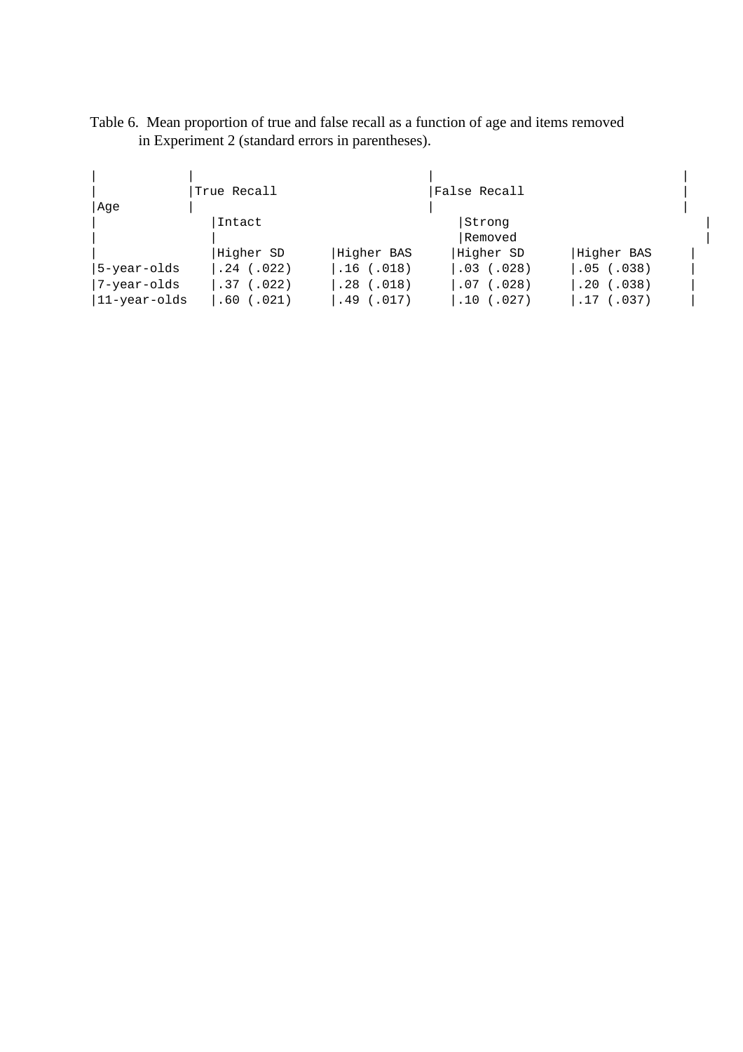Table 6. Mean proportion of true and false recall as a function of age and items removed in Experiment 2 (standard errors in parentheses).

| Age | True Recall | | False Recall | |
|---|---|---|---|---|
| | Intact | | Strong Removed | |
| | Higher SD | Higher BAS | Higher SD | Higher BAS |
| 5-year-olds | .24 (.022) | .16 (.018) | .03 (.028) | .05 (.038) |
| 7-year-olds | .37 (.022) | .28 (.018) | .07 (.028) | .20 (.038) |
| 11-year-olds | .60 (.021) | .49 (.017) | .10 (.027) | .17 (.037) |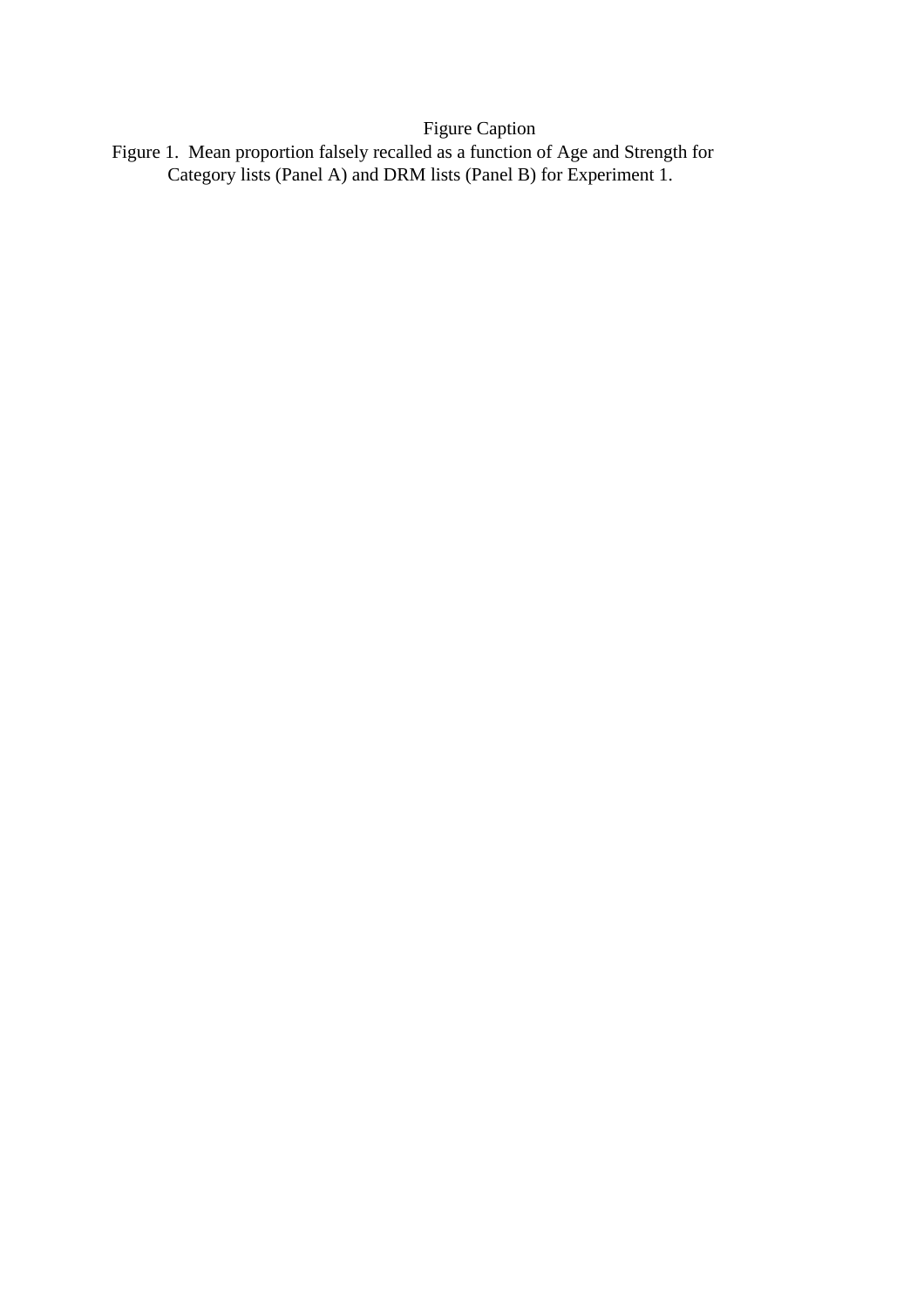# Figure Caption

Figure 1. Mean proportion falsely recalled as a function of Age and Strength for Category lists (Panel A) and DRM lists (Panel B) for Experiment 1.